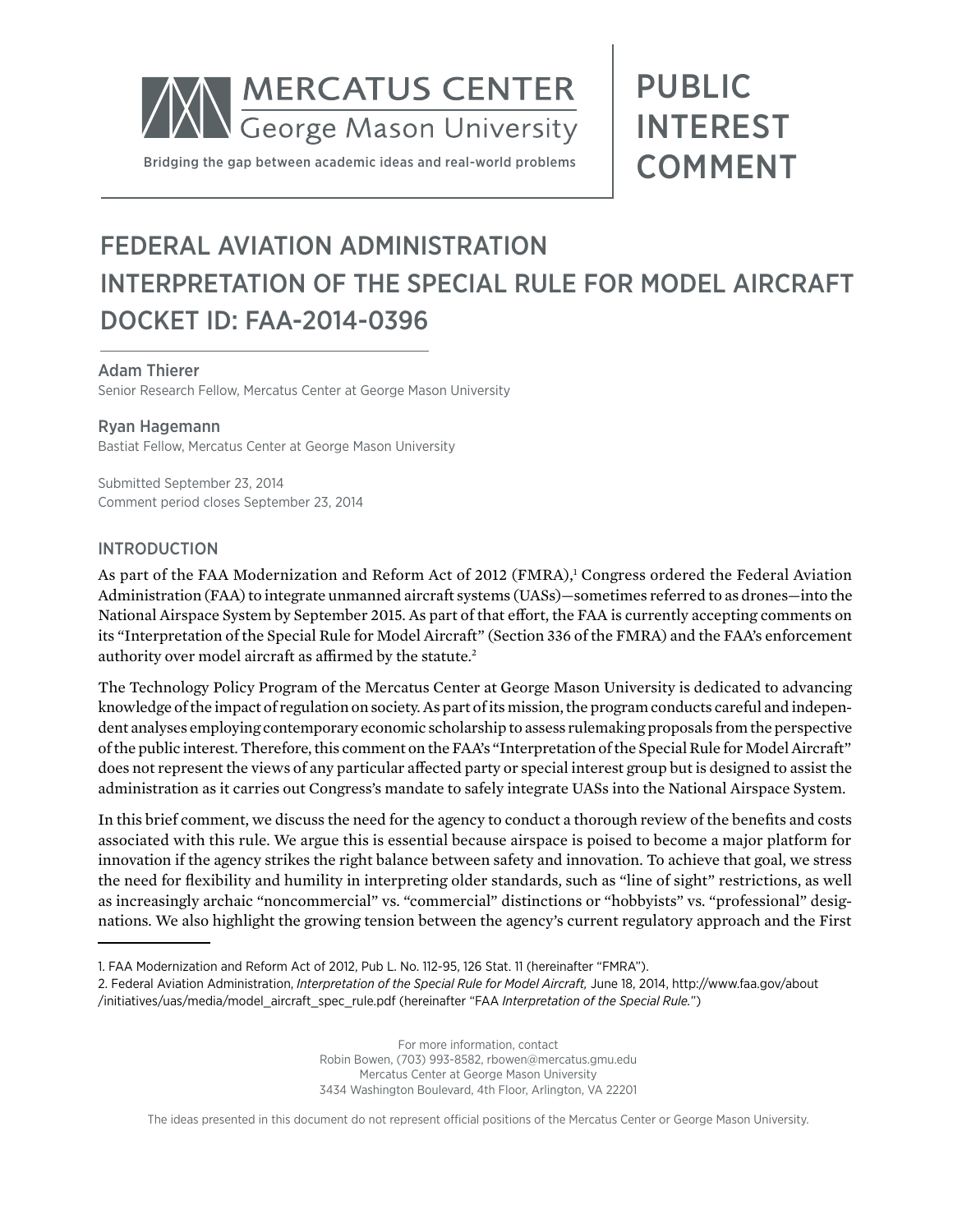MERCATUS CENTER
George Mason University

Bridging the gap between academic ideas and real-world problems

PUBLIC INTEREST COMMENT

# FEDERAL AVIATION ADMINISTRATION INTERPRETATION OF THE SPECIAL RULE FOR MODEL AIRCRAFT DOCKET ID: FAA-2014-0396

Adam Thierer
Senior Research Fellow, Mercatus Center at George Mason University

Ryan Hagemann
Bastiat Fellow, Mercatus Center at George Mason University

Submitted September 23, 2014
Comment period closes September 23, 2014

## INTRODUCTION

As part of the FAA Modernization and Reform Act of 2012 (FMRA),[1] Congress ordered the Federal Aviation Administration (FAA) to integrate unmanned aircraft systems (UASs)—sometimes referred to as drones—into the National Airspace System by September 2015. As part of that effort, the FAA is currently accepting comments on its "Interpretation of the Special Rule for Model Aircraft" (Section 336 of the FMRA) and the FAA's enforcement authority over model aircraft as affirmed by the statute.[2]

The Technology Policy Program of the Mercatus Center at George Mason University is dedicated to advancing knowledge of the impact of regulation on society. As part of its mission, the program conducts careful and independent analyses employing contemporary economic scholarship to assess rulemaking proposals from the perspective of the public interest. Therefore, this comment on the FAA's "Interpretation of the Special Rule for Model Aircraft" does not represent the views of any particular affected party or special interest group but is designed to assist the administration as it carries out Congress's mandate to safely integrate UASs into the National Airspace System.

In this brief comment, we discuss the need for the agency to conduct a thorough review of the benefits and costs associated with this rule. We argue this is essential because airspace is poised to become a major platform for innovation if the agency strikes the right balance between safety and innovation. To achieve that goal, we stress the need for flexibility and humility in interpreting older standards, such as "line of sight" restrictions, as well as increasingly archaic "noncommercial" vs. "commercial" distinctions or "hobbyists" vs. "professional" designations. We also highlight the growing tension between the agency's current regulatory approach and the First

---

1. FAA Modernization and Reform Act of 2012, Pub L. No. 112-95, 126 Stat. 11 (hereinafter "FMRA").
2. Federal Aviation Administration, *Interpretation of the Special Rule for Model Aircraft,* June 18, 2014, http://www.faa.gov/about/initiatives/uas/media/model_aircraft_spec_rule.pdf (hereinafter "FAA *Interpretation of the Special Rule.*")

For more information, contact
Robin Bowen, (703) 993-8582, rbowen@mercatus.gmu.edu
Mercatus Center at George Mason University
3434 Washington Boulevard, 4th Floor, Arlington, VA 22201

The ideas presented in this document do not represent official positions of the Mercatus Center or George Mason University.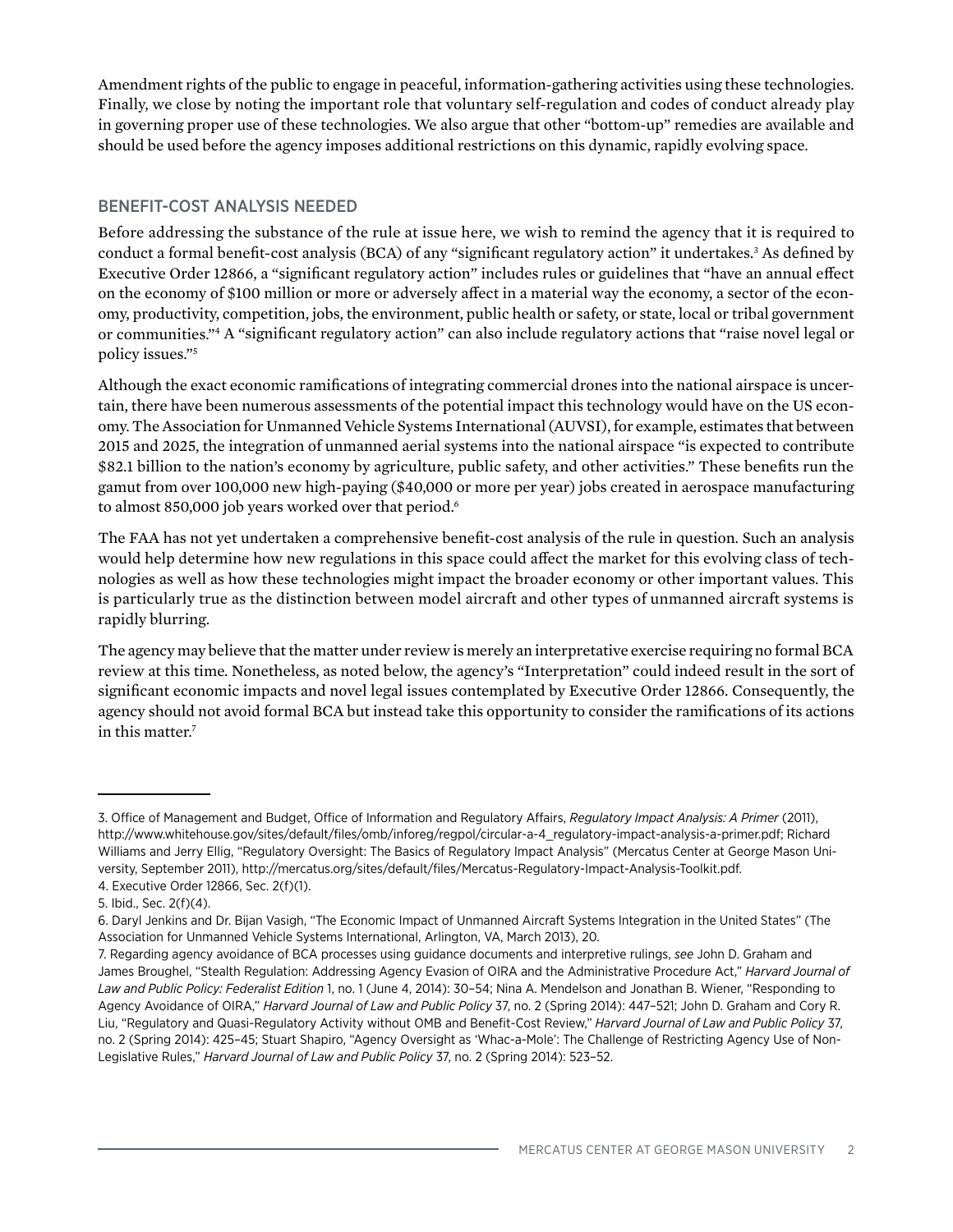Amendment rights of the public to engage in peaceful, information-gathering activities using these technologies. Finally, we close by noting the important role that voluntary self-regulation and codes of conduct already play in governing proper use of these technologies. We also argue that other "bottom-up" remedies are available and should be used before the agency imposes additional restrictions on this dynamic, rapidly evolving space.

## BENEFIT-COST ANALYSIS NEEDED

Before addressing the substance of the rule at issue here, we wish to remind the agency that it is required to conduct a formal benefit-cost analysis (BCA) of any "significant regulatory action" it undertakes.[3] As defined by Executive Order 12866, a "significant regulatory action" includes rules or guidelines that "have an annual effect on the economy of $100 million or more or adversely affect in a material way the economy, a sector of the economy, productivity, competition, jobs, the environment, public health or safety, or state, local or tribal government or communities."[4] A "significant regulatory action" can also include regulatory actions that "raise novel legal or policy issues."[5]

Although the exact economic ramifications of integrating commercial drones into the national airspace is uncertain, there have been numerous assessments of the potential impact this technology would have on the US economy. The Association for Unmanned Vehicle Systems International (AUVSI), for example, estimates that between 2015 and 2025, the integration of unmanned aerial systems into the national airspace "is expected to contribute $82.1 billion to the nation's economy by agriculture, public safety, and other activities." These benefits run the gamut from over 100,000 new high-paying ($40,000 or more per year) jobs created in aerospace manufacturing to almost 850,000 job years worked over that period.[6]

The FAA has not yet undertaken a comprehensive benefit-cost analysis of the rule in question. Such an analysis would help determine how new regulations in this space could affect the market for this evolving class of technologies as well as how these technologies might impact the broader economy or other important values. This is particularly true as the distinction between model aircraft and other types of unmanned aircraft systems is rapidly blurring.

The agency may believe that the matter under review is merely an interpretative exercise requiring no formal BCA review at this time. Nonetheless, as noted below, the agency's "Interpretation" could indeed result in the sort of significant economic impacts and novel legal issues contemplated by Executive Order 12866. Consequently, the agency should not avoid formal BCA but instead take this opportunity to consider the ramifications of its actions in this matter.[7]

---

3. Office of Management and Budget, Office of Information and Regulatory Affairs, *Regulatory Impact Analysis: A Primer* (2011), http://www.whitehouse.gov/sites/default/files/omb/inforeg/regpol/circular-a-4_regulatory-impact-analysis-a-primer.pdf; Richard Williams and Jerry Ellig, "Regulatory Oversight: The Basics of Regulatory Impact Analysis" (Mercatus Center at George Mason University, September 2011), http://mercatus.org/sites/default/files/Mercatus-Regulatory-Impact-Analysis-Toolkit.pdf.

4. Executive Order 12866, Sec. 2(f)(1).

5. Ibid., Sec. 2(f)(4).

6. Daryl Jenkins and Dr. Bijan Vasigh, "The Economic Impact of Unmanned Aircraft Systems Integration in the United States" (The Association for Unmanned Vehicle Systems International, Arlington, VA, March 2013), 20.

7. Regarding agency avoidance of BCA processes using guidance documents and interpretive rulings, *see* John D. Graham and James Broughel, "Stealth Regulation: Addressing Agency Evasion of OIRA and the Administrative Procedure Act," *Harvard Journal of Law and Public Policy: Federalist Edition* 1, no. 1 (June 4, 2014): 30–54; Nina A. Mendelson and Jonathan B. Wiener, "Responding to Agency Avoidance of OIRA," *Harvard Journal of Law and Public Policy* 37, no. 2 (Spring 2014): 447–521; John D. Graham and Cory R. Liu, "Regulatory and Quasi-Regulatory Activity without OMB and Benefit-Cost Review," *Harvard Journal of Law and Public Policy* 37, no. 2 (Spring 2014): 425–45; Stuart Shapiro, "Agency Oversight as 'Whac-a-Mole': The Challenge of Restricting Agency Use of Non-Legislative Rules," *Harvard Journal of Law and Public Policy* 37, no. 2 (Spring 2014): 523–52.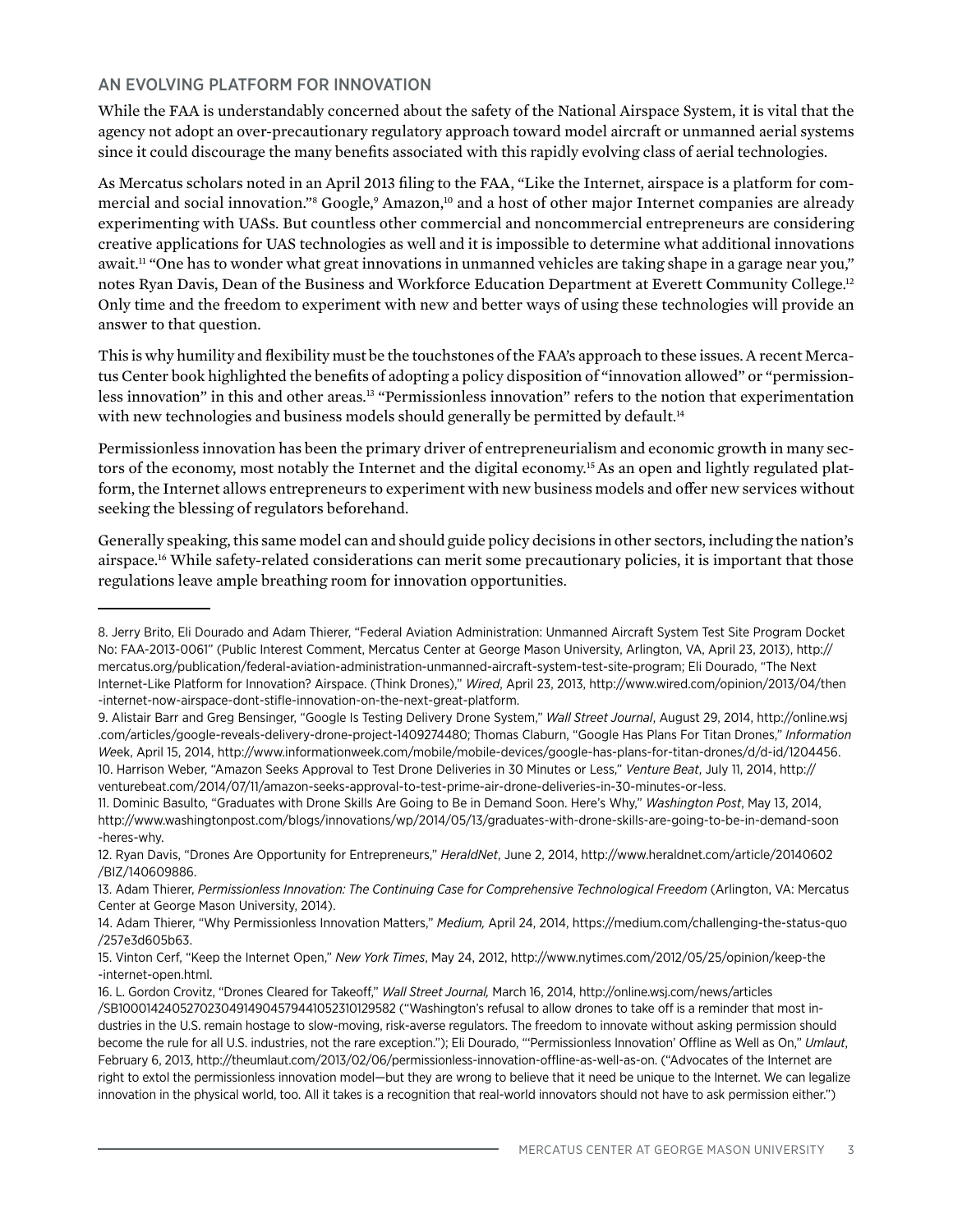## AN EVOLVING PLATFORM FOR INNOVATION

While the FAA is understandably concerned about the safety of the National Airspace System, it is vital that the agency not adopt an over-precautionary regulatory approach toward model aircraft or unmanned aerial systems since it could discourage the many benefits associated with this rapidly evolving class of aerial technologies.

As Mercatus scholars noted in an April 2013 filing to the FAA, "Like the Internet, airspace is a platform for commercial and social innovation."[8] Google,[9] Amazon,[10] and a host of other major Internet companies are already experimenting with UASs. But countless other commercial and noncommercial entrepreneurs are considering creative applications for UAS technologies as well and it is impossible to determine what additional innovations await.[11] "One has to wonder what great innovations in unmanned vehicles are taking shape in a garage near you," notes Ryan Davis, Dean of the Business and Workforce Education Department at Everett Community College.[12] Only time and the freedom to experiment with new and better ways of using these technologies will provide an answer to that question.

This is why humility and flexibility must be the touchstones of the FAA's approach to these issues. A recent Mercatus Center book highlighted the benefits of adopting a policy disposition of "innovation allowed" or "permissionless innovation" in this and other areas.[13] "Permissionless innovation" refers to the notion that experimentation with new technologies and business models should generally be permitted by default.[14]

Permissionless innovation has been the primary driver of entrepreneurialism and economic growth in many sectors of the economy, most notably the Internet and the digital economy.[15] As an open and lightly regulated platform, the Internet allows entrepreneurs to experiment with new business models and offer new services without seeking the blessing of regulators beforehand.

Generally speaking, this same model can and should guide policy decisions in other sectors, including the nation's airspace.[16] While safety-related considerations can merit some precautionary policies, it is important that those regulations leave ample breathing room for innovation opportunities.

---

8. Jerry Brito, Eli Dourado and Adam Thierer, "Federal Aviation Administration: Unmanned Aircraft System Test Site Program Docket No: FAA-2013-0061" (Public Interest Comment, Mercatus Center at George Mason University, Arlington, VA, April 23, 2013), http://mercatus.org/publication/federal-aviation-administration-unmanned-aircraft-system-test-site-program; Eli Dourado, "The Next Internet-Like Platform for Innovation? Airspace. (Think Drones)," *Wired*, April 23, 2013, http://www.wired.com/opinion/2013/04/then-internet-now-airspace-dont-stifle-innovation-on-the-next-great-platform.

9. Alistair Barr and Greg Bensinger, "Google Is Testing Delivery Drone System," *Wall Street Journal*, August 29, 2014, http://online.wsj.com/articles/google-reveals-delivery-drone-project-1409274480; Thomas Claburn, "Google Has Plans For Titan Drones," *Information Week*, April 15, 2014, http://www.informationweek.com/mobile/mobile-devices/google-has-plans-for-titan-drones/d/d-id/1204456.

10. Harrison Weber, "Amazon Seeks Approval to Test Drone Deliveries in 30 Minutes or Less," *Venture Beat*, July 11, 2014, http://venturebeat.com/2014/07/11/amazon-seeks-approval-to-test-prime-air-drone-deliveries-in-30-minutes-or-less.

11. Dominic Basulto, "Graduates with Drone Skills Are Going to Be in Demand Soon. Here's Why," *Washington Post*, May 13, 2014, http://www.washingtonpost.com/blogs/innovations/wp/2014/05/13/graduates-with-drone-skills-are-going-to-be-in-demand-soon-heres-why.

12. Ryan Davis, "Drones Are Opportunity for Entrepreneurs," *HeraldNet*, June 2, 2014, http://www.heraldnet.com/article/20140602/BIZ/140609886.

13. Adam Thierer, *Permissionless Innovation: The Continuing Case for Comprehensive Technological Freedom* (Arlington, VA: Mercatus Center at George Mason University, 2014).

14. Adam Thierer, "Why Permissionless Innovation Matters," *Medium,* April 24, 2014, https://medium.com/challenging-the-status-quo/257e3d605b63.

15. Vinton Cerf, "Keep the Internet Open," *New York Times*, May 24, 2012, http://www.nytimes.com/2012/05/25/opinion/keep-the-internet-open.html.

16. L. Gordon Crovitz, "Drones Cleared for Takeoff," *Wall Street Journal,* March 16, 2014, http://online.wsj.com/news/articles/SB10001424052702304914904579441052310129582 ("Washington's refusal to allow drones to take off is a reminder that most industries in the U.S. remain hostage to slow-moving, risk-averse regulators. The freedom to innovate without asking permission should become the rule for all U.S. industries, not the rare exception."); Eli Dourado, "'Permissionless Innovation' Offline as Well as On," *Umlaut*, February 6, 2013, http://theumlaut.com/2013/02/06/permissionless-innovation-offline-as-well-as-on. ("Advocates of the Internet are right to extol the permissionless innovation model—but they are wrong to believe that it need be unique to the Internet. We can legalize innovation in the physical world, too. All it takes is a recognition that real-world innovators should not have to ask permission either.")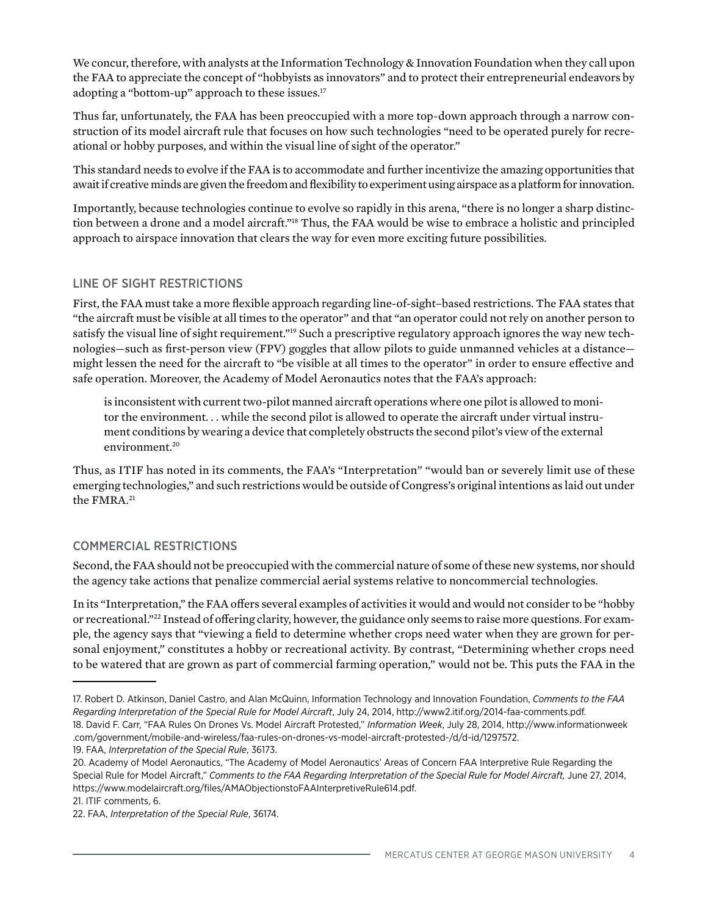We concur, therefore, with analysts at the Information Technology & Innovation Foundation when they call upon the FAA to appreciate the concept of "hobbyists as innovators" and to protect their entrepreneurial endeavors by adopting a "bottom-up" approach to these issues.[17]

Thus far, unfortunately, the FAA has been preoccupied with a more top-down approach through a narrow construction of its model aircraft rule that focuses on how such technologies "need to be operated purely for recreational or hobby purposes, and within the visual line of sight of the operator."

This standard needs to evolve if the FAA is to accommodate and further incentivize the amazing opportunities that await if creative minds are given the freedom and flexibility to experiment using airspace as a platform for innovation.

Importantly, because technologies continue to evolve so rapidly in this arena, "there is no longer a sharp distinction between a drone and a model aircraft."[18] Thus, the FAA would be wise to embrace a holistic and principled approach to airspace innovation that clears the way for even more exciting future possibilities.

## LINE OF SIGHT RESTRICTIONS

First, the FAA must take a more flexible approach regarding line-of-sight–based restrictions. The FAA states that "the aircraft must be visible at all times to the operator" and that "an operator could not rely on another person to satisfy the visual line of sight requirement."[19] Such a prescriptive regulatory approach ignores the way new technologies—such as first-person view (FPV) goggles that allow pilots to guide unmanned vehicles at a distance—might lessen the need for the aircraft to "be visible at all times to the operator" in order to ensure effective and safe operation. Moreover, the Academy of Model Aeronautics notes that the FAA's approach:

> is inconsistent with current two-pilot manned aircraft operations where one pilot is allowed to monitor the environment. . . while the second pilot is allowed to operate the aircraft under virtual instrument conditions by wearing a device that completely obstructs the second pilot's view of the external environment.[20]

Thus, as ITIF has noted in its comments, the FAA's "Interpretation" "would ban or severely limit use of these emerging technologies," and such restrictions would be outside of Congress's original intentions as laid out under the FMRA.[21]

## COMMERCIAL RESTRICTIONS

Second, the FAA should not be preoccupied with the commercial nature of some of these new systems, nor should the agency take actions that penalize commercial aerial systems relative to noncommercial technologies.

In its "Interpretation," the FAA offers several examples of activities it would and would not consider to be "hobby or recreational."[22] Instead of offering clarity, however, the guidance only seems to raise more questions. For example, the agency says that "viewing a field to determine whether crops need water when they are grown for personal enjoyment," constitutes a hobby or recreational activity. By contrast, "Determining whether crops need to be watered that are grown as part of commercial farming operation," would not be. This puts the FAA in the

---

17. Robert D. Atkinson, Daniel Castro, and Alan McQuinn, Information Technology and Innovation Foundation, *Comments to the FAA Regarding Interpretation of the Special Rule for Model Aircraft*, July 24, 2014, http://www2.itif.org/2014-faa-comments.pdf.

18. David F. Carr, "FAA Rules On Drones Vs. Model Aircraft Protested," *Information Week*, July 28, 2014, http://www.informationweek.com/government/mobile-and-wireless/faa-rules-on-drones-vs-model-aircraft-protested-/d/d-id/1297572.

19. FAA, *Interpretation of the Special Rule*, 36173.

20. Academy of Model Aeronautics, "The Academy of Model Aeronautics' Areas of Concern FAA Interpretive Rule Regarding the Special Rule for Model Aircraft," *Comments to the FAA Regarding Interpretation of the Special Rule for Model Aircraft,* June 27, 2014, https://www.modelaircraft.org/files/AMAObjectionstoFAAInterpretiveRule614.pdf.

21. ITIF comments, 6.

22. FAA, *Interpretation of the Special Rule*, 36174.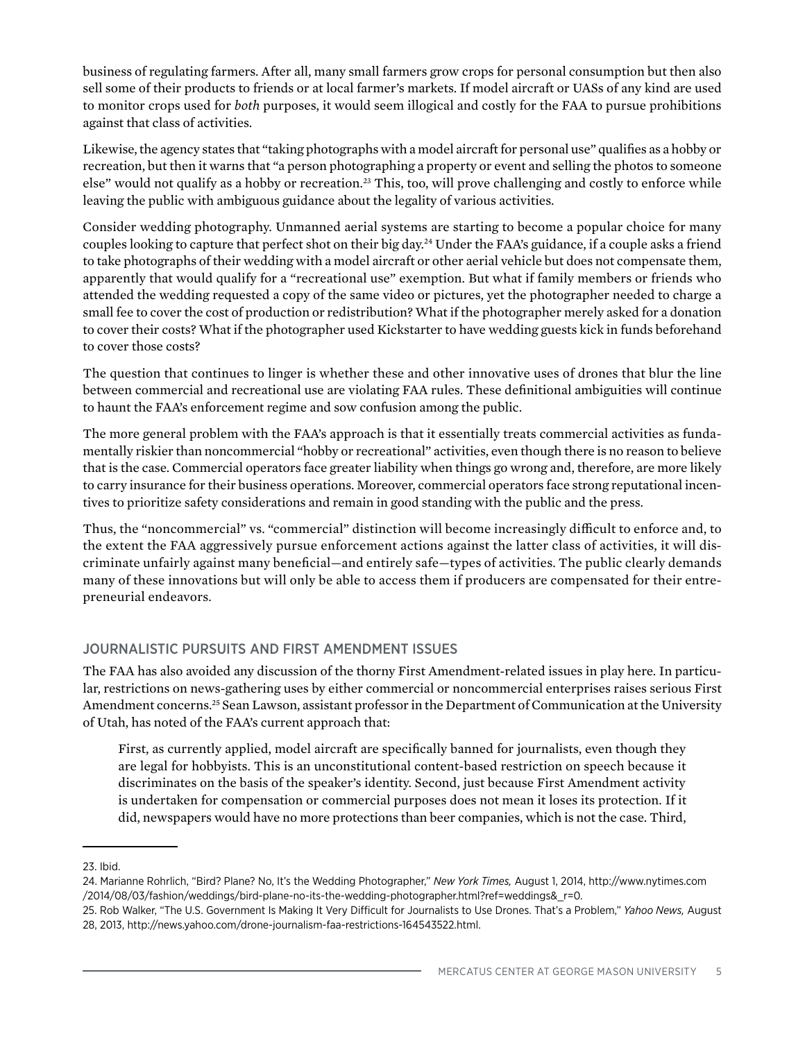business of regulating farmers. After all, many small farmers grow crops for personal consumption but then also sell some of their products to friends or at local farmer's markets. If model aircraft or UASs of any kind are used to monitor crops used for *both* purposes, it would seem illogical and costly for the FAA to pursue prohibitions against that class of activities.

Likewise, the agency states that "taking photographs with a model aircraft for personal use" qualifies as a hobby or recreation, but then it warns that "a person photographing a property or event and selling the photos to someone else" would not qualify as a hobby or recreation.[23] This, too, will prove challenging and costly to enforce while leaving the public with ambiguous guidance about the legality of various activities.

Consider wedding photography. Unmanned aerial systems are starting to become a popular choice for many couples looking to capture that perfect shot on their big day.[24] Under the FAA's guidance, if a couple asks a friend to take photographs of their wedding with a model aircraft or other aerial vehicle but does not compensate them, apparently that would qualify for a "recreational use" exemption. But what if family members or friends who attended the wedding requested a copy of the same video or pictures, yet the photographer needed to charge a small fee to cover the cost of production or redistribution? What if the photographer merely asked for a donation to cover their costs? What if the photographer used Kickstarter to have wedding guests kick in funds beforehand to cover those costs?

The question that continues to linger is whether these and other innovative uses of drones that blur the line between commercial and recreational use are violating FAA rules. These definitional ambiguities will continue to haunt the FAA's enforcement regime and sow confusion among the public.

The more general problem with the FAA's approach is that it essentially treats commercial activities as fundamentally riskier than noncommercial "hobby or recreational" activities, even though there is no reason to believe that is the case. Commercial operators face greater liability when things go wrong and, therefore, are more likely to carry insurance for their business operations. Moreover, commercial operators face strong reputational incentives to prioritize safety considerations and remain in good standing with the public and the press.

Thus, the "noncommercial" vs. "commercial" distinction will become increasingly difficult to enforce and, to the extent the FAA aggressively pursue enforcement actions against the latter class of activities, it will discriminate unfairly against many beneficial—and entirely safe—types of activities. The public clearly demands many of these innovations but will only be able to access them if producers are compensated for their entrepreneurial endeavors.

## JOURNALISTIC PURSUITS AND FIRST AMENDMENT ISSUES

The FAA has also avoided any discussion of the thorny First Amendment-related issues in play here. In particular, restrictions on news-gathering uses by either commercial or noncommercial enterprises raises serious First Amendment concerns.[25] Sean Lawson, assistant professor in the Department of Communication at the University of Utah, has noted of the FAA's current approach that:

> First, as currently applied, model aircraft are specifically banned for journalists, even though they are legal for hobbyists. This is an unconstitutional content-based restriction on speech because it discriminates on the basis of the speaker's identity. Second, just because First Amendment activity is undertaken for compensation or commercial purposes does not mean it loses its protection. If it did, newspapers would have no more protections than beer companies, which is not the case. Third,

---

23. Ibid.

24. Marianne Rohrlich, "Bird? Plane? No, It's the Wedding Photographer," *New York Times,* August 1, 2014, http://www.nytimes.com/2014/08/03/fashion/weddings/bird-plane-no-its-the-wedding-photographer.html?ref=weddings&_r=0.

25. Rob Walker, "The U.S. Government Is Making It Very Difficult for Journalists to Use Drones. That's a Problem," *Yahoo News,* August 28, 2013, http://news.yahoo.com/drone-journalism-faa-restrictions-164543522.html.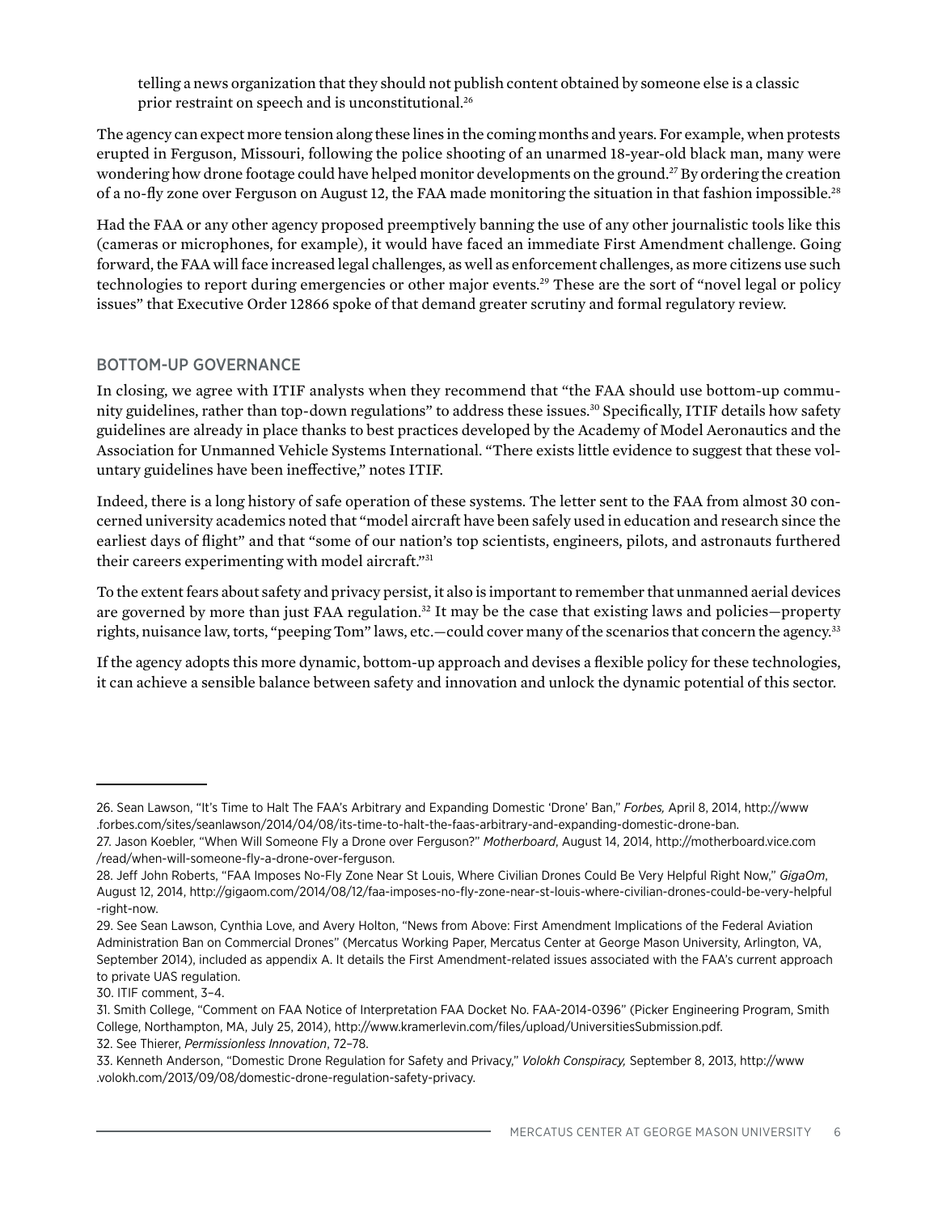telling a news organization that they should not publish content obtained by someone else is a classic prior restraint on speech and is unconstitutional.[26]

The agency can expect more tension along these lines in the coming months and years. For example, when protests erupted in Ferguson, Missouri, following the police shooting of an unarmed 18-year-old black man, many were wondering how drone footage could have helped monitor developments on the ground.[27] By ordering the creation of a no-fly zone over Ferguson on August 12, the FAA made monitoring the situation in that fashion impossible.[28]

Had the FAA or any other agency proposed preemptively banning the use of any other journalistic tools like this (cameras or microphones, for example), it would have faced an immediate First Amendment challenge. Going forward, the FAA will face increased legal challenges, as well as enforcement challenges, as more citizens use such technologies to report during emergencies or other major events.[29] These are the sort of "novel legal or policy issues" that Executive Order 12866 spoke of that demand greater scrutiny and formal regulatory review.

## BOTTOM-UP GOVERNANCE

In closing, we agree with ITIF analysts when they recommend that "the FAA should use bottom-up community guidelines, rather than top-down regulations" to address these issues.[30] Specifically, ITIF details how safety guidelines are already in place thanks to best practices developed by the Academy of Model Aeronautics and the Association for Unmanned Vehicle Systems International. "There exists little evidence to suggest that these voluntary guidelines have been ineffective," notes ITIF.

Indeed, there is a long history of safe operation of these systems. The letter sent to the FAA from almost 30 concerned university academics noted that "model aircraft have been safely used in education and research since the earliest days of flight" and that "some of our nation's top scientists, engineers, pilots, and astronauts furthered their careers experimenting with model aircraft."[31]

To the extent fears about safety and privacy persist, it also is important to remember that unmanned aerial devices are governed by more than just FAA regulation.[32] It may be the case that existing laws and policies—property rights, nuisance law, torts, "peeping Tom" laws, etc.—could cover many of the scenarios that concern the agency.[33]

If the agency adopts this more dynamic, bottom-up approach and devises a flexible policy for these technologies, it can achieve a sensible balance between safety and innovation and unlock the dynamic potential of this sector.

---

26. Sean Lawson, "It's Time to Halt The FAA's Arbitrary and Expanding Domestic 'Drone' Ban," *Forbes,* April 8, 2014, http://www.forbes.com/sites/seanlawson/2014/04/08/its-time-to-halt-the-faas-arbitrary-and-expanding-domestic-drone-ban.
27. Jason Koebler, "When Will Someone Fly a Drone over Ferguson?" *Motherboard*, August 14, 2014, http://motherboard.vice.com/read/when-will-someone-fly-a-drone-over-ferguson.
28. Jeff John Roberts, "FAA Imposes No-Fly Zone Near St Louis, Where Civilian Drones Could Be Very Helpful Right Now," *GigaOm*, August 12, 2014, http://gigaom.com/2014/08/12/faa-imposes-no-fly-zone-near-st-louis-where-civilian-drones-could-be-very-helpful-right-now.
29. See Sean Lawson, Cynthia Love, and Avery Holton, "News from Above: First Amendment Implications of the Federal Aviation Administration Ban on Commercial Drones" (Mercatus Working Paper, Mercatus Center at George Mason University, Arlington, VA, September 2014), included as appendix A. It details the First Amendment-related issues associated with the FAA's current approach to private UAS regulation.
30. ITIF comment, 3–4.
31. Smith College, "Comment on FAA Notice of Interpretation FAA Docket No. FAA-2014-0396" (Picker Engineering Program, Smith College, Northampton, MA, July 25, 2014), http://www.kramerlevin.com/files/upload/UniversitiesSubmission.pdf.
32. See Thierer, *Permissionless Innovation*, 72–78.
33. Kenneth Anderson, "Domestic Drone Regulation for Safety and Privacy," *Volokh Conspiracy,* September 8, 2013, http://www.volokh.com/2013/09/08/domestic-drone-regulation-safety-privacy.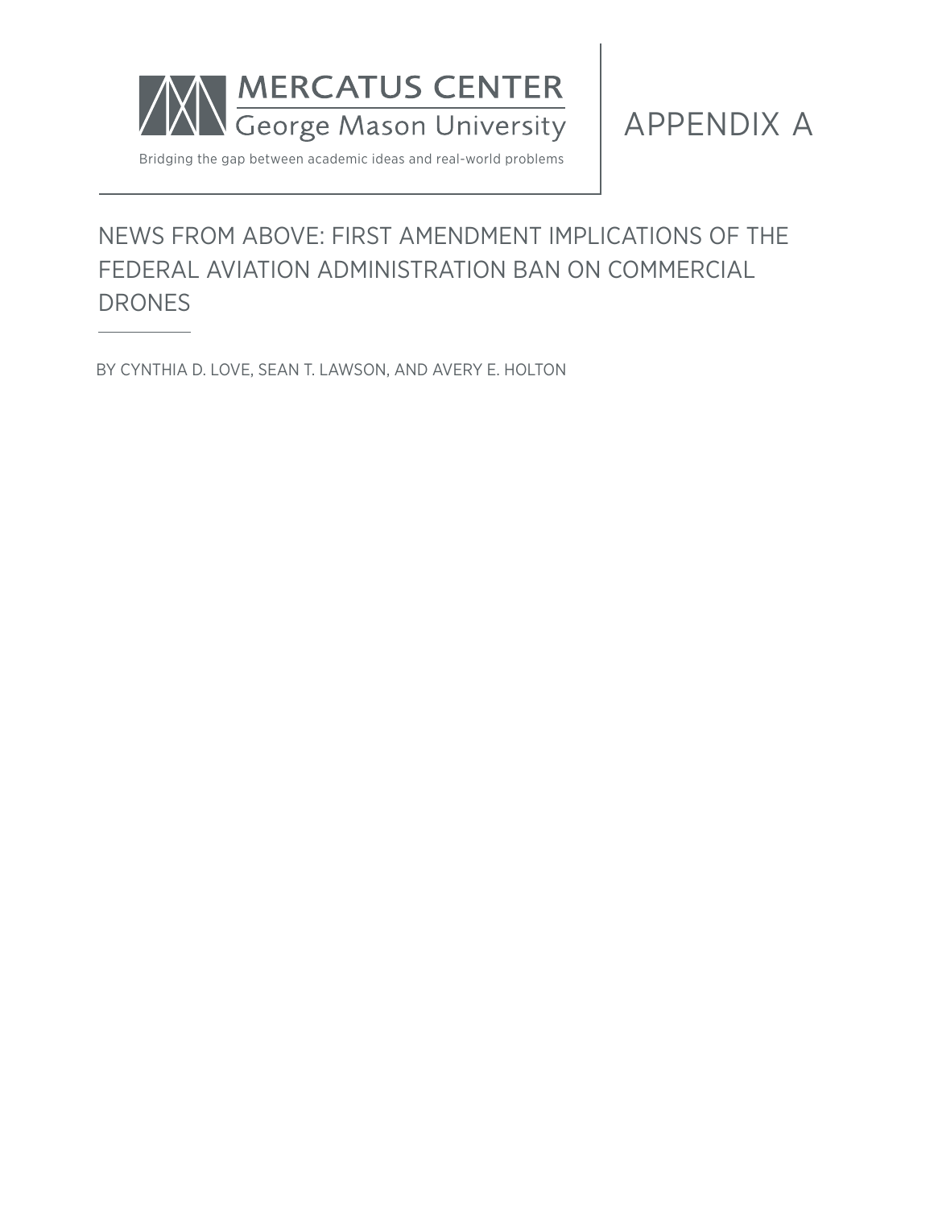MERCATUS CENTER
George Mason University

Bridging the gap between academic ideas and real-world problems

# APPENDIX A

## NEWS FROM ABOVE: FIRST AMENDMENT IMPLICATIONS OF THE FEDERAL AVIATION ADMINISTRATION BAN ON COMMERCIAL DRONES

BY CYNTHIA D. LOVE, SEAN T. LAWSON, AND AVERY E. HOLTON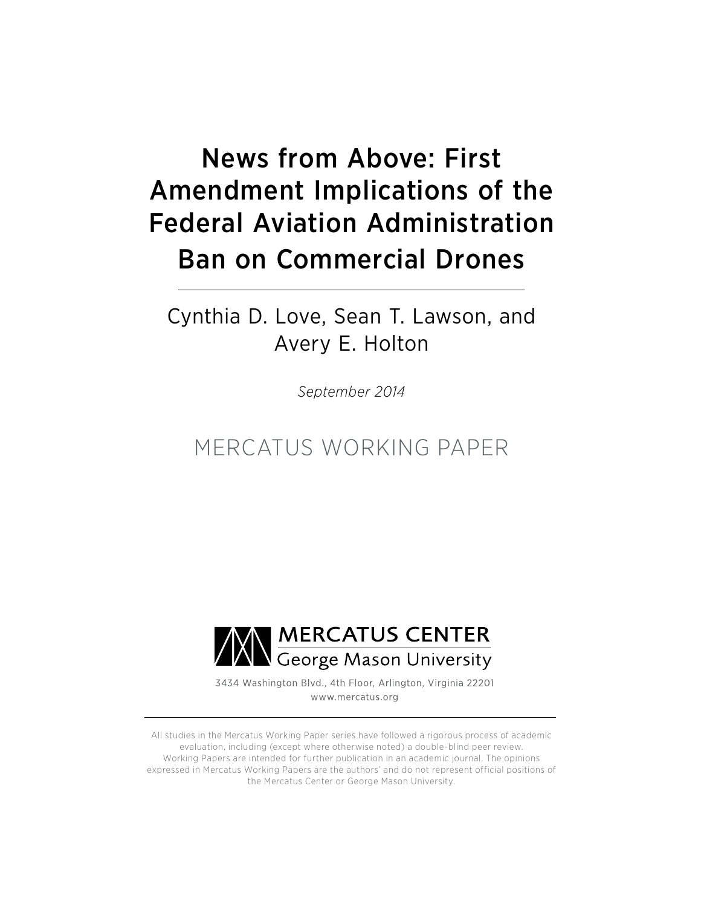# News from Above: First Amendment Implications of the Federal Aviation Administration Ban on Commercial Drones

Cynthia D. Love, Sean T. Lawson, and Avery E. Holton

*September 2014*

MERCATUS WORKING PAPER

MERCATUS CENTER
George Mason University

3434 Washington Blvd., 4th Floor, Arlington, Virginia 22201
www.mercatus.org

All studies in the Mercatus Working Paper series have followed a rigorous process of academic evaluation, including (except where otherwise noted) a double-blind peer review. Working Papers are intended for further publication in an academic journal. The opinions expressed in Mercatus Working Papers are the authors' and do not represent official positions of the Mercatus Center or George Mason University.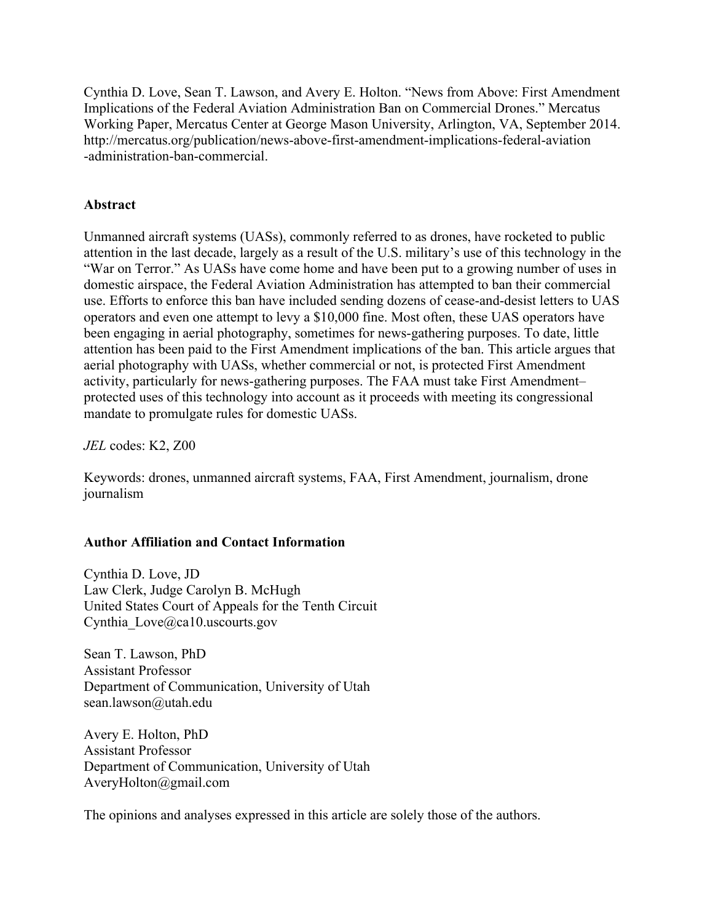Cynthia D. Love, Sean T. Lawson, and Avery E. Holton. "News from Above: First Amendment Implications of the Federal Aviation Administration Ban on Commercial Drones." Mercatus Working Paper, Mercatus Center at George Mason University, Arlington, VA, September 2014. http://mercatus.org/publication/news-above-first-amendment-implications-federal-aviation-administration-ban-commercial.

**Abstract**

Unmanned aircraft systems (UASs), commonly referred to as drones, have rocketed to public attention in the last decade, largely as a result of the U.S. military's use of this technology in the "War on Terror." As UASs have come home and have been put to a growing number of uses in domestic airspace, the Federal Aviation Administration has attempted to ban their commercial use. Efforts to enforce this ban have included sending dozens of cease-and-desist letters to UAS operators and even one attempt to levy a $10,000 fine. Most often, these UAS operators have been engaging in aerial photography, sometimes for news-gathering purposes. To date, little attention has been paid to the First Amendment implications of the ban. This article argues that aerial photography with UASs, whether commercial or not, is protected First Amendment activity, particularly for news-gathering purposes. The FAA must take First Amendment–protected uses of this technology into account as it proceeds with meeting its congressional mandate to promulgate rules for domestic UASs.

*JEL* codes: K2, Z00

Keywords: drones, unmanned aircraft systems, FAA, First Amendment, journalism, drone journalism

**Author Affiliation and Contact Information**

Cynthia D. Love, JD
Law Clerk, Judge Carolyn B. McHugh
United States Court of Appeals for the Tenth Circuit
Cynthia_Love@ca10.uscourts.gov

Sean T. Lawson, PhD
Assistant Professor
Department of Communication, University of Utah
sean.lawson@utah.edu

Avery E. Holton, PhD
Assistant Professor
Department of Communication, University of Utah
AveryHolton@gmail.com

The opinions and analyses expressed in this article are solely those of the authors.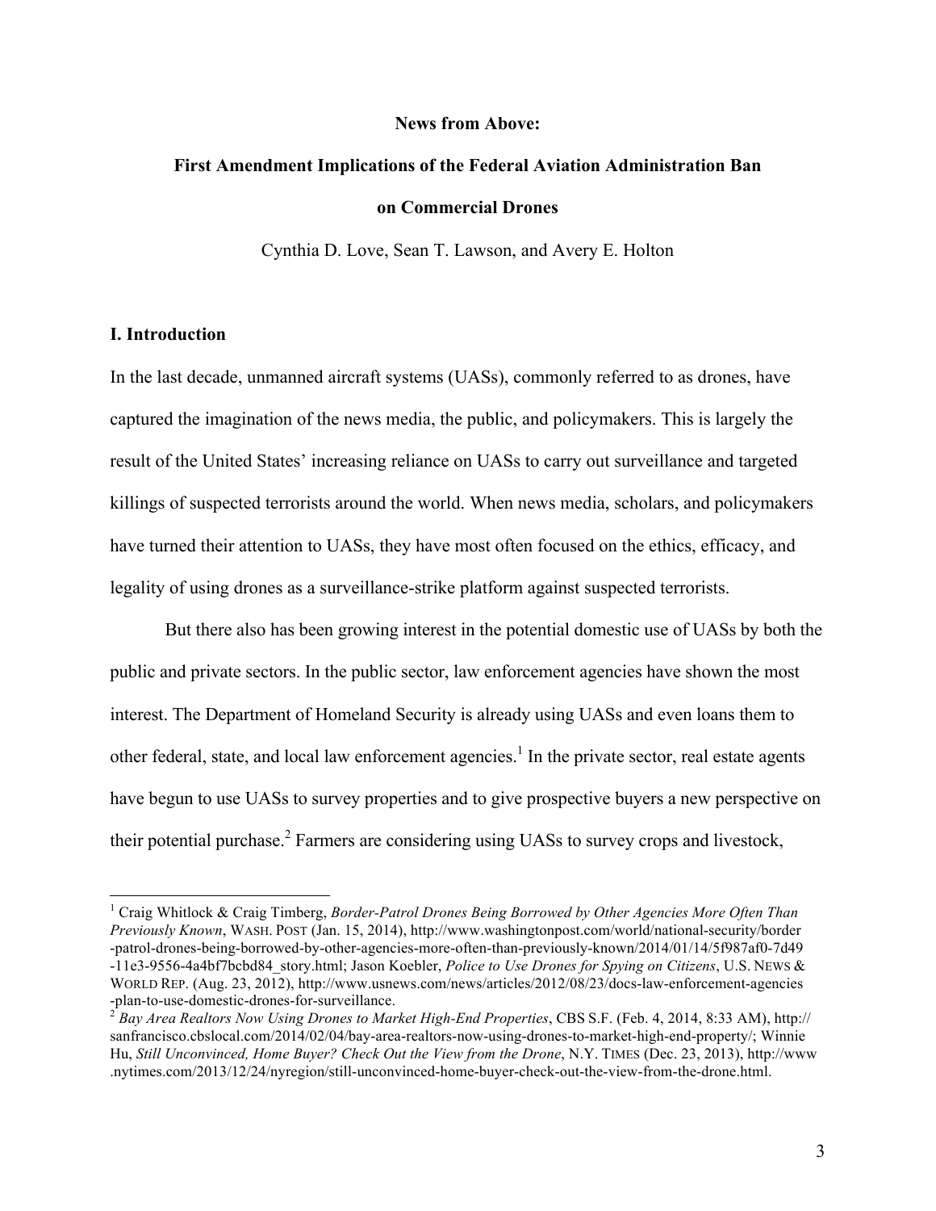**News from Above:**

**First Amendment Implications of the Federal Aviation Administration Ban on Commercial Drones**

Cynthia D. Love, Sean T. Lawson, and Avery E. Holton

## I. Introduction

In the last decade, unmanned aircraft systems (UASs), commonly referred to as drones, have captured the imagination of the news media, the public, and policymakers. This is largely the result of the United States' increasing reliance on UASs to carry out surveillance and targeted killings of suspected terrorists around the world. When news media, scholars, and policymakers have turned their attention to UASs, they have most often focused on the ethics, efficacy, and legality of using drones as a surveillance-strike platform against suspected terrorists.

But there also has been growing interest in the potential domestic use of UASs by both the public and private sectors. In the public sector, law enforcement agencies have shown the most interest. The Department of Homeland Security is already using UASs and even loans them to other federal, state, and local law enforcement agencies.[1] In the private sector, real estate agents have begun to use UASs to survey properties and to give prospective buyers a new perspective on their potential purchase.[2] Farmers are considering using UASs to survey crops and livestock,

---

[1] Craig Whitlock & Craig Timberg, *Border-Patrol Drones Being Borrowed by Other Agencies More Often Than Previously Known*, WASH. POST (Jan. 15, 2014), http://www.washingtonpost.com/world/national-security/border-patrol-drones-being-borrowed-by-other-agencies-more-often-than-previously-known/2014/01/14/5f987af0-7d49-11e3-9556-4a4bf7bcbd84_story.html; Jason Koebler, *Police to Use Drones for Spying on Citizens*, U.S. NEWS & WORLD REP. (Aug. 23, 2012), http://www.usnews.com/news/articles/2012/08/23/docs-law-enforcement-agencies-plan-to-use-domestic-drones-for-surveillance.

[2] *Bay Area Realtors Now Using Drones to Market High-End Properties*, CBS S.F. (Feb. 4, 2014, 8:33 AM), http://sanfrancisco.cbslocal.com/2014/02/04/bay-area-realtors-now-using-drones-to-market-high-end-property/; Winnie Hu, *Still Unconvinced, Home Buyer? Check Out the View from the Drone*, N.Y. TIMES (Dec. 23, 2013), http://www.nytimes.com/2013/12/24/nyregion/still-unconvinced-home-buyer-check-out-the-view-from-the-drone.html.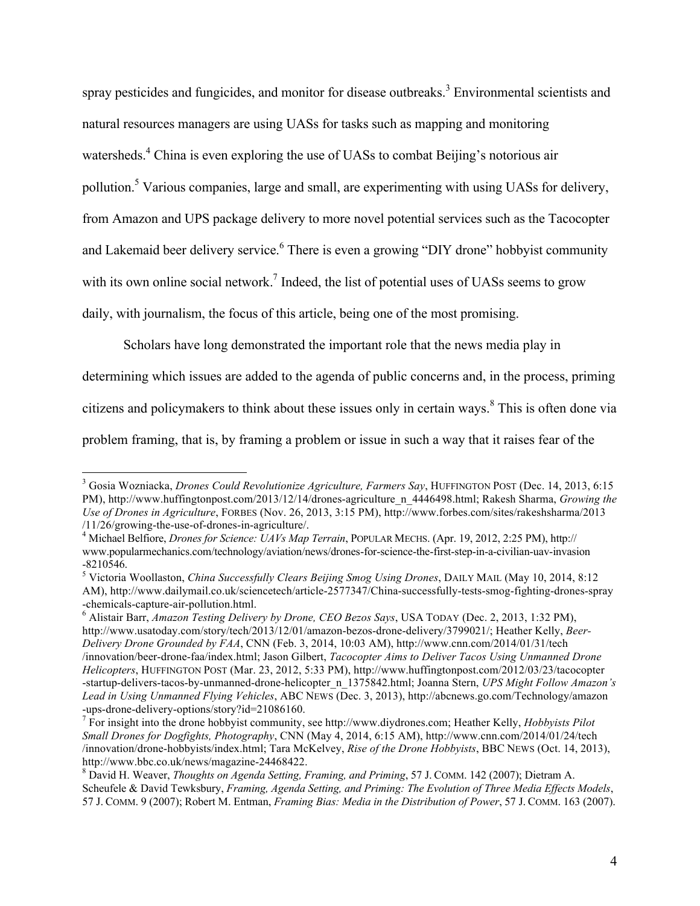spray pesticides and fungicides, and monitor for disease outbreaks.[3] Environmental scientists and natural resources managers are using UASs for tasks such as mapping and monitoring watersheds.[4] China is even exploring the use of UASs to combat Beijing's notorious air pollution.[5] Various companies, large and small, are experimenting with using UASs for delivery, from Amazon and UPS package delivery to more novel potential services such as the Tacocopter and Lakemaid beer delivery service.[6] There is even a growing "DIY drone" hobbyist community with its own online social network.[7] Indeed, the list of potential uses of UASs seems to grow daily, with journalism, the focus of this article, being one of the most promising.

Scholars have long demonstrated the important role that the news media play in determining which issues are added to the agenda of public concerns and, in the process, priming citizens and policymakers to think about these issues only in certain ways.[8] This is often done via problem framing, that is, by framing a problem or issue in such a way that it raises fear of the

---

[3] Gosia Wozniacka, *Drones Could Revolutionize Agriculture, Farmers Say*, HUFFINGTON POST (Dec. 14, 2013, 6:15 PM), http://www.huffingtonpost.com/2013/12/14/drones-agriculture_n_4446498.html; Rakesh Sharma, *Growing the Use of Drones in Agriculture*, FORBES (Nov. 26, 2013, 3:15 PM), http://www.forbes.com/sites/rakeshsharma/2013/11/26/growing-the-use-of-drones-in-agriculture/.

[4] Michael Belfiore, *Drones for Science: UAVs Map Terrain*, POPULAR MECHS. (Apr. 19, 2012, 2:25 PM), http://www.popularmechanics.com/technology/aviation/news/drones-for-science-the-first-step-in-a-civilian-uav-invasion-8210546.

[5] Victoria Woollaston, *China Successfully Clears Beijing Smog Using Drones*, DAILY MAIL (May 10, 2014, 8:12 AM), http://www.dailymail.co.uk/sciencetech/article-2577347/China-successfully-tests-smog-fighting-drones-spray-chemicals-capture-air-pollution.html.

[6] Alistair Barr, *Amazon Testing Delivery by Drone, CEO Bezos Says*, USA TODAY (Dec. 2, 2013, 1:32 PM), http://www.usatoday.com/story/tech/2013/12/01/amazon-bezos-drone-delivery/3799021/; Heather Kelly, *Beer-Delivery Drone Grounded by FAA*, CNN (Feb. 3, 2014, 10:03 AM), http://www.cnn.com/2014/01/31/tech/innovation/beer-drone-faa/index.html; Jason Gilbert, *Tacocopter Aims to Deliver Tacos Using Unmanned Drone Helicopters*, HUFFINGTON POST (Mar. 23, 2012, 5:33 PM), http://www.huffingtonpost.com/2012/03/23/tacocopter-startup-delivers-tacos-by-unmanned-drone-helicopter_n_1375842.html; Joanna Stern, *UPS Might Follow Amazon's Lead in Using Unmanned Flying Vehicles*, ABC NEWS (Dec. 3, 2013), http://abcnews.go.com/Technology/amazon-ups-drone-delivery-options/story?id=21086160.

[7] For insight into the drone hobbyist community, see http://www.diydrones.com; Heather Kelly, *Hobbyists Pilot Small Drones for Dogfights, Photography*, CNN (May 4, 2014, 6:15 AM), http://www.cnn.com/2014/01/24/tech/innovation/drone-hobbyists/index.html; Tara McKelvey, *Rise of the Drone Hobbyists*, BBC NEWS (Oct. 14, 2013), http://www.bbc.co.uk/news/magazine-24468422.

[8] David H. Weaver, *Thoughts on Agenda Setting, Framing, and Priming*, 57 J. COMM. 142 (2007); Dietram A. Scheufele & David Tewksbury, *Framing, Agenda Setting, and Priming: The Evolution of Three Media Effects Models*, 57 J. COMM. 9 (2007); Robert M. Entman, *Framing Bias: Media in the Distribution of Power*, 57 J. COMM. 163 (2007).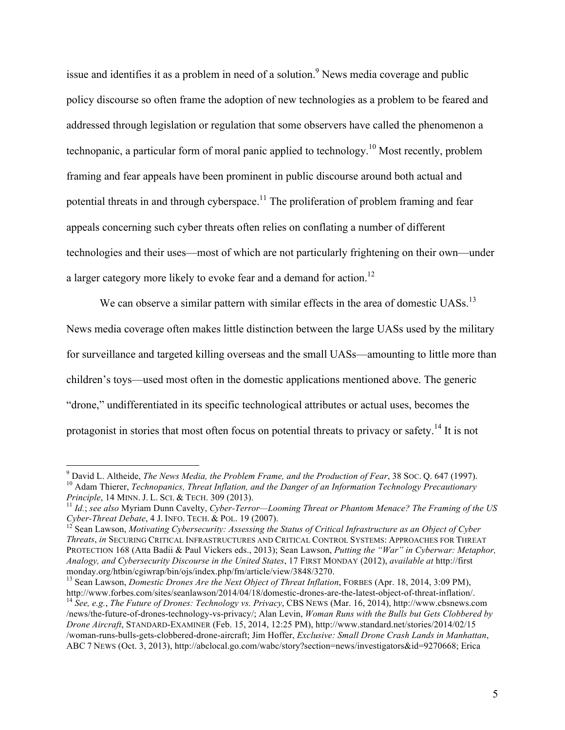issue and identifies it as a problem in need of a solution.[9] News media coverage and public policy discourse so often frame the adoption of new technologies as a problem to be feared and addressed through legislation or regulation that some observers have called the phenomenon a technopanic, a particular form of moral panic applied to technology.[10] Most recently, problem framing and fear appeals have been prominent in public discourse around both actual and potential threats in and through cyberspace.[11] The proliferation of problem framing and fear appeals concerning such cyber threats often relies on conflating a number of different technologies and their uses—most of which are not particularly frightening on their own—under a larger category more likely to evoke fear and a demand for action.[12]

We can observe a similar pattern with similar effects in the area of domestic UASs.[13] News media coverage often makes little distinction between the large UASs used by the military for surveillance and targeted killing overseas and the small UASs—amounting to little more than children's toys—used most often in the domestic applications mentioned above. The generic "drone," undifferentiated in its specific technological attributes or actual uses, becomes the protagonist in stories that most often focus on potential threats to privacy or safety.[14] It is not

---

[9] David L. Altheide, *The News Media, the Problem Frame, and the Production of Fear*, 38 SOC. Q. 647 (1997).

[10] Adam Thierer, *Technopanics, Threat Inflation, and the Danger of an Information Technology Precautionary Principle*, 14 MINN. J. L. SCI. & TECH. 309 (2013).

[11] *Id.*; *see also* Myriam Dunn Cavelty, *Cyber-Terror—Looming Threat or Phantom Menace? The Framing of the US Cyber-Threat Debate*, 4 J. INFO. TECH. & POL. 19 (2007).

[12] Sean Lawson, *Motivating Cybersecurity: Assessing the Status of Critical Infrastructure as an Object of Cyber Threats*, *in* SECURING CRITICAL INFRASTRUCTURES AND CRITICAL CONTROL SYSTEMS: APPROACHES FOR THREAT PROTECTION 168 (Atta Badii & Paul Vickers eds., 2013); Sean Lawson, *Putting the "War" in Cyberwar: Metaphor, Analogy, and Cybersecurity Discourse in the United States*, 17 FIRST MONDAY (2012), *available at* http://firstmonday.org/htbin/cgiwrap/bin/ojs/index.php/fm/article/view/3848/3270.

[13] Sean Lawson, *Domestic Drones Are the Next Object of Threat Inflation*, FORBES (Apr. 18, 2014, 3:09 PM), http://www.forbes.com/sites/seanlawson/2014/04/18/domestic-drones-are-the-latest-object-of-threat-inflation/.

[14] *See, e.g.*, *The Future of Drones: Technology vs. Privacy*, CBS NEWS (Mar. 16, 2014), http://www.cbsnews.com/news/the-future-of-drones-technology-vs-privacy/; Alan Levin, *Woman Runs with the Bulls but Gets Clobbered by Drone Aircraft*, STANDARD-EXAMINER (Feb. 15, 2014, 12:25 PM), http://www.standard.net/stories/2014/02/15/woman-runs-bulls-gets-clobbered-drone-aircraft; Jim Hoffer, *Exclusive: Small Drone Crash Lands in Manhattan*, ABC 7 NEWS (Oct. 3, 2013), http://abclocal.go.com/wabc/story?section=news/investigators&id=9270668; Erica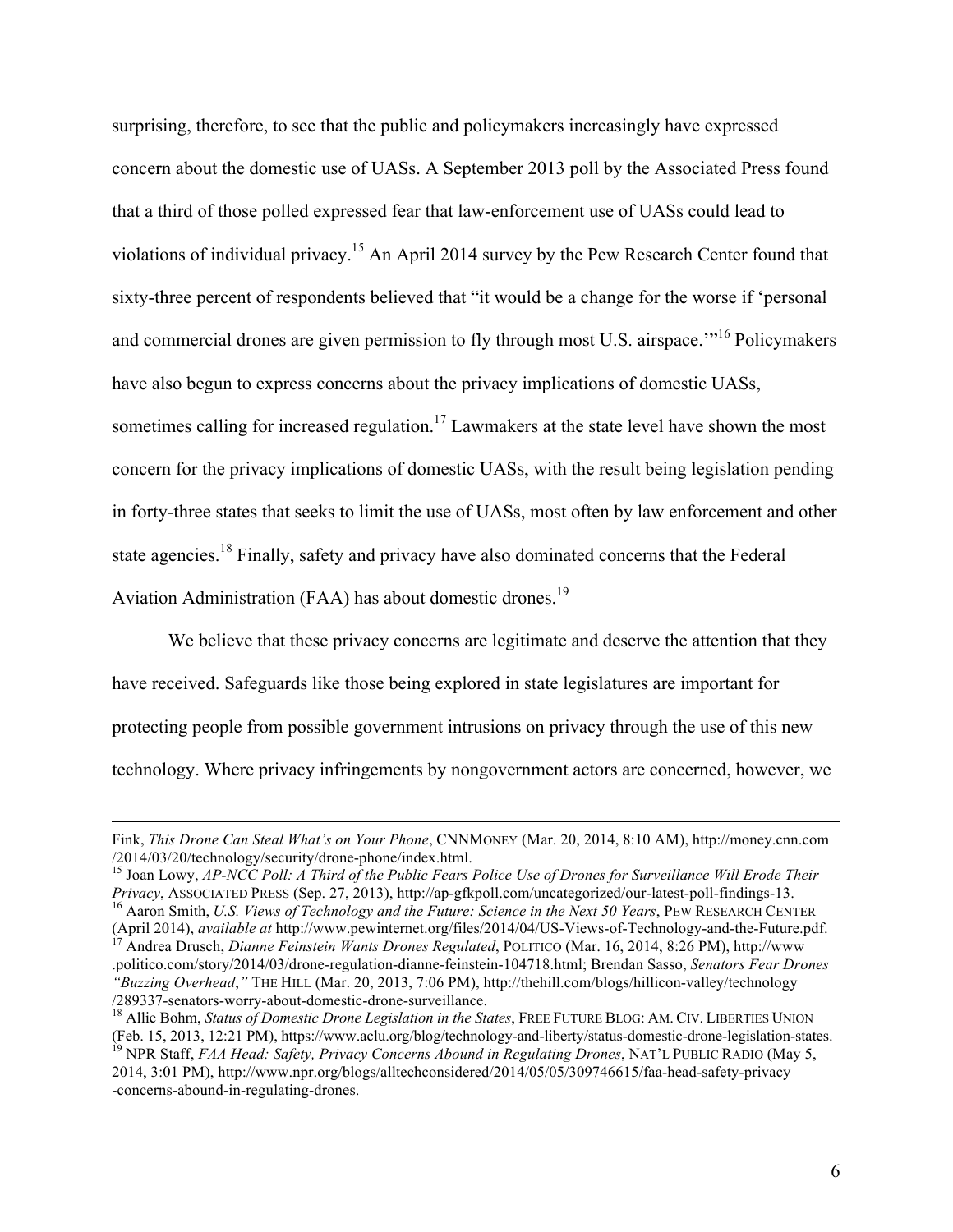surprising, therefore, to see that the public and policymakers increasingly have expressed concern about the domestic use of UASs. A September 2013 poll by the Associated Press found that a third of those polled expressed fear that law-enforcement use of UASs could lead to violations of individual privacy.[15] An April 2014 survey by the Pew Research Center found that sixty-three percent of respondents believed that "it would be a change for the worse if 'personal and commercial drones are given permission to fly through most U.S. airspace.'"[16] Policymakers have also begun to express concerns about the privacy implications of domestic UASs, sometimes calling for increased regulation.[17] Lawmakers at the state level have shown the most concern for the privacy implications of domestic UASs, with the result being legislation pending in forty-three states that seeks to limit the use of UASs, most often by law enforcement and other state agencies.[18] Finally, safety and privacy have also dominated concerns that the Federal Aviation Administration (FAA) has about domestic drones.[19]

We believe that these privacy concerns are legitimate and deserve the attention that they have received. Safeguards like those being explored in state legislatures are important for protecting people from possible government intrusions on privacy through the use of this new technology. Where privacy infringements by nongovernment actors are concerned, however, we

---

Fink, *This Drone Can Steal What's on Your Phone*, CNNMONEY (Mar. 20, 2014, 8:10 AM), http://money.cnn.com/2014/03/20/technology/security/drone-phone/index.html.

[15] Joan Lowy, *AP-NCC Poll: A Third of the Public Fears Police Use of Drones for Surveillance Will Erode Their Privacy*, ASSOCIATED PRESS (Sep. 27, 2013), http://ap-gfkpoll.com/uncategorized/our-latest-poll-findings-13.

[16] Aaron Smith, *U.S. Views of Technology and the Future: Science in the Next 50 Years*, PEW RESEARCH CENTER (April 2014), *available at* http://www.pewinternet.org/files/2014/04/US-Views-of-Technology-and-the-Future.pdf.

[17] Andrea Drusch, *Dianne Feinstein Wants Drones Regulated*, POLITICO (Mar. 16, 2014, 8:26 PM), http://www.politico.com/story/2014/03/drone-regulation-dianne-feinstein-104718.html; Brendan Sasso, *Senators Fear Drones "Buzzing Overhead*,*"* THE HILL (Mar. 20, 2013, 7:06 PM), http://thehill.com/blogs/hillicon-valley/technology/289337-senators-worry-about-domestic-drone-surveillance.

[18] Allie Bohm, *Status of Domestic Drone Legislation in the States*, FREE FUTURE BLOG: AM. CIV. LIBERTIES UNION (Feb. 15, 2013, 12:21 PM), https://www.aclu.org/blog/technology-and-liberty/status-domestic-drone-legislation-states.

[19] NPR Staff, *FAA Head: Safety, Privacy Concerns Abound in Regulating Drones*, NAT'L PUBLIC RADIO (May 5, 2014, 3:01 PM), http://www.npr.org/blogs/alltechconsidered/2014/05/05/309746615/faa-head-safety-privacy-concerns-abound-in-regulating-drones.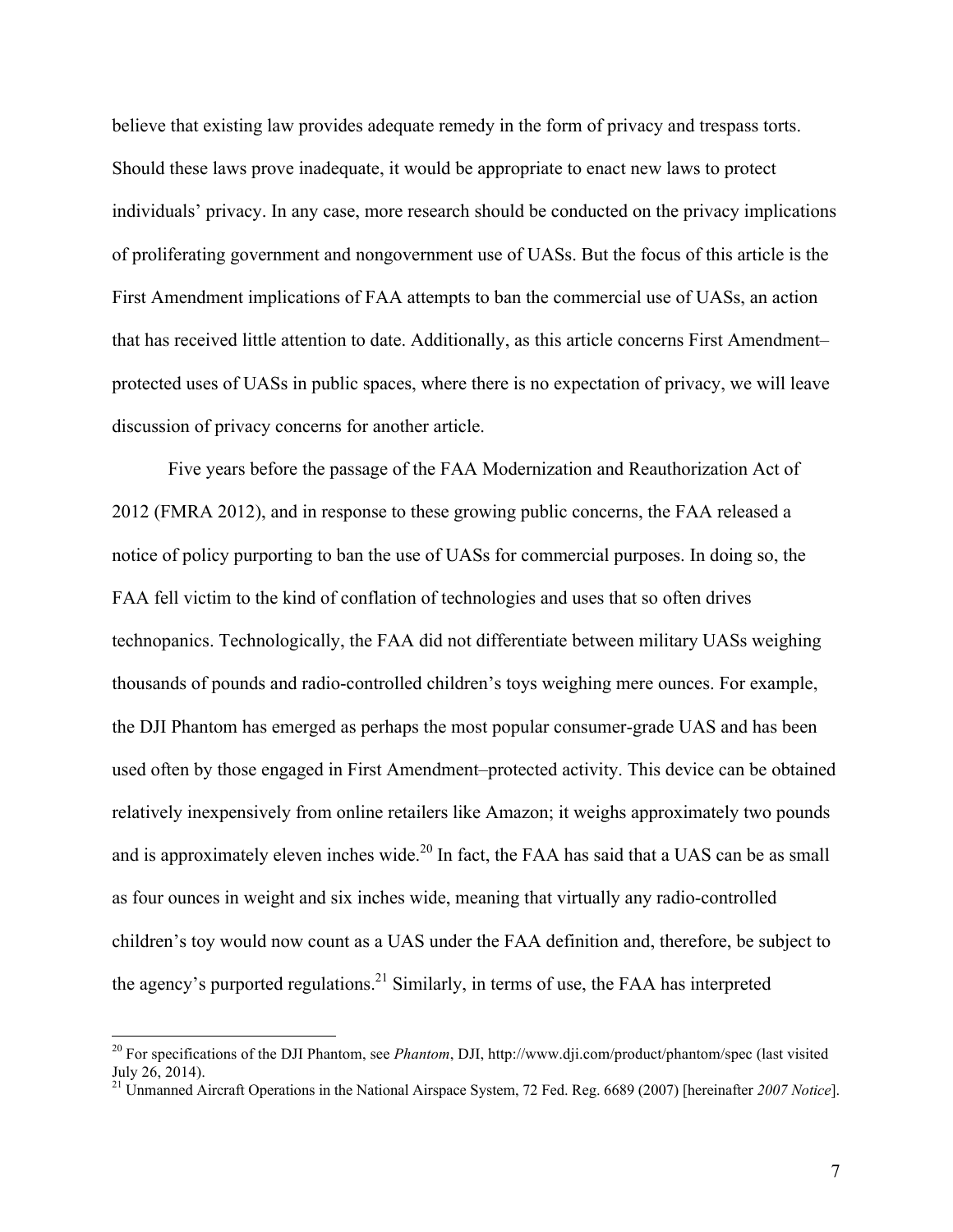believe that existing law provides adequate remedy in the form of privacy and trespass torts. Should these laws prove inadequate, it would be appropriate to enact new laws to protect individuals' privacy. In any case, more research should be conducted on the privacy implications of proliferating government and nongovernment use of UASs. But the focus of this article is the First Amendment implications of FAA attempts to ban the commercial use of UASs, an action that has received little attention to date. Additionally, as this article concerns First Amendment–protected uses of UASs in public spaces, where there is no expectation of privacy, we will leave discussion of privacy concerns for another article.

Five years before the passage of the FAA Modernization and Reauthorization Act of 2012 (FMRA 2012), and in response to these growing public concerns, the FAA released a notice of policy purporting to ban the use of UASs for commercial purposes. In doing so, the FAA fell victim to the kind of conflation of technologies and uses that so often drives technopanics. Technologically, the FAA did not differentiate between military UASs weighing thousands of pounds and radio-controlled children's toys weighing mere ounces. For example, the DJI Phantom has emerged as perhaps the most popular consumer-grade UAS and has been used often by those engaged in First Amendment–protected activity. This device can be obtained relatively inexpensively from online retailers like Amazon; it weighs approximately two pounds and is approximately eleven inches wide.[20] In fact, the FAA has said that a UAS can be as small as four ounces in weight and six inches wide, meaning that virtually any radio-controlled children's toy would now count as a UAS under the FAA definition and, therefore, be subject to the agency's purported regulations.[21] Similarly, in terms of use, the FAA has interpreted

---

[20] For specifications of the DJI Phantom, see *Phantom*, DJI, http://www.dji.com/product/phantom/spec (last visited July 26, 2014).

[21] Unmanned Aircraft Operations in the National Airspace System, 72 Fed. Reg. 6689 (2007) [hereinafter *2007 Notice*].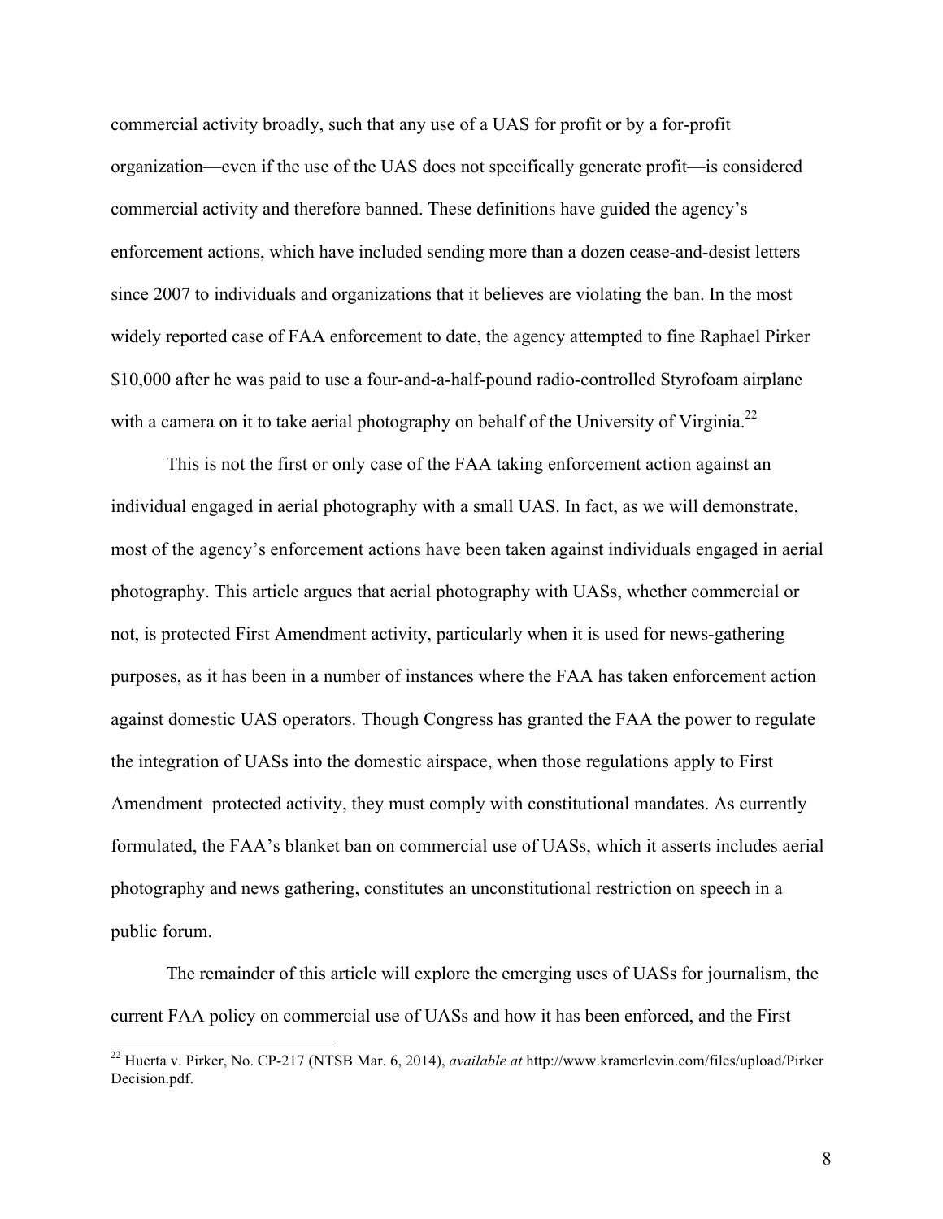commercial activity broadly, such that any use of a UAS for profit or by a for-profit organization—even if the use of the UAS does not specifically generate profit—is considered commercial activity and therefore banned. These definitions have guided the agency's enforcement actions, which have included sending more than a dozen cease-and-desist letters since 2007 to individuals and organizations that it believes are violating the ban. In the most widely reported case of FAA enforcement to date, the agency attempted to fine Raphael Pirker $10,000 after he was paid to use a four-and-a-half-pound radio-controlled Styrofoam airplane with a camera on it to take aerial photography on behalf of the University of Virginia.[22]

This is not the first or only case of the FAA taking enforcement action against an individual engaged in aerial photography with a small UAS. In fact, as we will demonstrate, most of the agency's enforcement actions have been taken against individuals engaged in aerial photography. This article argues that aerial photography with UASs, whether commercial or not, is protected First Amendment activity, particularly when it is used for news-gathering purposes, as it has been in a number of instances where the FAA has taken enforcement action against domestic UAS operators. Though Congress has granted the FAA the power to regulate the integration of UASs into the domestic airspace, when those regulations apply to First Amendment–protected activity, they must comply with constitutional mandates. As currently formulated, the FAA's blanket ban on commercial use of UASs, which it asserts includes aerial photography and news gathering, constitutes an unconstitutional restriction on speech in a public forum.

The remainder of this article will explore the emerging uses of UASs for journalism, the current FAA policy on commercial use of UASs and how it has been enforced, and the First

---

[22] Huerta v. Pirker, No. CP-217 (NTSB Mar. 6, 2014), *available at* http://www.kramerlevin.com/files/upload/PirkerDecision.pdf.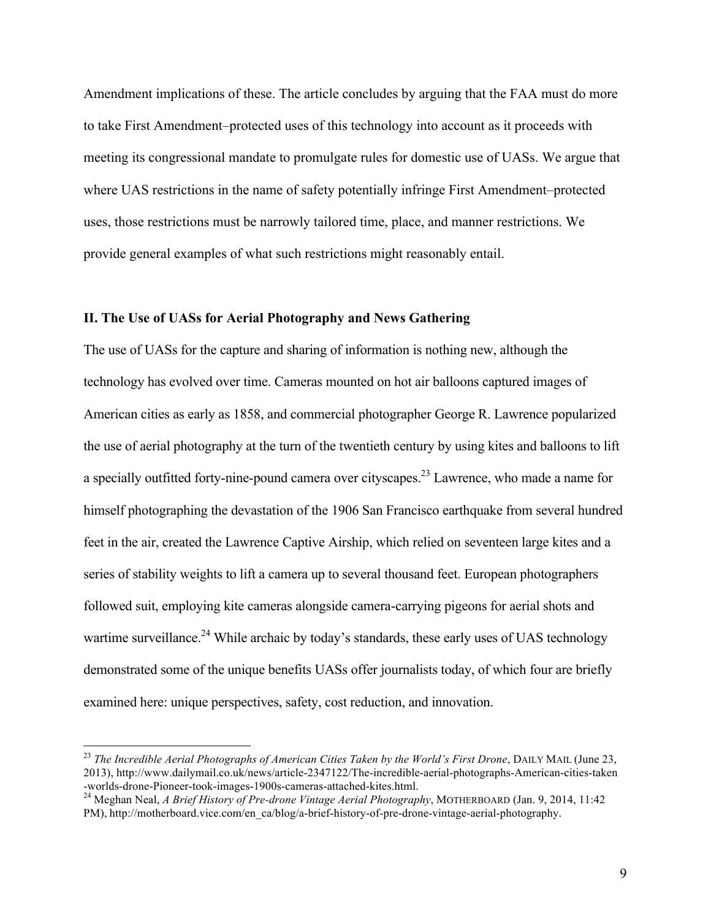Amendment implications of these. The article concludes by arguing that the FAA must do more to take First Amendment–protected uses of this technology into account as it proceeds with meeting its congressional mandate to promulgate rules for domestic use of UASs. We argue that where UAS restrictions in the name of safety potentially infringe First Amendment–protected uses, those restrictions must be narrowly tailored time, place, and manner restrictions. We provide general examples of what such restrictions might reasonably entail.

## II. The Use of UASs for Aerial Photography and News Gathering

The use of UASs for the capture and sharing of information is nothing new, although the technology has evolved over time. Cameras mounted on hot air balloons captured images of American cities as early as 1858, and commercial photographer George R. Lawrence popularized the use of aerial photography at the turn of the twentieth century by using kites and balloons to lift a specially outfitted forty-nine-pound camera over cityscapes.[23] Lawrence, who made a name for himself photographing the devastation of the 1906 San Francisco earthquake from several hundred feet in the air, created the Lawrence Captive Airship, which relied on seventeen large kites and a series of stability weights to lift a camera up to several thousand feet. European photographers followed suit, employing kite cameras alongside camera-carrying pigeons for aerial shots and wartime surveillance.[24] While archaic by today's standards, these early uses of UAS technology demonstrated some of the unique benefits UASs offer journalists today, of which four are briefly examined here: unique perspectives, safety, cost reduction, and innovation.

---

[23] *The Incredible Aerial Photographs of American Cities Taken by the World's First Drone*, DAILY MAIL (June 23, 2013), http://www.dailymail.co.uk/news/article-2347122/The-incredible-aerial-photographs-American-cities-taken-worlds-drone-Pioneer-took-images-1900s-cameras-attached-kites.html.

[24] Meghan Neal, *A Brief History of Pre-drone Vintage Aerial Photography*, MOTHERBOARD (Jan. 9, 2014, 11:42 PM), http://motherboard.vice.com/en_ca/blog/a-brief-history-of-pre-drone-vintage-aerial-photography.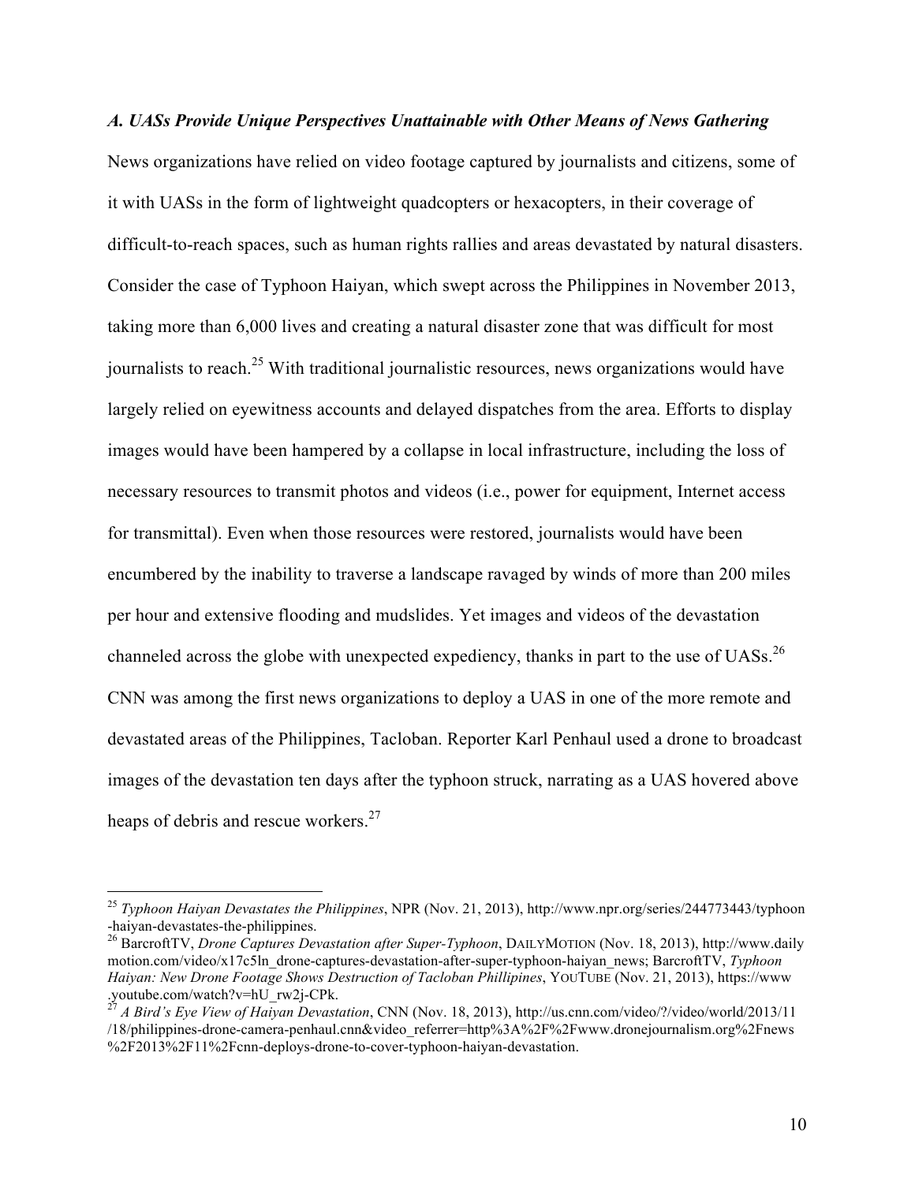### *A. UASs Provide Unique Perspectives Unattainable with Other Means of News Gathering*

News organizations have relied on video footage captured by journalists and citizens, some of it with UASs in the form of lightweight quadcopters or hexacopters, in their coverage of difficult-to-reach spaces, such as human rights rallies and areas devastated by natural disasters. Consider the case of Typhoon Haiyan, which swept across the Philippines in November 2013, taking more than 6,000 lives and creating a natural disaster zone that was difficult for most journalists to reach.[25] With traditional journalistic resources, news organizations would have largely relied on eyewitness accounts and delayed dispatches from the area. Efforts to display images would have been hampered by a collapse in local infrastructure, including the loss of necessary resources to transmit photos and videos (i.e., power for equipment, Internet access for transmittal). Even when those resources were restored, journalists would have been encumbered by the inability to traverse a landscape ravaged by winds of more than 200 miles per hour and extensive flooding and mudslides. Yet images and videos of the devastation channeled across the globe with unexpected expediency, thanks in part to the use of UASs.[26] CNN was among the first news organizations to deploy a UAS in one of the more remote and devastated areas of the Philippines, Tacloban. Reporter Karl Penhaul used a drone to broadcast images of the devastation ten days after the typhoon struck, narrating as a UAS hovered above heaps of debris and rescue workers.[27]

---

[25] *Typhoon Haiyan Devastates the Philippines*, NPR (Nov. 21, 2013), http://www.npr.org/series/244773443/typhoon-haiyan-devastates-the-philippines.

[26] BarcroftTV, *Drone Captures Devastation after Super-Typhoon*, DAILYMOTION (Nov. 18, 2013), http://www.dailymotion.com/video/x17c5ln_drone-captures-devastation-after-super-typhoon-haiyan_news; BarcroftTV, *Typhoon Haiyan: New Drone Footage Shows Destruction of Tacloban Phillipines*, YOUTUBE (Nov. 21, 2013), https://www.youtube.com/watch?v=hU_rw2j-CPk.

[27] *A Bird's Eye View of Haiyan Devastation*, CNN (Nov. 18, 2013), http://us.cnn.com/video/?/video/world/2013/11/18/philippines-drone-camera-penhaul.cnn&video_referrer=http%3A%2F%2Fwww.dronejournalism.org%2Fnews%2F2013%2F11%2Fcnn-deploys-drone-to-cover-typhoon-haiyan-devastation.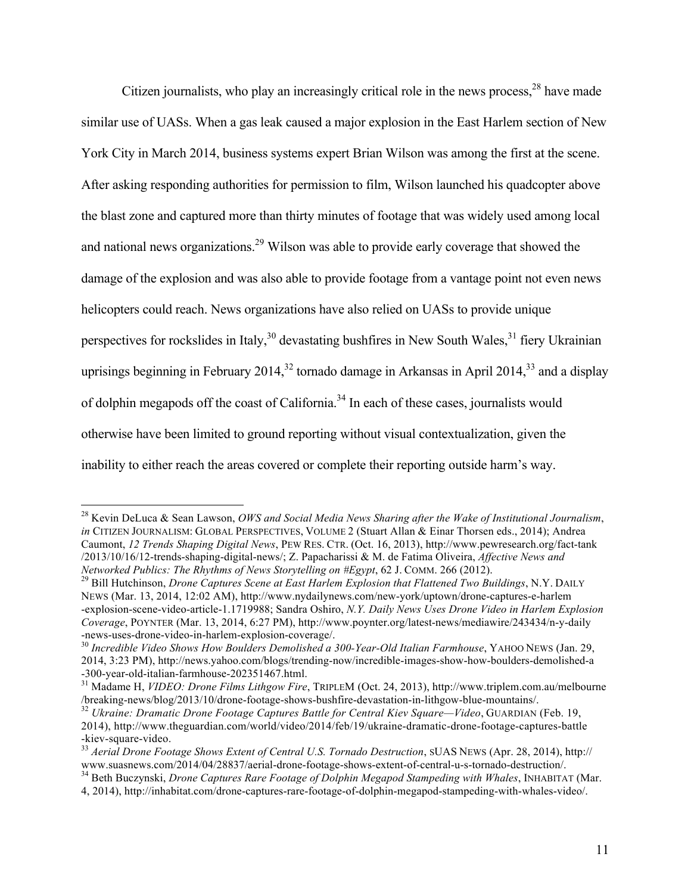Citizen journalists, who play an increasingly critical role in the news process,[28] have made similar use of UASs. When a gas leak caused a major explosion in the East Harlem section of New York City in March 2014, business systems expert Brian Wilson was among the first at the scene. After asking responding authorities for permission to film, Wilson launched his quadcopter above the blast zone and captured more than thirty minutes of footage that was widely used among local and national news organizations.[29] Wilson was able to provide early coverage that showed the damage of the explosion and was also able to provide footage from a vantage point not even news helicopters could reach. News organizations have also relied on UASs to provide unique perspectives for rockslides in Italy,[30] devastating bushfires in New South Wales,[31] fiery Ukrainian uprisings beginning in February 2014,[32] tornado damage in Arkansas in April 2014,[33] and a display of dolphin megapods off the coast of California.[34] In each of these cases, journalists would otherwise have been limited to ground reporting without visual contextualization, given the inability to either reach the areas covered or complete their reporting outside harm's way.

---

[28] Kevin DeLuca & Sean Lawson, *OWS and Social Media News Sharing after the Wake of Institutional Journalism*, *in* CITIZEN JOURNALISM: GLOBAL PERSPECTIVES, VOLUME 2 (Stuart Allan & Einar Thorsen eds., 2014); Andrea Caumont, *12 Trends Shaping Digital News*, PEW RES. CTR. (Oct. 16, 2013), http://www.pewresearch.org/fact-tank/2013/10/16/12-trends-shaping-digital-news/; Z. Papacharissi & M. de Fatima Oliveira, *Affective News and Networked Publics: The Rhythms of News Storytelling on #Egypt*, 62 J. COMM. 266 (2012).

[29] Bill Hutchinson, *Drone Captures Scene at East Harlem Explosion that Flattened Two Buildings*, N.Y. DAILY NEWS (Mar. 13, 2014, 12:02 AM), http://www.nydailynews.com/new-york/uptown/drone-captures-e-harlem-explosion-scene-video-article-1.1719988; Sandra Oshiro, *N.Y. Daily News Uses Drone Video in Harlem Explosion Coverage*, POYNTER (Mar. 13, 2014, 6:27 PM), http://www.poynter.org/latest-news/mediawire/243434/n-y-daily-news-uses-drone-video-in-harlem-explosion-coverage/.

[30] *Incredible Video Shows How Boulders Demolished a 300-Year-Old Italian Farmhouse*, YAHOO NEWS (Jan. 29, 2014, 3:23 PM), http://news.yahoo.com/blogs/trending-now/incredible-images-show-how-boulders-demolished-a-300-year-old-italian-farmhouse-202351467.html.

[31] Madame H, *VIDEO: Drone Films Lithgow Fire*, TRIPLEM (Oct. 24, 2013), http://www.triplem.com.au/melbourne/breaking-news/blog/2013/10/drone-footage-shows-bushfire-devastation-in-lithgow-blue-mountains/.

[32] *Ukraine: Dramatic Drone Footage Captures Battle for Central Kiev Square—Video*, GUARDIAN (Feb. 19, 2014), http://www.theguardian.com/world/video/2014/feb/19/ukraine-dramatic-drone-footage-captures-battle-kiev-square-video.

[33] *Aerial Drone Footage Shows Extent of Central U.S. Tornado Destruction*, SUAS NEWS (Apr. 28, 2014), http://www.suasnews.com/2014/04/28837/aerial-drone-footage-shows-extent-of-central-u-s-tornado-destruction/.

[34] Beth Buczynski, *Drone Captures Rare Footage of Dolphin Megapod Stampeding with Whales*, INHABITAT (Mar. 4, 2014), http://inhabitat.com/drone-captures-rare-footage-of-dolphin-megapod-stampeding-with-whales-video/.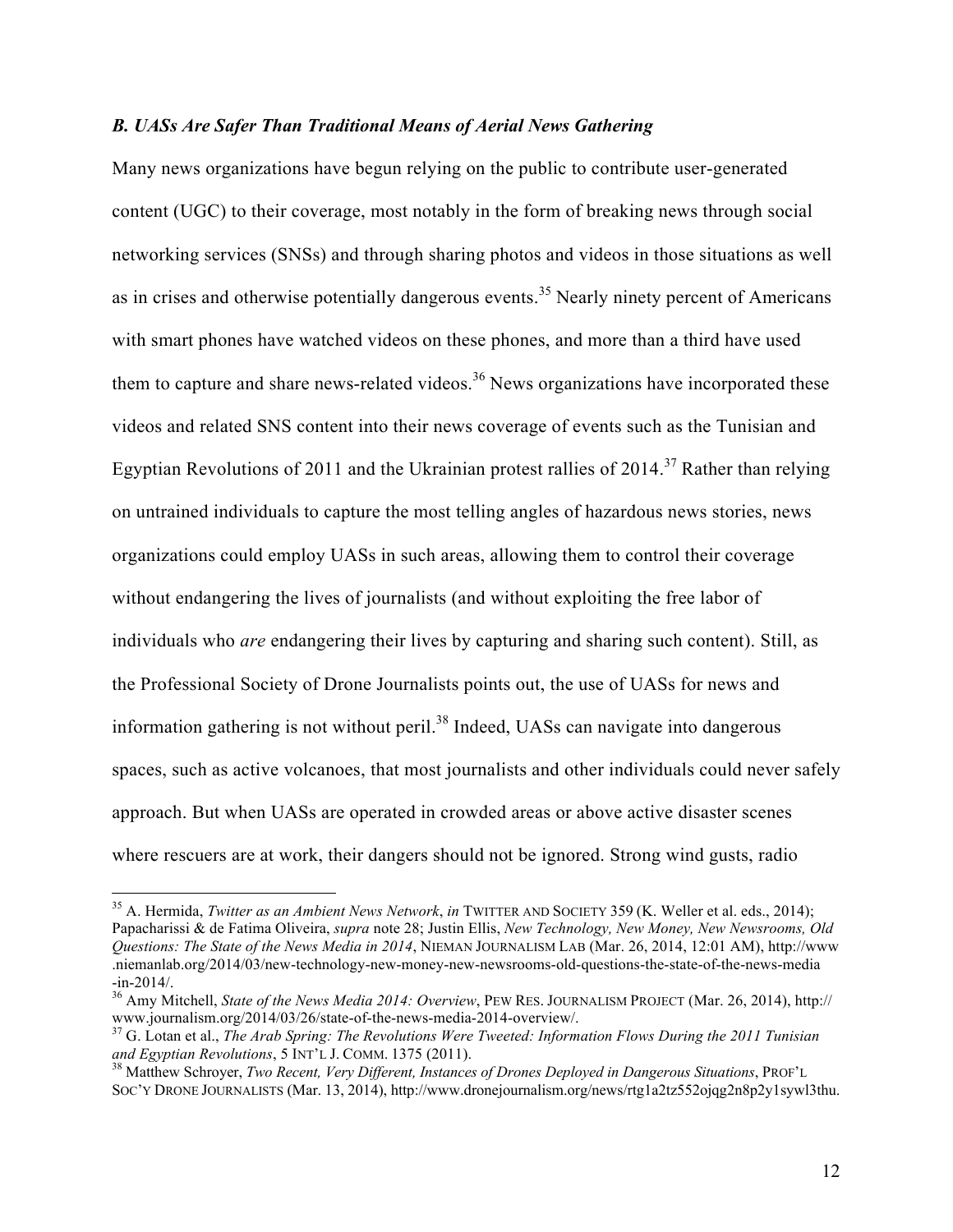### *B. UASs Are Safer Than Traditional Means of Aerial News Gathering*

Many news organizations have begun relying on the public to contribute user-generated content (UGC) to their coverage, most notably in the form of breaking news through social networking services (SNSs) and through sharing photos and videos in those situations as well as in crises and otherwise potentially dangerous events.[35] Nearly ninety percent of Americans with smart phones have watched videos on these phones, and more than a third have used them to capture and share news-related videos.[36] News organizations have incorporated these videos and related SNS content into their news coverage of events such as the Tunisian and Egyptian Revolutions of 2011 and the Ukrainian protest rallies of 2014.[37] Rather than relying on untrained individuals to capture the most telling angles of hazardous news stories, news organizations could employ UASs in such areas, allowing them to control their coverage without endangering the lives of journalists (and without exploiting the free labor of individuals who *are* endangering their lives by capturing and sharing such content). Still, as the Professional Society of Drone Journalists points out, the use of UASs for news and information gathering is not without peril.[38] Indeed, UASs can navigate into dangerous spaces, such as active volcanoes, that most journalists and other individuals could never safely approach. But when UASs are operated in crowded areas or above active disaster scenes where rescuers are at work, their dangers should not be ignored. Strong wind gusts, radio

---

[35] A. Hermida, *Twitter as an Ambient News Network*, *in* TWITTER AND SOCIETY 359 (K. Weller et al. eds., 2014); Papacharissi & de Fatima Oliveira, *supra* note 28; Justin Ellis, *New Technology, New Money, New Newsrooms, Old Questions: The State of the News Media in 2014*, NIEMAN JOURNALISM LAB (Mar. 26, 2014, 12:01 AM), http://www.niemanlab.org/2014/03/new-technology-new-money-new-newsrooms-old-questions-the-state-of-the-news-media-in-2014/.

[36] Amy Mitchell, *State of the News Media 2014: Overview*, PEW RES. JOURNALISM PROJECT (Mar. 26, 2014), http://www.journalism.org/2014/03/26/state-of-the-news-media-2014-overview/.

[37] G. Lotan et al., *The Arab Spring: The Revolutions Were Tweeted: Information Flows During the 2011 Tunisian and Egyptian Revolutions*, 5 INT'L J. COMM. 1375 (2011).

[38] Matthew Schroyer, *Two Recent, Very Different, Instances of Drones Deployed in Dangerous Situations*, PROF'L SOC'Y DRONE JOURNALISTS (Mar. 13, 2014), http://www.dronejournalism.org/news/rtg1a2tz552ojqg2n8p2y1sywl3thu.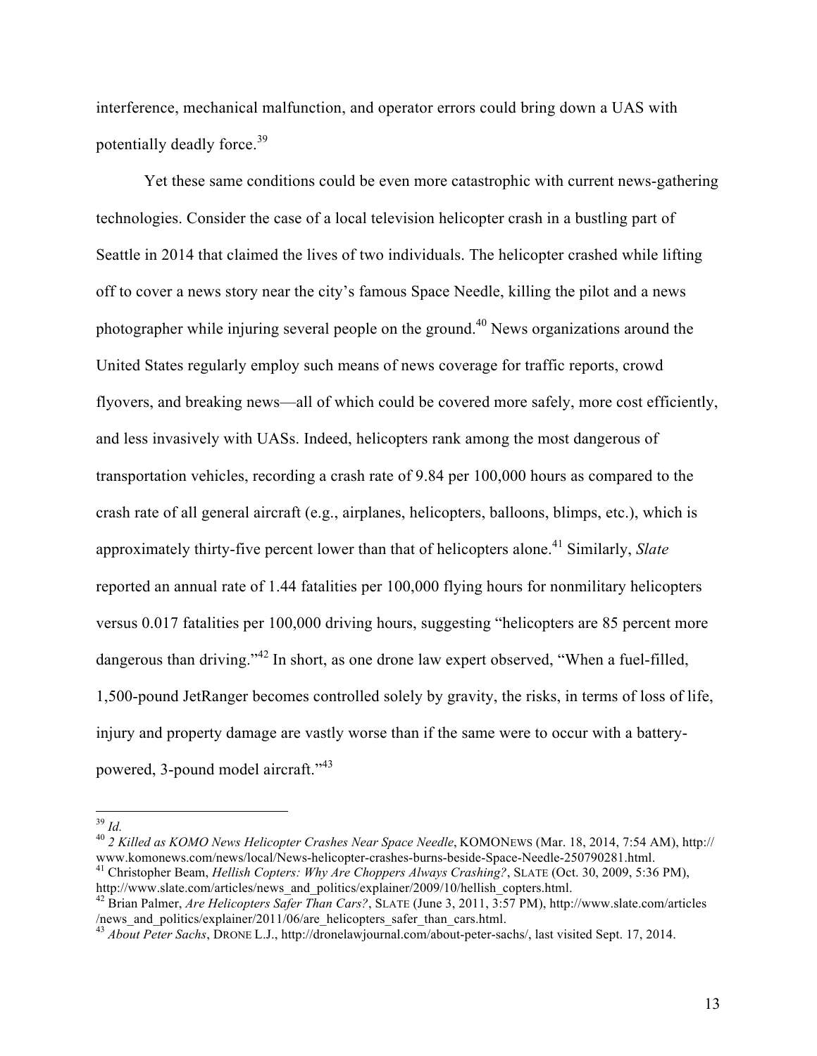interference, mechanical malfunction, and operator errors could bring down a UAS with potentially deadly force.[39]

Yet these same conditions could be even more catastrophic with current news-gathering technologies. Consider the case of a local television helicopter crash in a bustling part of Seattle in 2014 that claimed the lives of two individuals. The helicopter crashed while lifting off to cover a news story near the city's famous Space Needle, killing the pilot and a news photographer while injuring several people on the ground.[40] News organizations around the United States regularly employ such means of news coverage for traffic reports, crowd flyovers, and breaking news—all of which could be covered more safely, more cost efficiently, and less invasively with UASs. Indeed, helicopters rank among the most dangerous of transportation vehicles, recording a crash rate of 9.84 per 100,000 hours as compared to the crash rate of all general aircraft (e.g., airplanes, helicopters, balloons, blimps, etc.), which is approximately thirty-five percent lower than that of helicopters alone.[41] Similarly, *Slate* reported an annual rate of 1.44 fatalities per 100,000 flying hours for nonmilitary helicopters versus 0.017 fatalities per 100,000 driving hours, suggesting "helicopters are 85 percent more dangerous than driving."[42] In short, as one drone law expert observed, "When a fuel-filled, 1,500-pound JetRanger becomes controlled solely by gravity, the risks, in terms of loss of life, injury and property damage are vastly worse than if the same were to occur with a battery-powered, 3-pound model aircraft."[43]

---

[39] *Id.*

[40] *2 Killed as KOMO News Helicopter Crashes Near Space Needle*, KOMONEWS (Mar. 18, 2014, 7:54 AM), http://www.komonews.com/news/local/News-helicopter-crashes-burns-beside-Space-Needle-250790281.html.

[41] Christopher Beam, *Hellish Copters: Why Are Choppers Always Crashing?*, SLATE (Oct. 30, 2009, 5:36 PM), http://www.slate.com/articles/news_and_politics/explainer/2009/10/hellish_copters.html.

[42] Brian Palmer, *Are Helicopters Safer Than Cars?*, SLATE (June 3, 2011, 3:57 PM), http://www.slate.com/articles/news_and_politics/explainer/2011/06/are_helicopters_safer_than_cars.html.

[43] *About Peter Sachs*, DRONE L.J., http://dronelawjournal.com/about-peter-sachs/, last visited Sept. 17, 2014.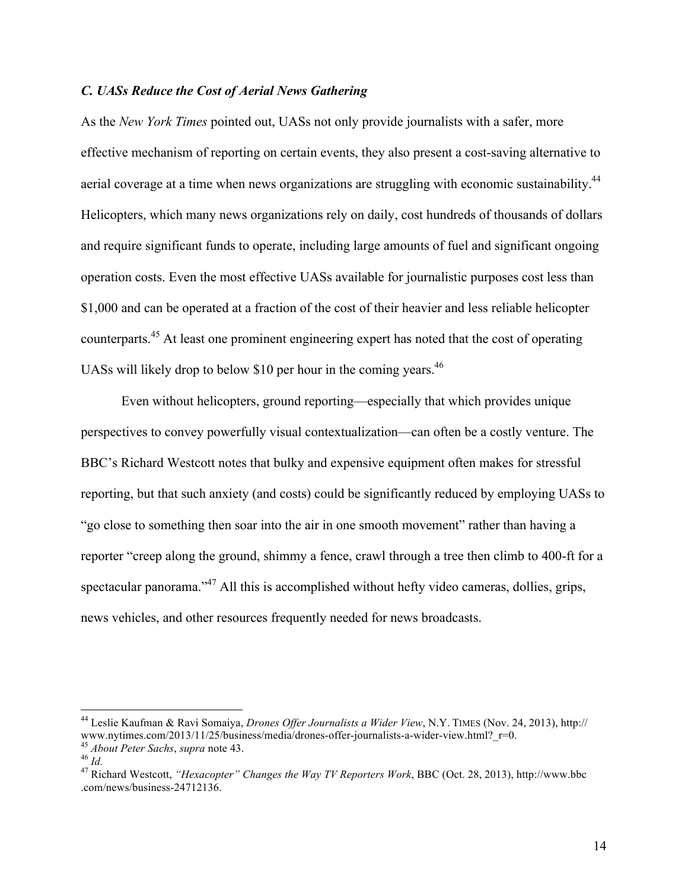### *C. UASs Reduce the Cost of Aerial News Gathering*

As the *New York Times* pointed out, UASs not only provide journalists with a safer, more effective mechanism of reporting on certain events, they also present a cost-saving alternative to aerial coverage at a time when news organizations are struggling with economic sustainability.[44] Helicopters, which many news organizations rely on daily, cost hundreds of thousands of dollars and require significant funds to operate, including large amounts of fuel and significant ongoing operation costs. Even the most effective UASs available for journalistic purposes cost less than \$1,000 and can be operated at a fraction of the cost of their heavier and less reliable helicopter counterparts.[45] At least one prominent engineering expert has noted that the cost of operating UASs will likely drop to below \$10 per hour in the coming years.[46]

Even without helicopters, ground reporting—especially that which provides unique perspectives to convey powerfully visual contextualization—can often be a costly venture. The BBC's Richard Westcott notes that bulky and expensive equipment often makes for stressful reporting, but that such anxiety (and costs) could be significantly reduced by employing UASs to "go close to something then soar into the air in one smooth movement" rather than having a reporter "creep along the ground, shimmy a fence, crawl through a tree then climb to 400-ft for a spectacular panorama."[47] All this is accomplished without hefty video cameras, dollies, grips, news vehicles, and other resources frequently needed for news broadcasts.

---

[44] Leslie Kaufman & Ravi Somaiya, *Drones Offer Journalists a Wider View*, N.Y. TIMES (Nov. 24, 2013), http://www.nytimes.com/2013/11/25/business/media/drones-offer-journalists-a-wider-view.html?_r=0.

[45] *About Peter Sachs*, *supra* note 43.

[46] *Id.*

[47] Richard Westcott, *"Hexacopter" Changes the Way TV Reporters Work*, BBC (Oct. 28, 2013), http://www.bbc.com/news/business-24712136.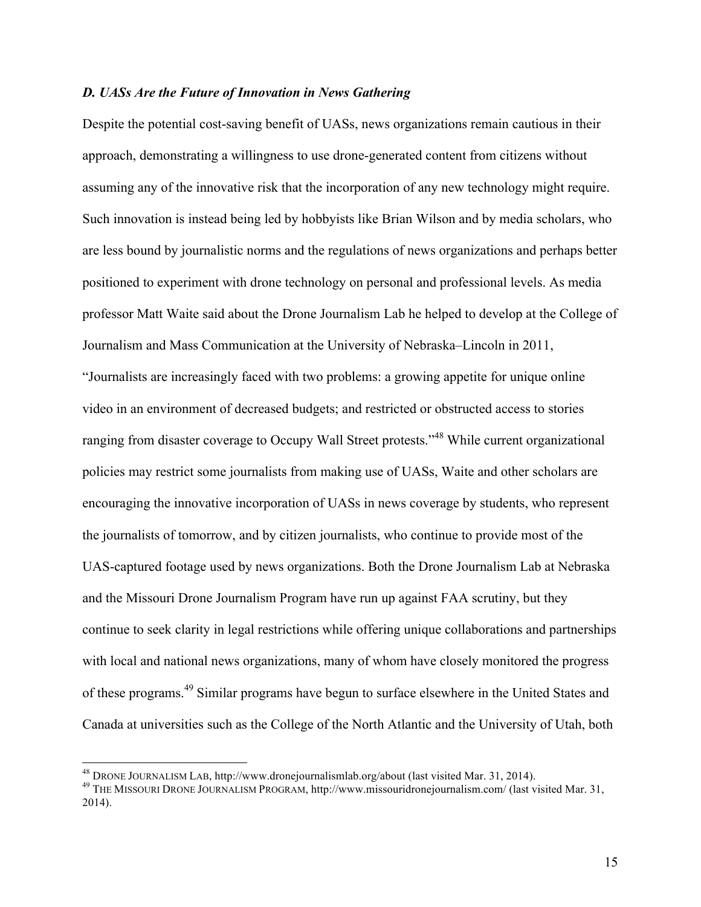### *D. UASs Are the Future of Innovation in News Gathering*

Despite the potential cost-saving benefit of UASs, news organizations remain cautious in their approach, demonstrating a willingness to use drone-generated content from citizens without assuming any of the innovative risk that the incorporation of any new technology might require. Such innovation is instead being led by hobbyists like Brian Wilson and by media scholars, who are less bound by journalistic norms and the regulations of news organizations and perhaps better positioned to experiment with drone technology on personal and professional levels. As media professor Matt Waite said about the Drone Journalism Lab he helped to develop at the College of Journalism and Mass Communication at the University of Nebraska–Lincoln in 2011, "Journalists are increasingly faced with two problems: a growing appetite for unique online video in an environment of decreased budgets; and restricted or obstructed access to stories ranging from disaster coverage to Occupy Wall Street protests."[48] While current organizational policies may restrict some journalists from making use of UASs, Waite and other scholars are encouraging the innovative incorporation of UASs in news coverage by students, who represent the journalists of tomorrow, and by citizen journalists, who continue to provide most of the UAS-captured footage used by news organizations. Both the Drone Journalism Lab at Nebraska and the Missouri Drone Journalism Program have run up against FAA scrutiny, but they continue to seek clarity in legal restrictions while offering unique collaborations and partnerships with local and national news organizations, many of whom have closely monitored the progress of these programs.[49] Similar programs have begun to surface elsewhere in the United States and Canada at universities such as the College of the North Atlantic and the University of Utah, both

---

[48] DRONE JOURNALISM LAB, http://www.dronejournalismlab.org/about (last visited Mar. 31, 2014).

[49] THE MISSOURI DRONE JOURNALISM PROGRAM, http://www.missouridronejournalism.com/ (last visited Mar. 31, 2014).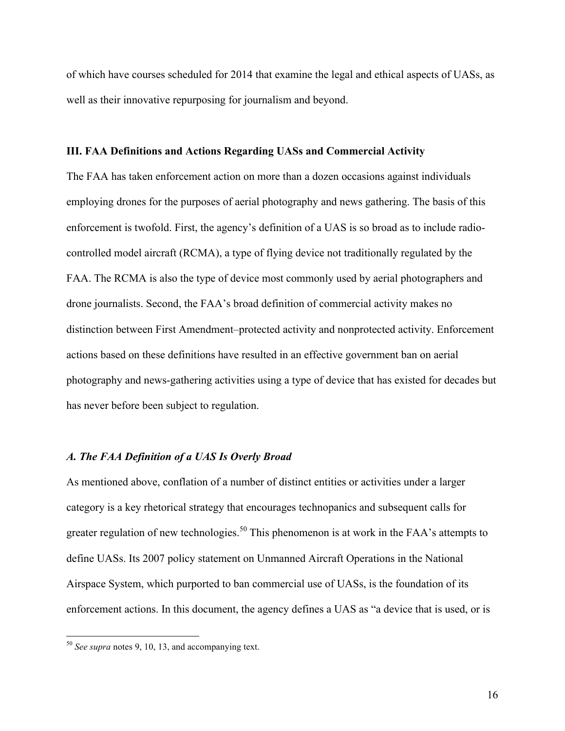of which have courses scheduled for 2014 that examine the legal and ethical aspects of UASs, as well as their innovative repurposing for journalism and beyond.

## III. FAA Definitions and Actions Regarding UASs and Commercial Activity

The FAA has taken enforcement action on more than a dozen occasions against individuals employing drones for the purposes of aerial photography and news gathering. The basis of this enforcement is twofold. First, the agency's definition of a UAS is so broad as to include radio-controlled model aircraft (RCMA), a type of flying device not traditionally regulated by the FAA. The RCMA is also the type of device most commonly used by aerial photographers and drone journalists. Second, the FAA's broad definition of commercial activity makes no distinction between First Amendment–protected activity and nonprotected activity. Enforcement actions based on these definitions have resulted in an effective government ban on aerial photography and news-gathering activities using a type of device that has existed for decades but has never before been subject to regulation.

### *A. The FAA Definition of a UAS Is Overly Broad*

As mentioned above, conflation of a number of distinct entities or activities under a larger category is a key rhetorical strategy that encourages technopanics and subsequent calls for greater regulation of new technologies.[50] This phenomenon is at work in the FAA's attempts to define UASs. Its 2007 policy statement on Unmanned Aircraft Operations in the National Airspace System, which purported to ban commercial use of UASs, is the foundation of its enforcement actions. In this document, the agency defines a UAS as "a device that is used, or is

[50] *See supra* notes 9, 10, 13, and accompanying text.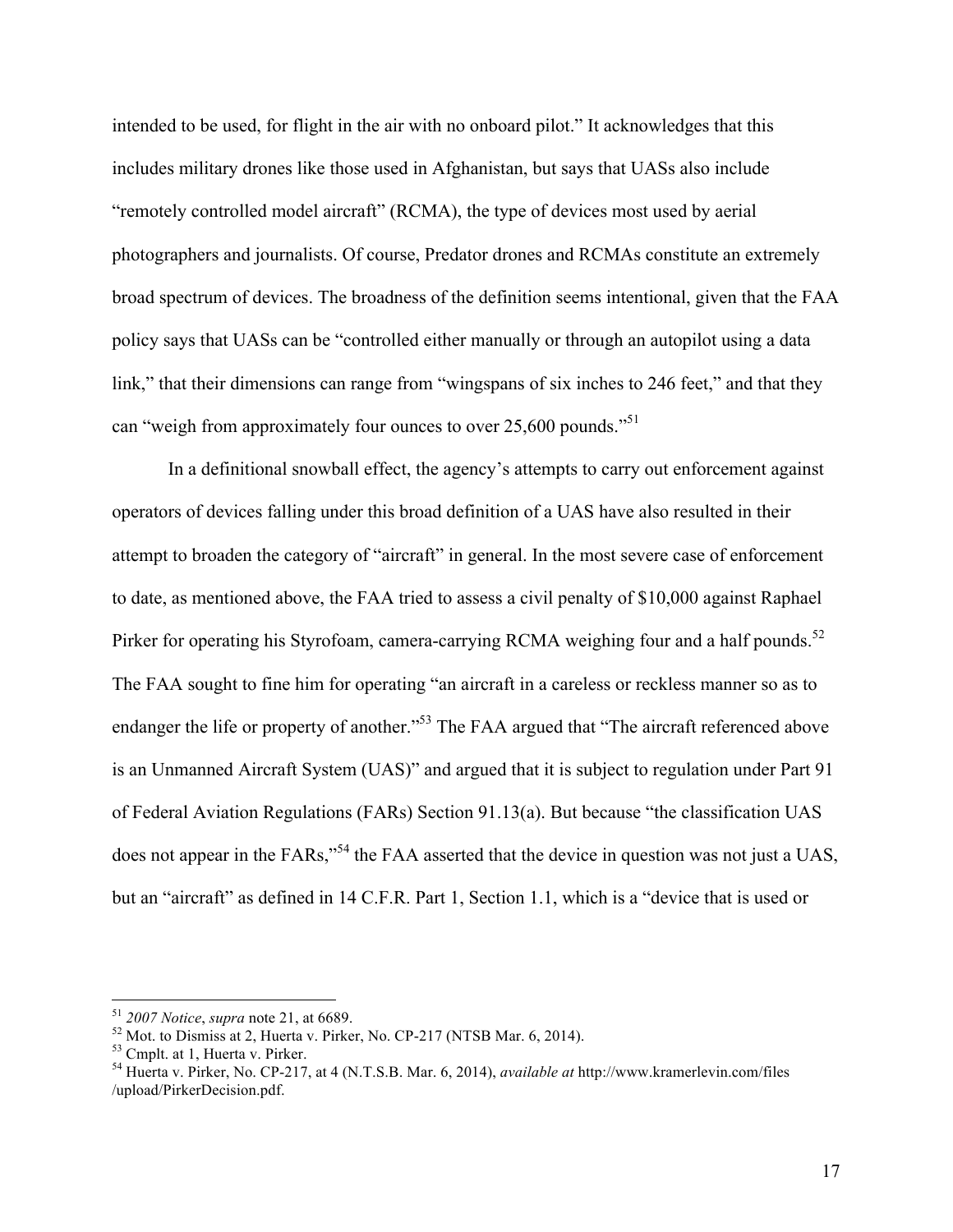intended to be used, for flight in the air with no onboard pilot." It acknowledges that this includes military drones like those used in Afghanistan, but says that UASs also include "remotely controlled model aircraft" (RCMA), the type of devices most used by aerial photographers and journalists. Of course, Predator drones and RCMAs constitute an extremely broad spectrum of devices. The broadness of the definition seems intentional, given that the FAA policy says that UASs can be "controlled either manually or through an autopilot using a data link," that their dimensions can range from "wingspans of six inches to 246 feet," and that they can "weigh from approximately four ounces to over 25,600 pounds."[51]

In a definitional snowball effect, the agency's attempts to carry out enforcement against operators of devices falling under this broad definition of a UAS have also resulted in their attempt to broaden the category of "aircraft" in general. In the most severe case of enforcement to date, as mentioned above, the FAA tried to assess a civil penalty of $10,000 against Raphael Pirker for operating his Styrofoam, camera-carrying RCMA weighing four and a half pounds.[52] The FAA sought to fine him for operating "an aircraft in a careless or reckless manner so as to endanger the life or property of another."[53] The FAA argued that "The aircraft referenced above is an Unmanned Aircraft System (UAS)" and argued that it is subject to regulation under Part 91 of Federal Aviation Regulations (FARs) Section 91.13(a). But because "the classification UAS does not appear in the FARs,"[54] the FAA asserted that the device in question was not just a UAS, but an "aircraft" as defined in 14 C.F.R. Part 1, Section 1.1, which is a "device that is used or

---

[51] *2007 Notice*, *supra* note 21, at 6689.

[52] Mot. to Dismiss at 2, Huerta v. Pirker, No. CP-217 (NTSB Mar. 6, 2014).

[53] Cmplt. at 1, Huerta v. Pirker.

[54] Huerta v. Pirker, No. CP-217, at 4 (N.T.S.B. Mar. 6, 2014), *available at* http://www.kramerlevin.com/files/upload/PirkerDecision.pdf.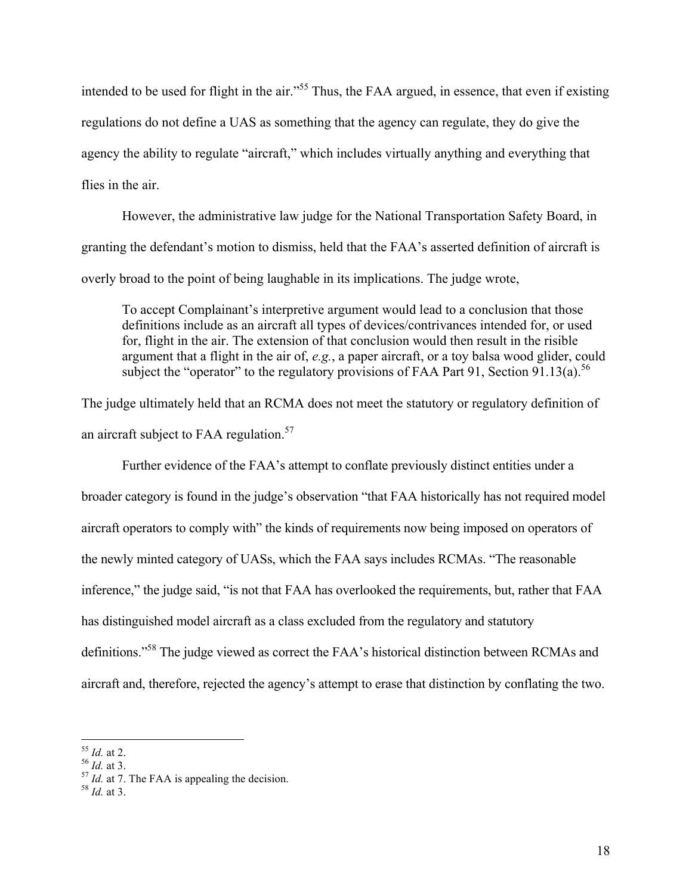intended to be used for flight in the air."[55] Thus, the FAA argued, in essence, that even if existing regulations do not define a UAS as something that the agency can regulate, they do give the agency the ability to regulate "aircraft," which includes virtually anything and everything that flies in the air.

However, the administrative law judge for the National Transportation Safety Board, in granting the defendant's motion to dismiss, held that the FAA's asserted definition of aircraft is overly broad to the point of being laughable in its implications. The judge wrote,

> To accept Complainant's interpretive argument would lead to a conclusion that those definitions include as an aircraft all types of devices/contrivances intended for, or used for, flight in the air. The extension of that conclusion would then result in the risible argument that a flight in the air of, *e.g.*, a paper aircraft, or a toy balsa wood glider, could subject the "operator" to the regulatory provisions of FAA Part 91, Section 91.13(a).[56]

The judge ultimately held that an RCMA does not meet the statutory or regulatory definition of an aircraft subject to FAA regulation.[57]

Further evidence of the FAA's attempt to conflate previously distinct entities under a broader category is found in the judge's observation "that FAA historically has not required model aircraft operators to comply with" the kinds of requirements now being imposed on operators of the newly minted category of UASs, which the FAA says includes RCMAs. "The reasonable inference," the judge said, "is not that FAA has overlooked the requirements, but, rather that FAA has distinguished model aircraft as a class excluded from the regulatory and statutory definitions."[58] The judge viewed as correct the FAA's historical distinction between RCMAs and aircraft and, therefore, rejected the agency's attempt to erase that distinction by conflating the two.

---

[55] *Id.* at 2.

[56] *Id.* at 3.

[57] *Id.* at 7. The FAA is appealing the decision.

[58] *Id.* at 3.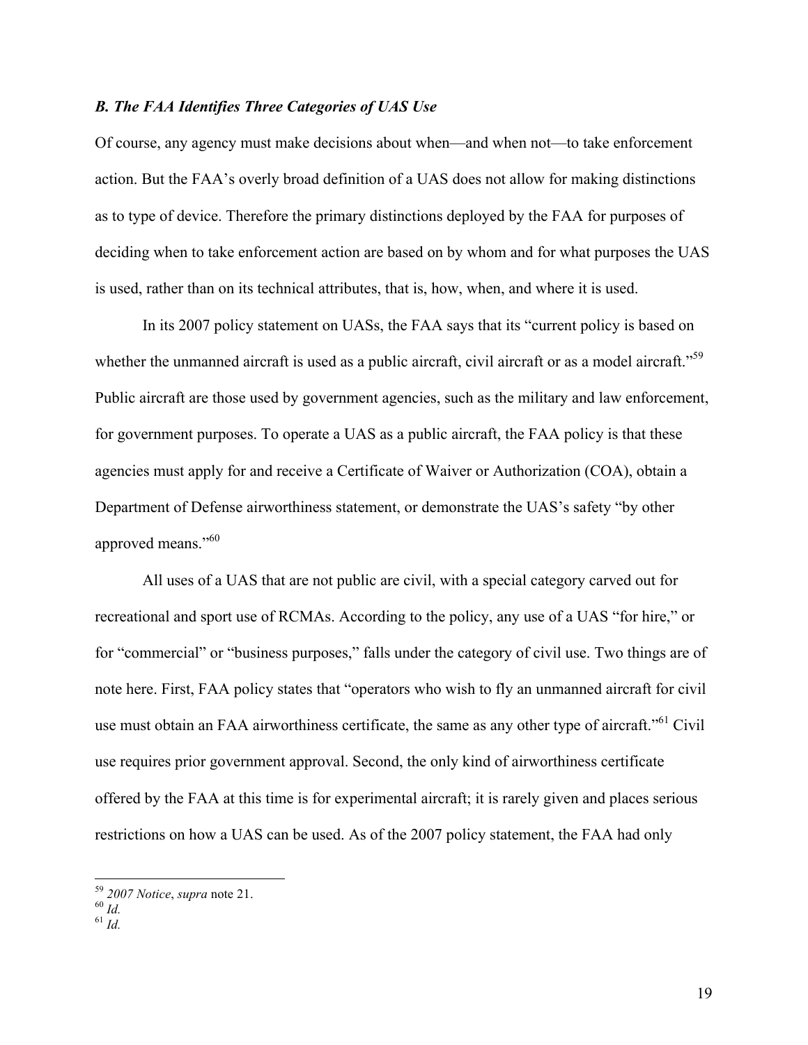### *B. The FAA Identifies Three Categories of UAS Use*

Of course, any agency must make decisions about when—and when not—to take enforcement action. But the FAA's overly broad definition of a UAS does not allow for making distinctions as to type of device. Therefore the primary distinctions deployed by the FAA for purposes of deciding when to take enforcement action are based on by whom and for what purposes the UAS is used, rather than on its technical attributes, that is, how, when, and where it is used.

In its 2007 policy statement on UASs, the FAA says that its "current policy is based on whether the unmanned aircraft is used as a public aircraft, civil aircraft or as a model aircraft."[59] Public aircraft are those used by government agencies, such as the military and law enforcement, for government purposes. To operate a UAS as a public aircraft, the FAA policy is that these agencies must apply for and receive a Certificate of Waiver or Authorization (COA), obtain a Department of Defense airworthiness statement, or demonstrate the UAS's safety "by other approved means."[60]

All uses of a UAS that are not public are civil, with a special category carved out for recreational and sport use of RCMAs. According to the policy, any use of a UAS "for hire," or for "commercial" or "business purposes," falls under the category of civil use. Two things are of note here. First, FAA policy states that "operators who wish to fly an unmanned aircraft for civil use must obtain an FAA airworthiness certificate, the same as any other type of aircraft."[61] Civil use requires prior government approval. Second, the only kind of airworthiness certificate offered by the FAA at this time is for experimental aircraft; it is rarely given and places serious restrictions on how a UAS can be used. As of the 2007 policy statement, the FAA had only

---

[59] *2007 Notice*, *supra* note 21.

[60] *Id.*

[61] *Id.*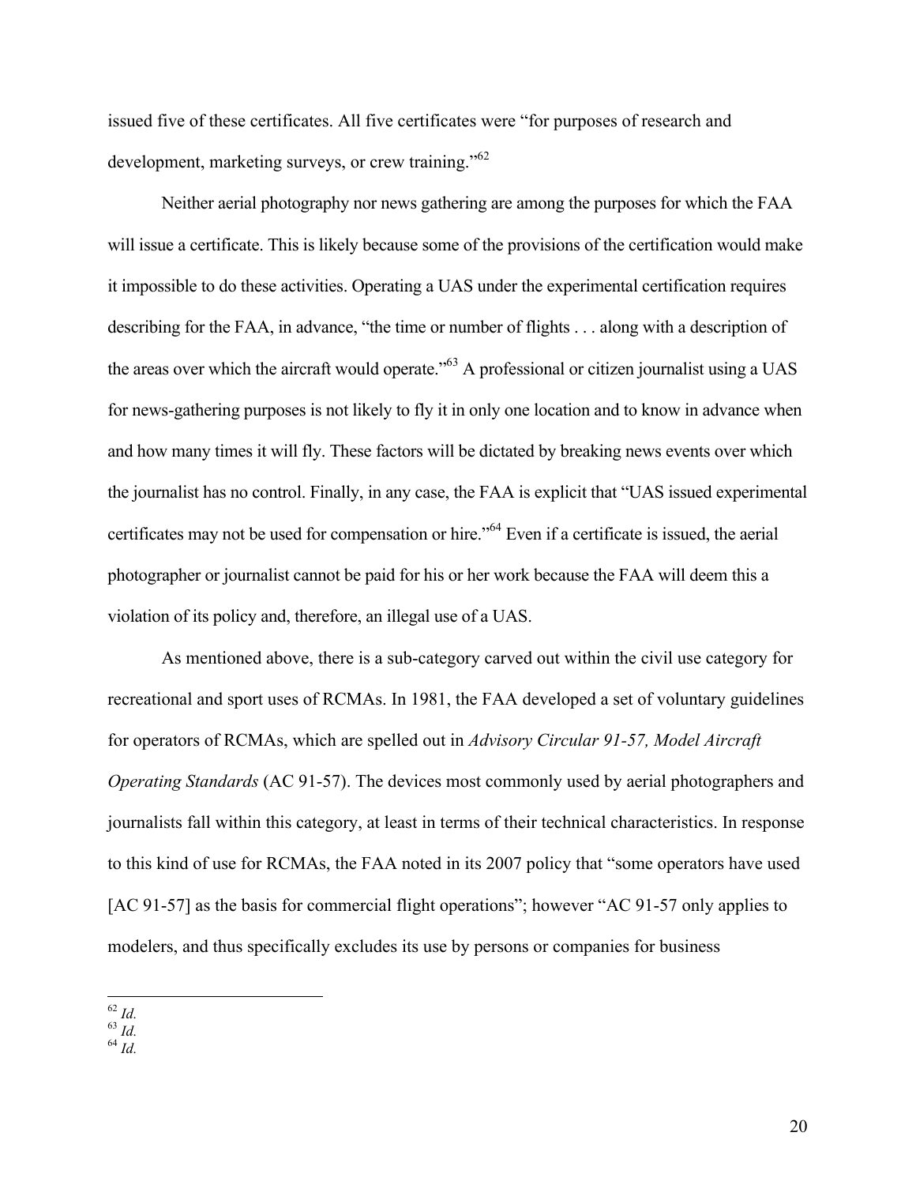issued five of these certificates. All five certificates were "for purposes of research and development, marketing surveys, or crew training."[62]

Neither aerial photography nor news gathering are among the purposes for which the FAA will issue a certificate. This is likely because some of the provisions of the certification would make it impossible to do these activities. Operating a UAS under the experimental certification requires describing for the FAA, in advance, "the time or number of flights . . . along with a description of the areas over which the aircraft would operate."[63] A professional or citizen journalist using a UAS for news-gathering purposes is not likely to fly it in only one location and to know in advance when and how many times it will fly. These factors will be dictated by breaking news events over which the journalist has no control. Finally, in any case, the FAA is explicit that "UAS issued experimental certificates may not be used for compensation or hire."[64] Even if a certificate is issued, the aerial photographer or journalist cannot be paid for his or her work because the FAA will deem this a violation of its policy and, therefore, an illegal use of a UAS.

As mentioned above, there is a sub-category carved out within the civil use category for recreational and sport uses of RCMAs. In 1981, the FAA developed a set of voluntary guidelines for operators of RCMAs, which are spelled out in *Advisory Circular 91-57, Model Aircraft Operating Standards* (AC 91-57). The devices most commonly used by aerial photographers and journalists fall within this category, at least in terms of their technical characteristics. In response to this kind of use for RCMAs, the FAA noted in its 2007 policy that "some operators have used [AC 91-57] as the basis for commercial flight operations"; however "AC 91-57 only applies to modelers, and thus specifically excludes its use by persons or companies for business

---

[62] *Id.*
[63] *Id.*
[64] *Id.*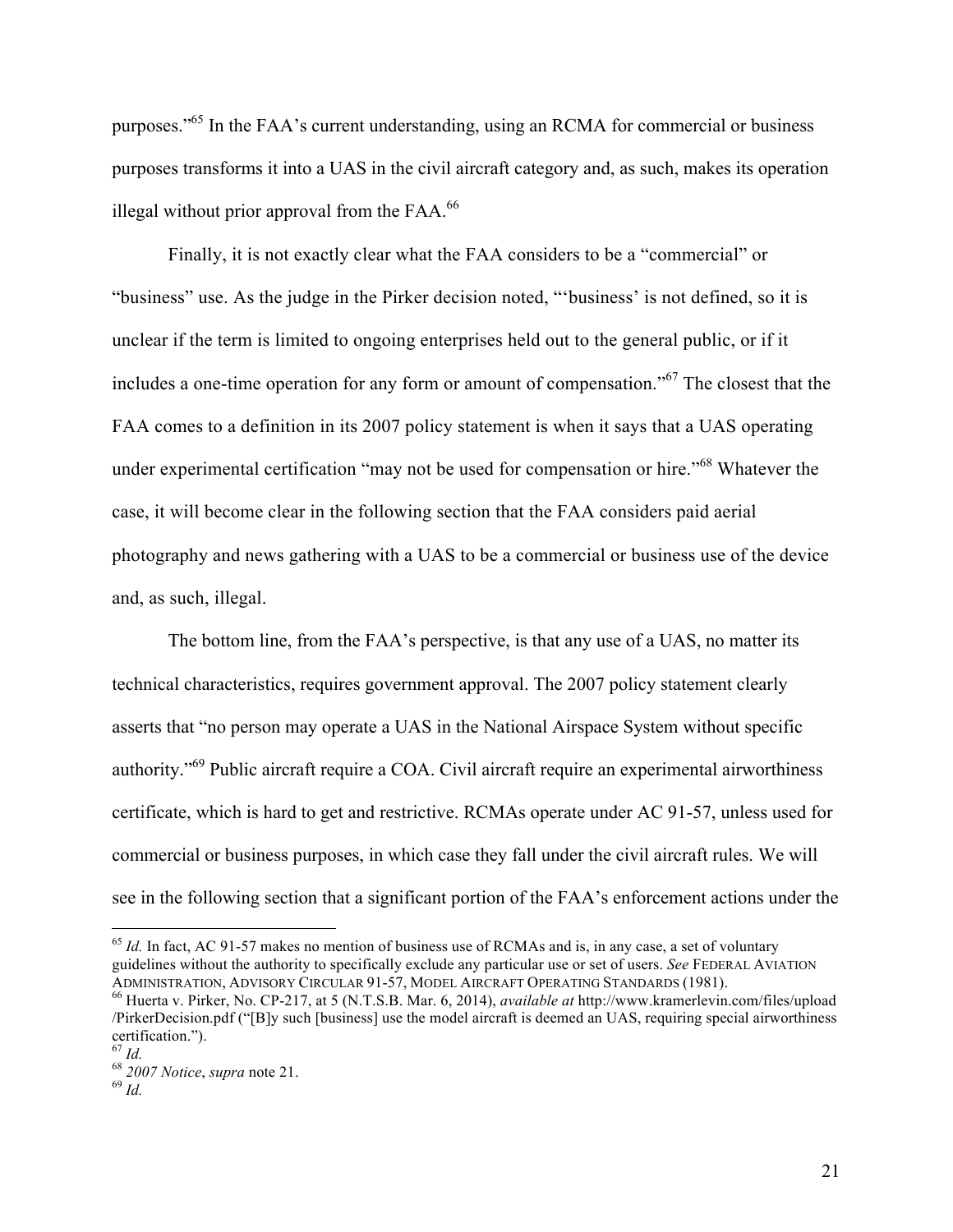purposes."[65] In the FAA's current understanding, using an RCMA for commercial or business purposes transforms it into a UAS in the civil aircraft category and, as such, makes its operation illegal without prior approval from the FAA.[66]

Finally, it is not exactly clear what the FAA considers to be a "commercial" or "business" use. As the judge in the Pirker decision noted, "'business' is not defined, so it is unclear if the term is limited to ongoing enterprises held out to the general public, or if it includes a one-time operation for any form or amount of compensation."[67] The closest that the FAA comes to a definition in its 2007 policy statement is when it says that a UAS operating under experimental certification "may not be used for compensation or hire."[68] Whatever the case, it will become clear in the following section that the FAA considers paid aerial photography and news gathering with a UAS to be a commercial or business use of the device and, as such, illegal.

The bottom line, from the FAA's perspective, is that any use of a UAS, no matter its technical characteristics, requires government approval. The 2007 policy statement clearly asserts that "no person may operate a UAS in the National Airspace System without specific authority."[69] Public aircraft require a COA. Civil aircraft require an experimental airworthiness certificate, which is hard to get and restrictive. RCMAs operate under AC 91-57, unless used for commercial or business purposes, in which case they fall under the civil aircraft rules. We will see in the following section that a significant portion of the FAA's enforcement actions under the

---

[65] *Id.* In fact, AC 91-57 makes no mention of business use of RCMAs and is, in any case, a set of voluntary guidelines without the authority to specifically exclude any particular use or set of users. *See* FEDERAL AVIATION ADMINISTRATION, ADVISORY CIRCULAR 91-57, MODEL AIRCRAFT OPERATING STANDARDS (1981).

[66] Huerta v. Pirker, No. CP-217, at 5 (N.T.S.B. Mar. 6, 2014), *available at* http://www.kramerlevin.com/files/upload/PirkerDecision.pdf ("[B]y such [business] use the model aircraft is deemed an UAS, requiring special airworthiness certification.").

[67] *Id.*

[68] *2007 Notice*, *supra* note 21.

[69] *Id.*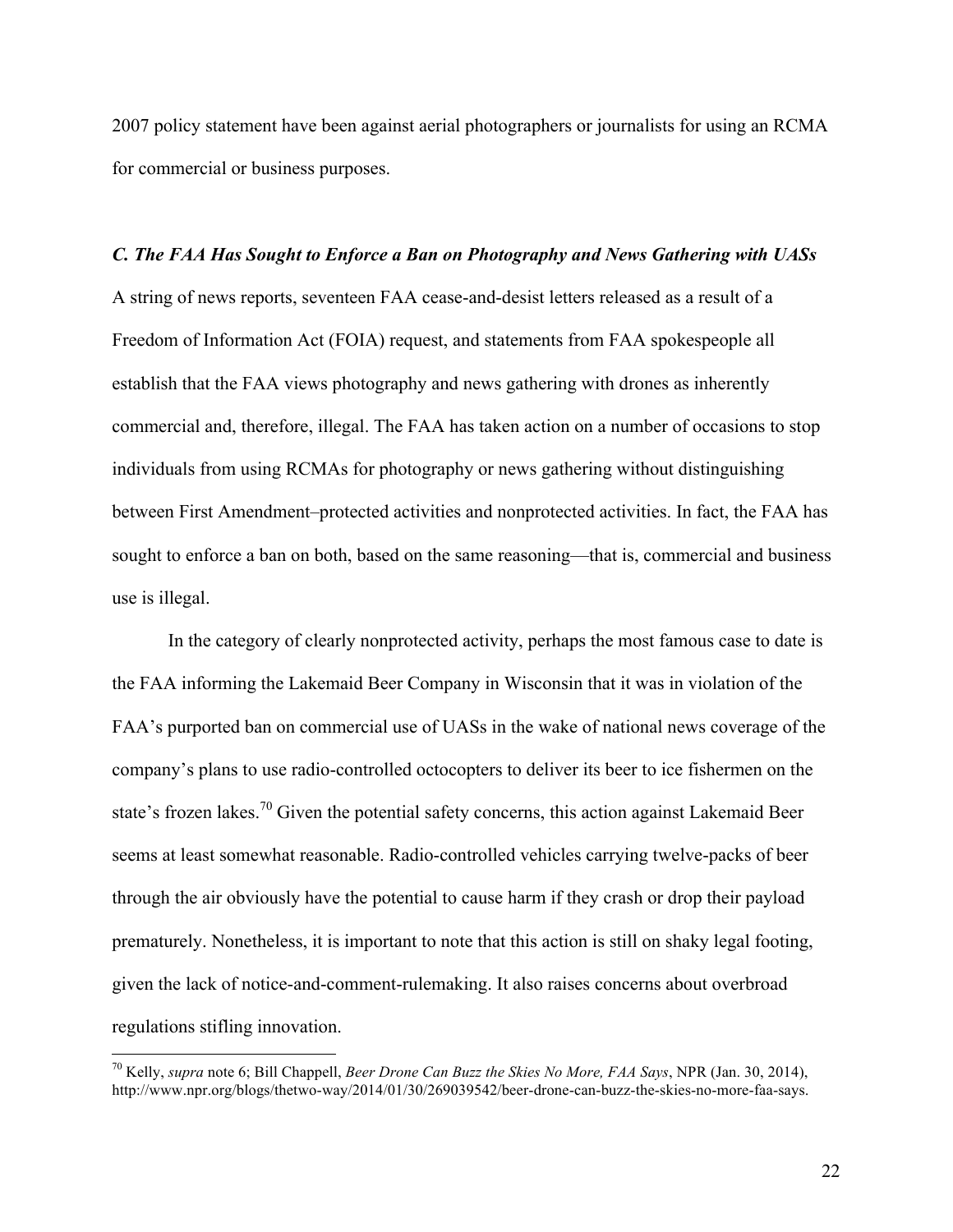2007 policy statement have been against aerial photographers or journalists for using an RCMA for commercial or business purposes.

### *C. The FAA Has Sought to Enforce a Ban on Photography and News Gathering with UASs*

A string of news reports, seventeen FAA cease-and-desist letters released as a result of a Freedom of Information Act (FOIA) request, and statements from FAA spokespeople all establish that the FAA views photography and news gathering with drones as inherently commercial and, therefore, illegal. The FAA has taken action on a number of occasions to stop individuals from using RCMAs for photography or news gathering without distinguishing between First Amendment–protected activities and nonprotected activities. In fact, the FAA has sought to enforce a ban on both, based on the same reasoning—that is, commercial and business use is illegal.

In the category of clearly nonprotected activity, perhaps the most famous case to date is the FAA informing the Lakemaid Beer Company in Wisconsin that it was in violation of the FAA's purported ban on commercial use of UASs in the wake of national news coverage of the company's plans to use radio-controlled octocopters to deliver its beer to ice fishermen on the state's frozen lakes.[70] Given the potential safety concerns, this action against Lakemaid Beer seems at least somewhat reasonable. Radio-controlled vehicles carrying twelve-packs of beer through the air obviously have the potential to cause harm if they crash or drop their payload prematurely. Nonetheless, it is important to note that this action is still on shaky legal footing, given the lack of notice-and-comment-rulemaking. It also raises concerns about overbroad regulations stifling innovation.

---

[70] Kelly, *supra* note 6; Bill Chappell, *Beer Drone Can Buzz the Skies No More, FAA Says*, NPR (Jan. 30, 2014), http://www.npr.org/blogs/thetwo-way/2014/01/30/269039542/beer-drone-can-buzz-the-skies-no-more-faa-says.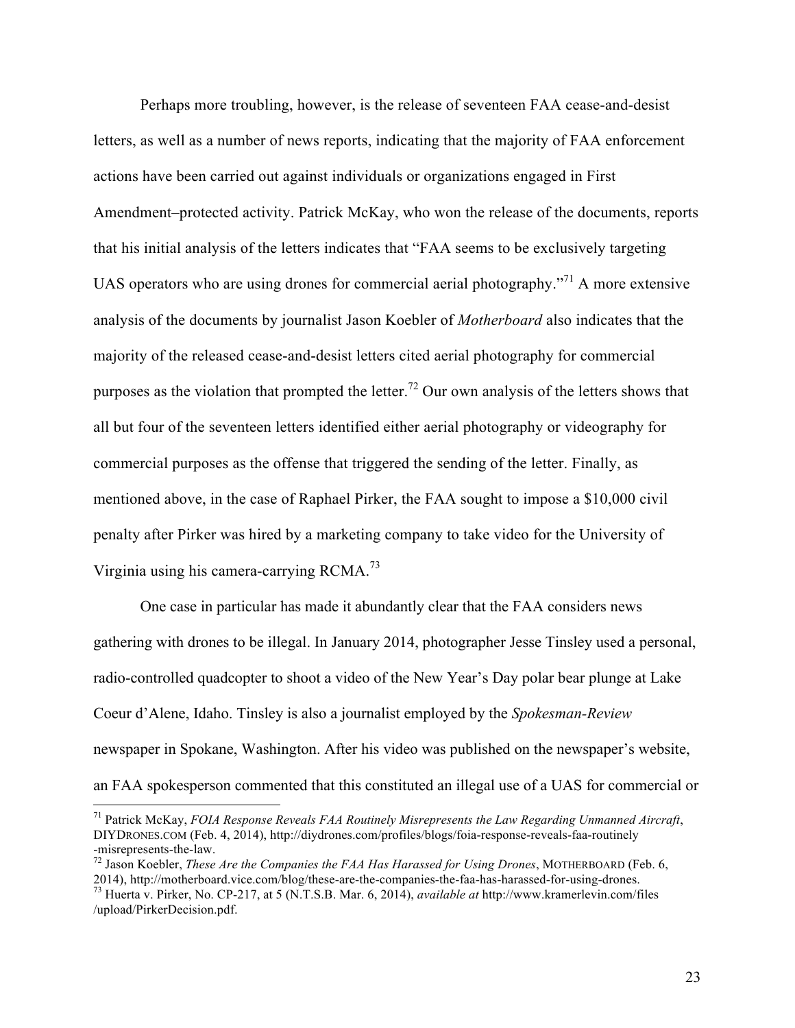Perhaps more troubling, however, is the release of seventeen FAA cease-and-desist letters, as well as a number of news reports, indicating that the majority of FAA enforcement actions have been carried out against individuals or organizations engaged in First Amendment–protected activity. Patrick McKay, who won the release of the documents, reports that his initial analysis of the letters indicates that "FAA seems to be exclusively targeting UAS operators who are using drones for commercial aerial photography."[71] A more extensive analysis of the documents by journalist Jason Koebler of *Motherboard* also indicates that the majority of the released cease-and-desist letters cited aerial photography for commercial purposes as the violation that prompted the letter.[72] Our own analysis of the letters shows that all but four of the seventeen letters identified either aerial photography or videography for commercial purposes as the offense that triggered the sending of the letter. Finally, as mentioned above, in the case of Raphael Pirker, the FAA sought to impose a $10,000 civil penalty after Pirker was hired by a marketing company to take video for the University of Virginia using his camera-carrying RCMA.[73]

One case in particular has made it abundantly clear that the FAA considers news gathering with drones to be illegal. In January 2014, photographer Jesse Tinsley used a personal, radio-controlled quadcopter to shoot a video of the New Year's Day polar bear plunge at Lake Coeur d'Alene, Idaho. Tinsley is also a journalist employed by the *Spokesman-Review* newspaper in Spokane, Washington. After his video was published on the newspaper's website, an FAA spokesperson commented that this constituted an illegal use of a UAS for commercial or

---

[71] Patrick McKay, *FOIA Response Reveals FAA Routinely Misrepresents the Law Regarding Unmanned Aircraft*, DIYDRONES.COM (Feb. 4, 2014), http://diydrones.com/profiles/blogs/foia-response-reveals-faa-routinely-misrepresents-the-law.

[72] Jason Koebler, *These Are the Companies the FAA Has Harassed for Using Drones*, MOTHERBOARD (Feb. 6, 2014), http://motherboard.vice.com/blog/these-are-the-companies-the-faa-has-harassed-for-using-drones.

[73] Huerta v. Pirker, No. CP-217, at 5 (N.T.S.B. Mar. 6, 2014), *available at* http://www.kramerlevin.com/files/upload/PirkerDecision.pdf.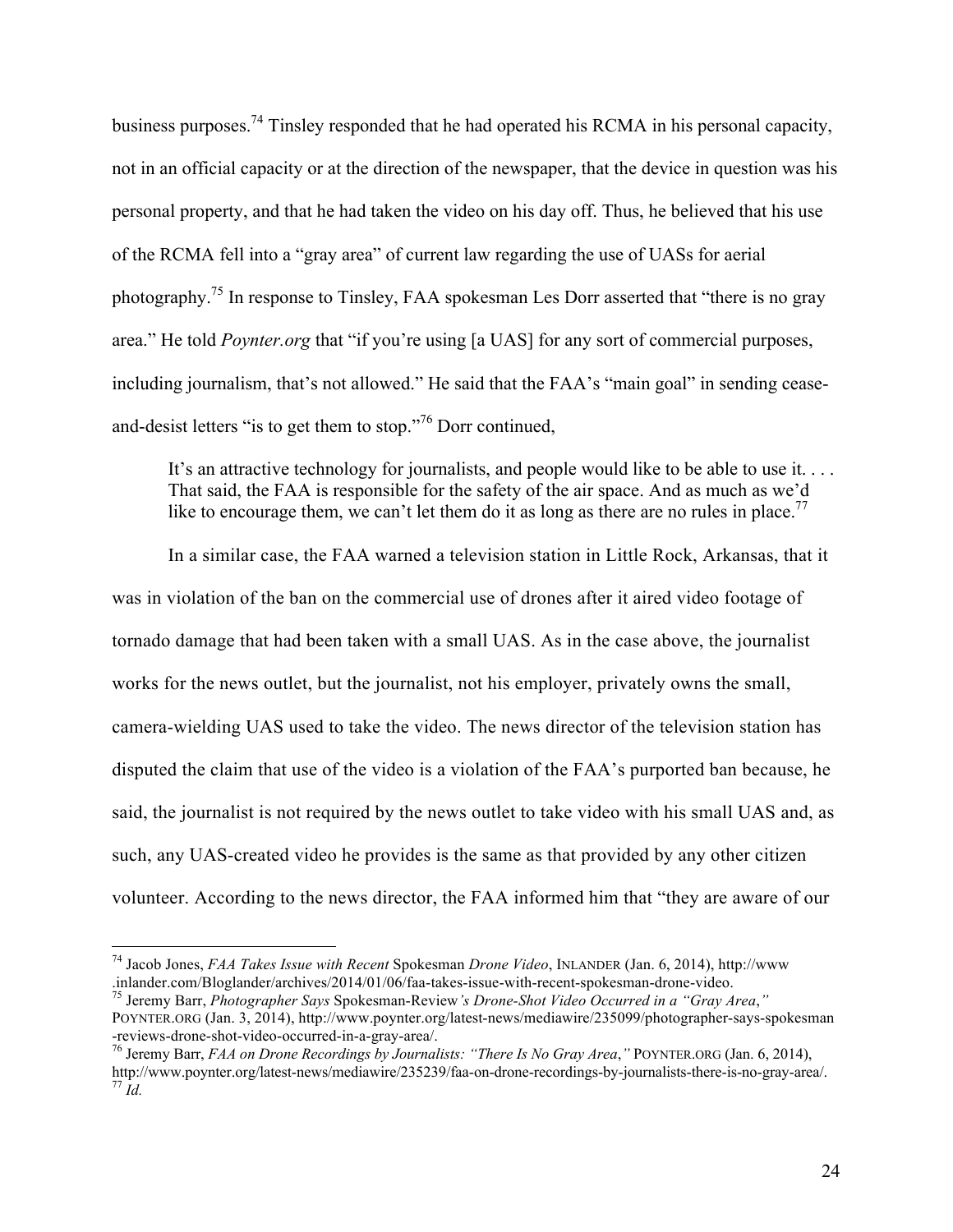business purposes.[74] Tinsley responded that he had operated his RCMA in his personal capacity, not in an official capacity or at the direction of the newspaper, that the device in question was his personal property, and that he had taken the video on his day off. Thus, he believed that his use of the RCMA fell into a "gray area" of current law regarding the use of UASs for aerial photography.[75] In response to Tinsley, FAA spokesman Les Dorr asserted that "there is no gray area." He told *Poynter.org* that "if you're using [a UAS] for any sort of commercial purposes, including journalism, that's not allowed." He said that the FAA's "main goal" in sending cease-and-desist letters "is to get them to stop."[76] Dorr continued,

> It's an attractive technology for journalists, and people would like to be able to use it. . . . That said, the FAA is responsible for the safety of the air space. And as much as we'd like to encourage them, we can't let them do it as long as there are no rules in place.[77]

In a similar case, the FAA warned a television station in Little Rock, Arkansas, that it was in violation of the ban on the commercial use of drones after it aired video footage of tornado damage that had been taken with a small UAS. As in the case above, the journalist works for the news outlet, but the journalist, not his employer, privately owns the small, camera-wielding UAS used to take the video. The news director of the television station has disputed the claim that use of the video is a violation of the FAA's purported ban because, he said, the journalist is not required by the news outlet to take video with his small UAS and, as such, any UAS-created video he provides is the same as that provided by any other citizen volunteer. According to the news director, the FAA informed him that "they are aware of our

---

[74] Jacob Jones, *FAA Takes Issue with Recent* Spokesman *Drone Video*, INLANDER (Jan. 6, 2014), http://www.inlander.com/Bloglander/archives/2014/01/06/faa-takes-issue-with-recent-spokesman-drone-video.

[75] Jeremy Barr, *Photographer Says* Spokesman-Review*'s Drone-Shot Video Occurred in a "Gray Area*,*"* POYNTER.ORG (Jan. 3, 2014), http://www.poynter.org/latest-news/mediawire/235099/photographer-says-spokesman-reviews-drone-shot-video-occurred-in-a-gray-area/.

[76] Jeremy Barr, *FAA on Drone Recordings by Journalists: "There Is No Gray Area*,*"* POYNTER.ORG (Jan. 6, 2014), http://www.poynter.org/latest-news/mediawire/235239/faa-on-drone-recordings-by-journalists-there-is-no-gray-area/.

[77] *Id.*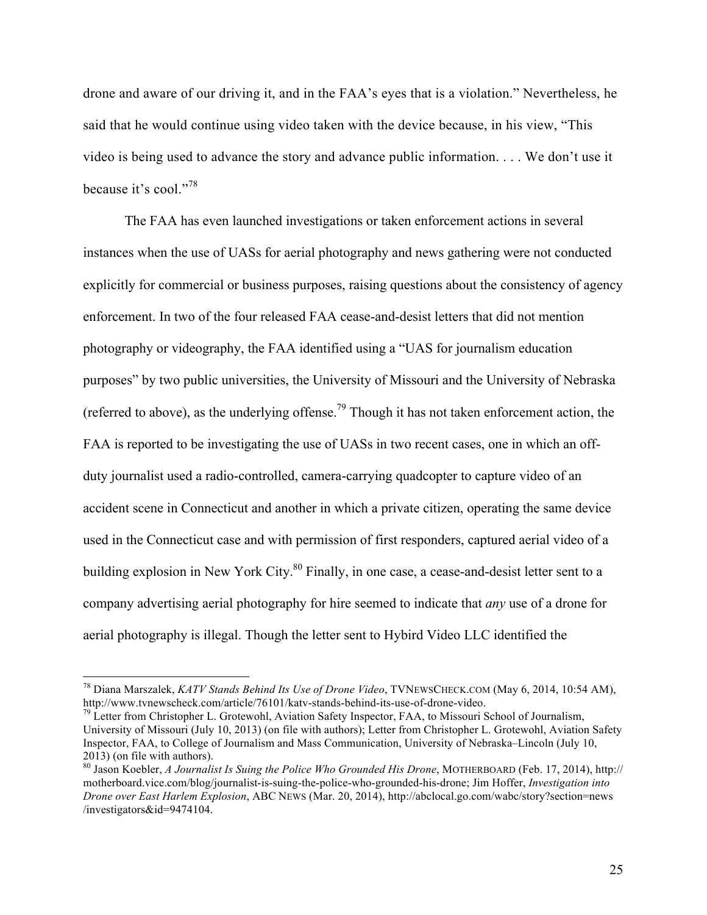drone and aware of our driving it, and in the FAA's eyes that is a violation." Nevertheless, he said that he would continue using video taken with the device because, in his view, "This video is being used to advance the story and advance public information. . . . We don't use it because it's cool."[78]

The FAA has even launched investigations or taken enforcement actions in several instances when the use of UASs for aerial photography and news gathering were not conducted explicitly for commercial or business purposes, raising questions about the consistency of agency enforcement. In two of the four released FAA cease-and-desist letters that did not mention photography or videography, the FAA identified using a "UAS for journalism education purposes" by two public universities, the University of Missouri and the University of Nebraska (referred to above), as the underlying offense.[79] Though it has not taken enforcement action, the FAA is reported to be investigating the use of UASs in two recent cases, one in which an off-duty journalist used a radio-controlled, camera-carrying quadcopter to capture video of an accident scene in Connecticut and another in which a private citizen, operating the same device used in the Connecticut case and with permission of first responders, captured aerial video of a building explosion in New York City.[80] Finally, in one case, a cease-and-desist letter sent to a company advertising aerial photography for hire seemed to indicate that *any* use of a drone for aerial photography is illegal. Though the letter sent to Hybird Video LLC identified the

---

[78] Diana Marszalek, *KATV Stands Behind Its Use of Drone Video*, TVNEWSCHECK.COM (May 6, 2014, 10:54 AM), http://www.tvnewscheck.com/article/76101/katv-stands-behind-its-use-of-drone-video.

[79] Letter from Christopher L. Grotewohl, Aviation Safety Inspector, FAA, to Missouri School of Journalism, University of Missouri (July 10, 2013) (on file with authors); Letter from Christopher L. Grotewohl, Aviation Safety Inspector, FAA, to College of Journalism and Mass Communication, University of Nebraska–Lincoln (July 10, 2013) (on file with authors).

[80] Jason Koebler, *A Journalist Is Suing the Police Who Grounded His Drone*, MOTHERBOARD (Feb. 17, 2014), http://motherboard.vice.com/blog/journalist-is-suing-the-police-who-grounded-his-drone; Jim Hoffer, *Investigation into Drone over East Harlem Explosion*, ABC NEWS (Mar. 20, 2014), http://abclocal.go.com/wabc/story?section=news/investigators&id=9474104.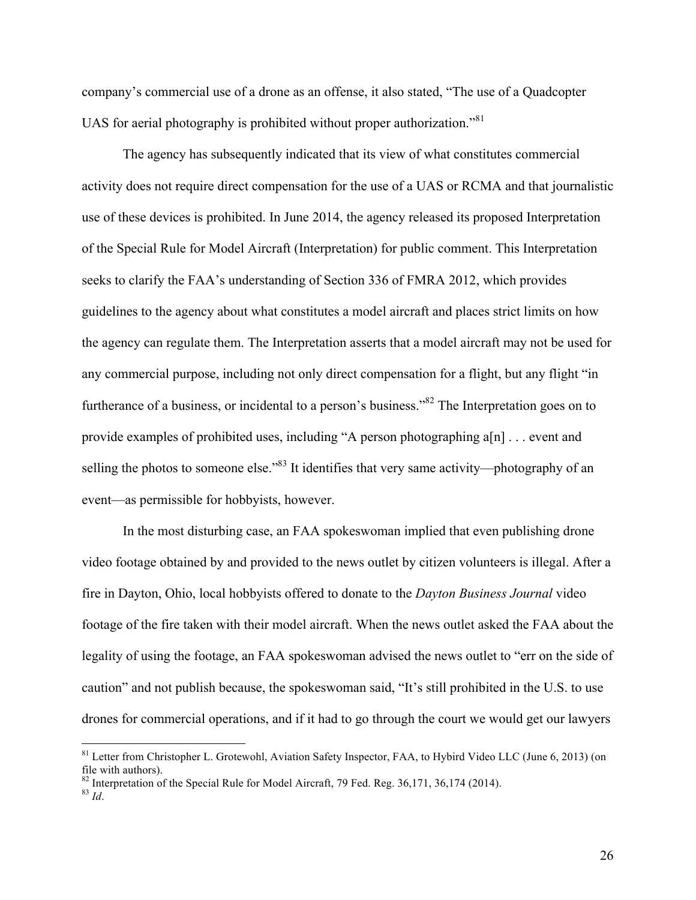company's commercial use of a drone as an offense, it also stated, "The use of a Quadcopter UAS for aerial photography is prohibited without proper authorization."[81]

The agency has subsequently indicated that its view of what constitutes commercial activity does not require direct compensation for the use of a UAS or RCMA and that journalistic use of these devices is prohibited. In June 2014, the agency released its proposed Interpretation of the Special Rule for Model Aircraft (Interpretation) for public comment. This Interpretation seeks to clarify the FAA's understanding of Section 336 of FMRA 2012, which provides guidelines to the agency about what constitutes a model aircraft and places strict limits on how the agency can regulate them. The Interpretation asserts that a model aircraft may not be used for any commercial purpose, including not only direct compensation for a flight, but any flight "in furtherance of a business, or incidental to a person's business."[82] The Interpretation goes on to provide examples of prohibited uses, including "A person photographing a[n] . . . event and selling the photos to someone else."[83] It identifies that very same activity—photography of an event—as permissible for hobbyists, however.

In the most disturbing case, an FAA spokeswoman implied that even publishing drone video footage obtained by and provided to the news outlet by citizen volunteers is illegal. After a fire in Dayton, Ohio, local hobbyists offered to donate to the *Dayton Business Journal* video footage of the fire taken with their model aircraft. When the news outlet asked the FAA about the legality of using the footage, an FAA spokeswoman advised the news outlet to "err on the side of caution" and not publish because, the spokeswoman said, "It's still prohibited in the U.S. to use drones for commercial operations, and if it had to go through the court we would get our lawyers

---

[81] Letter from Christopher L. Grotewohl, Aviation Safety Inspector, FAA, to Hybird Video LLC (June 6, 2013) (on file with authors).

[82] Interpretation of the Special Rule for Model Aircraft, 79 Fed. Reg. 36,171, 36,174 (2014).

[83] *Id*.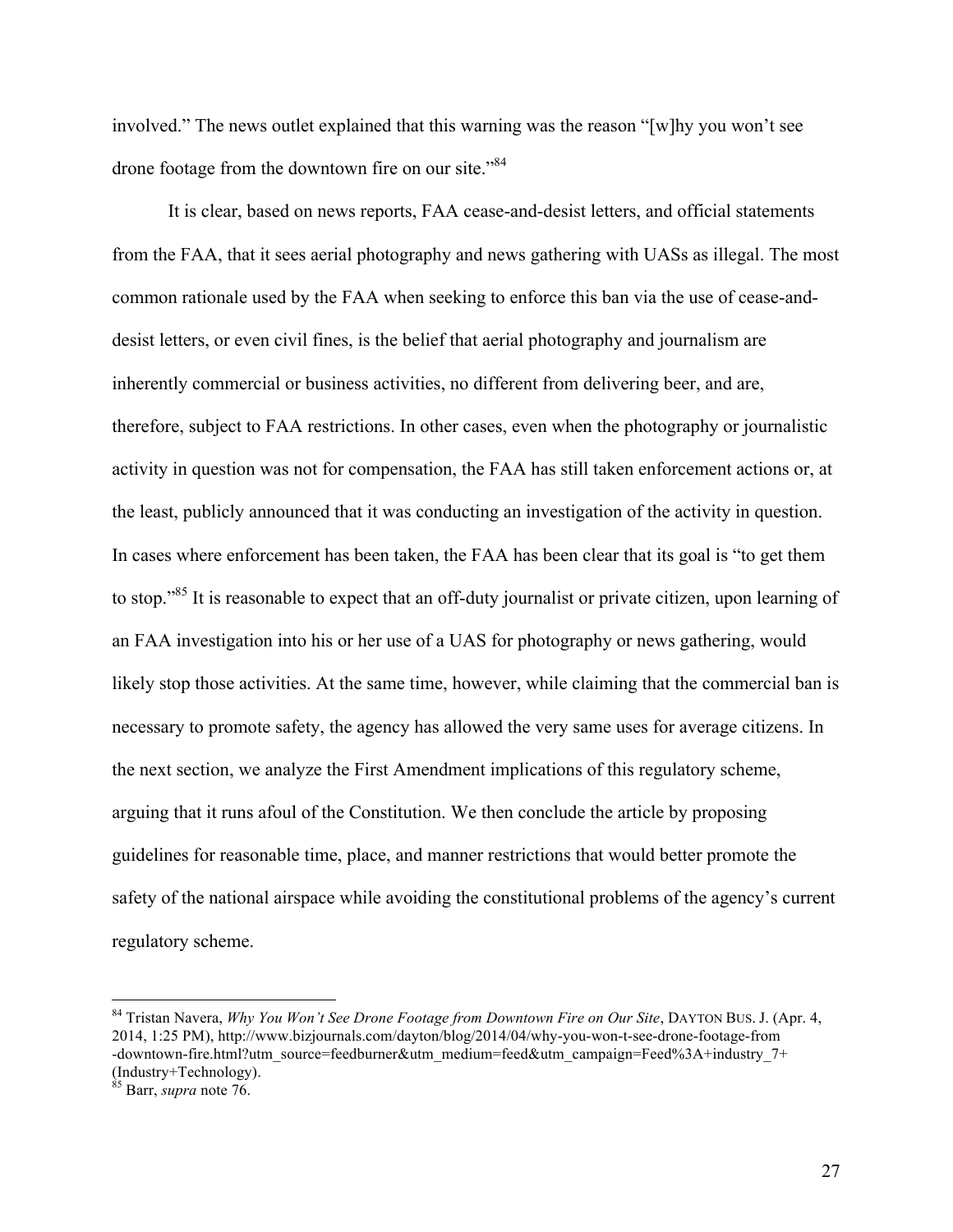involved." The news outlet explained that this warning was the reason "[w]hy you won't see drone footage from the downtown fire on our site."[84]

It is clear, based on news reports, FAA cease-and-desist letters, and official statements from the FAA, that it sees aerial photography and news gathering with UASs as illegal. The most common rationale used by the FAA when seeking to enforce this ban via the use of cease-and-desist letters, or even civil fines, is the belief that aerial photography and journalism are inherently commercial or business activities, no different from delivering beer, and are, therefore, subject to FAA restrictions. In other cases, even when the photography or journalistic activity in question was not for compensation, the FAA has still taken enforcement actions or, at the least, publicly announced that it was conducting an investigation of the activity in question. In cases where enforcement has been taken, the FAA has been clear that its goal is "to get them to stop."[85] It is reasonable to expect that an off-duty journalist or private citizen, upon learning of an FAA investigation into his or her use of a UAS for photography or news gathering, would likely stop those activities. At the same time, however, while claiming that the commercial ban is necessary to promote safety, the agency has allowed the very same uses for average citizens. In the next section, we analyze the First Amendment implications of this regulatory scheme, arguing that it runs afoul of the Constitution. We then conclude the article by proposing guidelines for reasonable time, place, and manner restrictions that would better promote the safety of the national airspace while avoiding the constitutional problems of the agency's current regulatory scheme.

---

[84] Tristan Navera, *Why You Won't See Drone Footage from Downtown Fire on Our Site*, DAYTON BUS. J. (Apr. 4, 2014, 1:25 PM), http://www.bizjournals.com/dayton/blog/2014/04/why-you-won-t-see-drone-footage-from-downtown-fire.html?utm_source=feedburner&utm_medium=feed&utm_campaign=Feed%3A+industry_7+(Industry+Technology).

[85] Barr, *supra* note 76.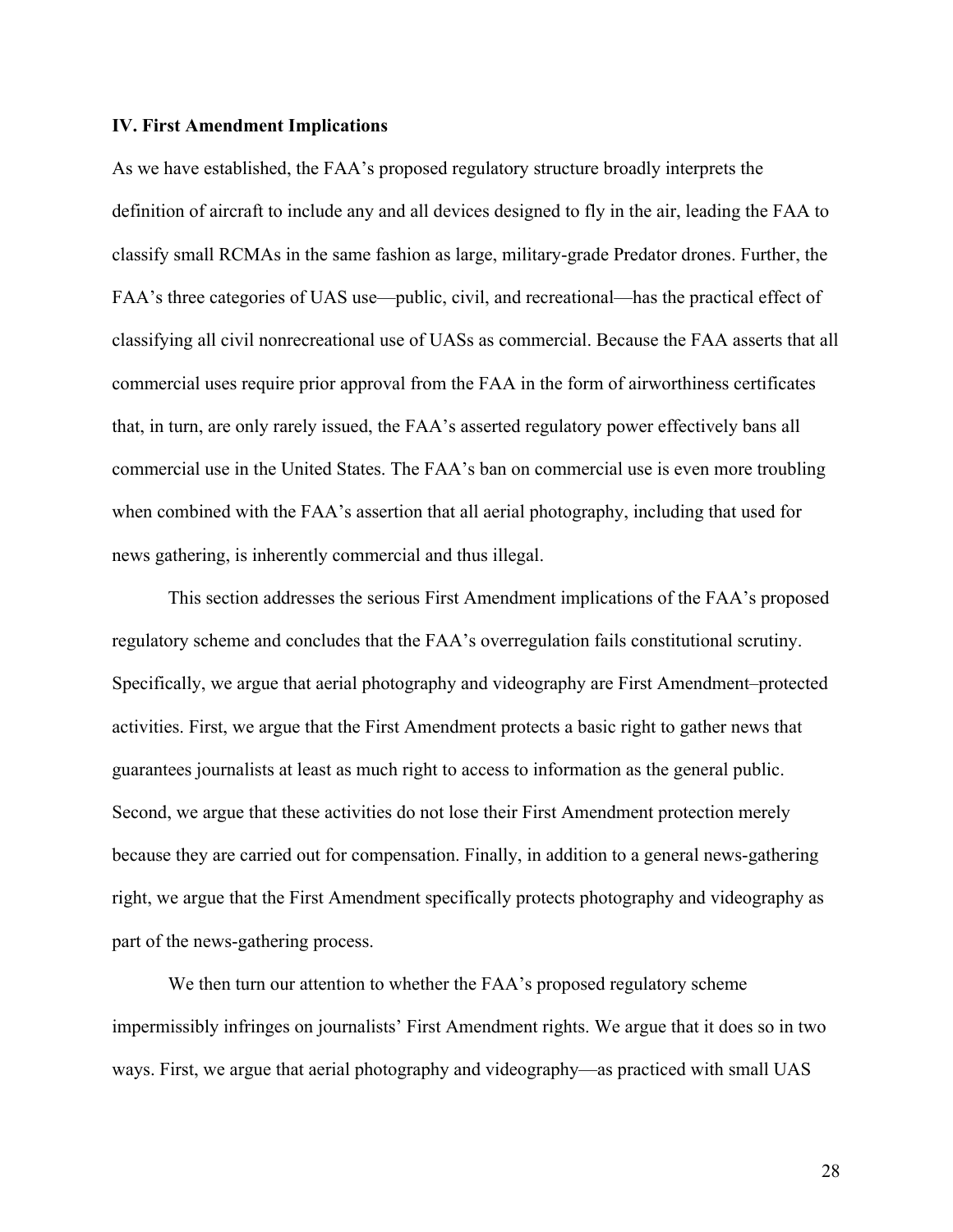### IV. First Amendment Implications

As we have established, the FAA's proposed regulatory structure broadly interprets the definition of aircraft to include any and all devices designed to fly in the air, leading the FAA to classify small RCMAs in the same fashion as large, military-grade Predator drones. Further, the FAA's three categories of UAS use—public, civil, and recreational—has the practical effect of classifying all civil nonrecreational use of UASs as commercial. Because the FAA asserts that all commercial uses require prior approval from the FAA in the form of airworthiness certificates that, in turn, are only rarely issued, the FAA's asserted regulatory power effectively bans all commercial use in the United States. The FAA's ban on commercial use is even more troubling when combined with the FAA's assertion that all aerial photography, including that used for news gathering, is inherently commercial and thus illegal.

This section addresses the serious First Amendment implications of the FAA's proposed regulatory scheme and concludes that the FAA's overregulation fails constitutional scrutiny. Specifically, we argue that aerial photography and videography are First Amendment–protected activities. First, we argue that the First Amendment protects a basic right to gather news that guarantees journalists at least as much right to access to information as the general public. Second, we argue that these activities do not lose their First Amendment protection merely because they are carried out for compensation. Finally, in addition to a general news-gathering right, we argue that the First Amendment specifically protects photography and videography as part of the news-gathering process.

We then turn our attention to whether the FAA's proposed regulatory scheme impermissibly infringes on journalists' First Amendment rights. We argue that it does so in two ways. First, we argue that aerial photography and videography—as practiced with small UAS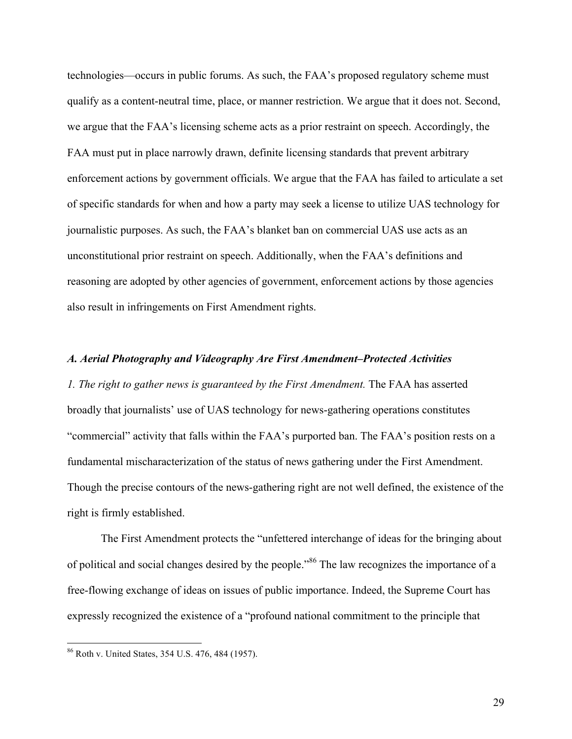technologies—occurs in public forums. As such, the FAA's proposed regulatory scheme must qualify as a content-neutral time, place, or manner restriction. We argue that it does not. Second, we argue that the FAA's licensing scheme acts as a prior restraint on speech. Accordingly, the FAA must put in place narrowly drawn, definite licensing standards that prevent arbitrary enforcement actions by government officials. We argue that the FAA has failed to articulate a set of specific standards for when and how a party may seek a license to utilize UAS technology for journalistic purposes. As such, the FAA's blanket ban on commercial UAS use acts as an unconstitutional prior restraint on speech. Additionally, when the FAA's definitions and reasoning are adopted by other agencies of government, enforcement actions by those agencies also result in infringements on First Amendment rights.

### *A. Aerial Photography and Videography Are First Amendment–Protected Activities*

*1. The right to gather news is guaranteed by the First Amendment.* The FAA has asserted broadly that journalists' use of UAS technology for news-gathering operations constitutes "commercial" activity that falls within the FAA's purported ban. The FAA's position rests on a fundamental mischaracterization of the status of news gathering under the First Amendment. Though the precise contours of the news-gathering right are not well defined, the existence of the right is firmly established.

The First Amendment protects the "unfettered interchange of ideas for the bringing about of political and social changes desired by the people."[86] The law recognizes the importance of a free-flowing exchange of ideas on issues of public importance. Indeed, the Supreme Court has expressly recognized the existence of a "profound national commitment to the principle that

---

[86] Roth v. United States, 354 U.S. 476, 484 (1957).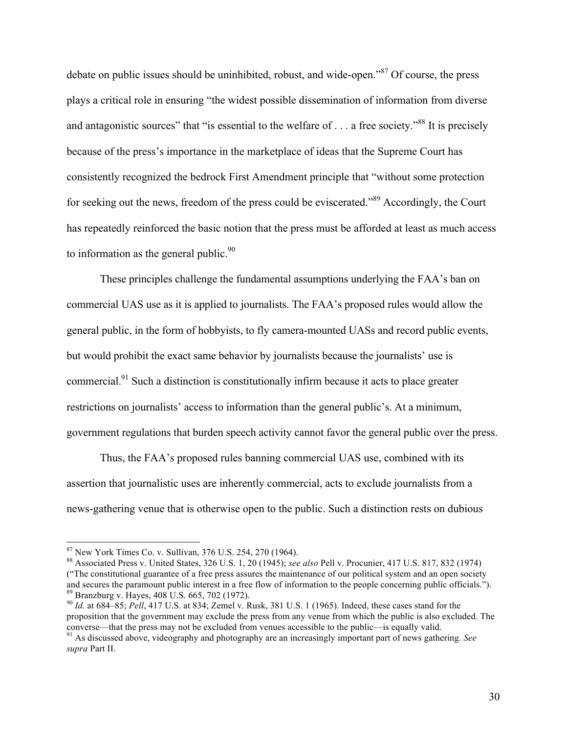debate on public issues should be uninhibited, robust, and wide-open."[87] Of course, the press plays a critical role in ensuring "the widest possible dissemination of information from diverse and antagonistic sources" that "is essential to the welfare of . . . a free society."[88] It is precisely because of the press's importance in the marketplace of ideas that the Supreme Court has consistently recognized the bedrock First Amendment principle that "without some protection for seeking out the news, freedom of the press could be eviscerated."[89] Accordingly, the Court has repeatedly reinforced the basic notion that the press must be afforded at least as much access to information as the general public.[90]

These principles challenge the fundamental assumptions underlying the FAA's ban on commercial UAS use as it is applied to journalists. The FAA's proposed rules would allow the general public, in the form of hobbyists, to fly camera-mounted UASs and record public events, but would prohibit the exact same behavior by journalists because the journalists' use is commercial.[91] Such a distinction is constitutionally infirm because it acts to place greater restrictions on journalists' access to information than the general public's. At a minimum, government regulations that burden speech activity cannot favor the general public over the press.

Thus, the FAA's proposed rules banning commercial UAS use, combined with its assertion that journalistic uses are inherently commercial, acts to exclude journalists from a news-gathering venue that is otherwise open to the public. Such a distinction rests on dubious

---

[87] New York Times Co. v. Sullivan, 376 U.S. 254, 270 (1964).

[88] Associated Press v. United States, 326 U.S. 1, 20 (1945); *see also* Pell v. Procunier, 417 U.S. 817, 832 (1974) ("The constitutional guarantee of a free press assures the maintenance of our political system and an open society and secures the paramount public interest in a free flow of information to the people concerning public officials.").

[89] Branzburg v. Hayes, 408 U.S. 665, 702 (1972).

[90] *Id.* at 684–85; *Pell*, 417 U.S. at 834; Zemel v. Rusk, 381 U.S. 1 (1965). Indeed, these cases stand for the proposition that the government may exclude the press from any venue from which the public is also excluded. The converse—that the press may not be excluded from venues accessible to the public—is equally valid.

[91] As discussed above, videography and photography are an increasingly important part of news gathering. *See supra* Part II.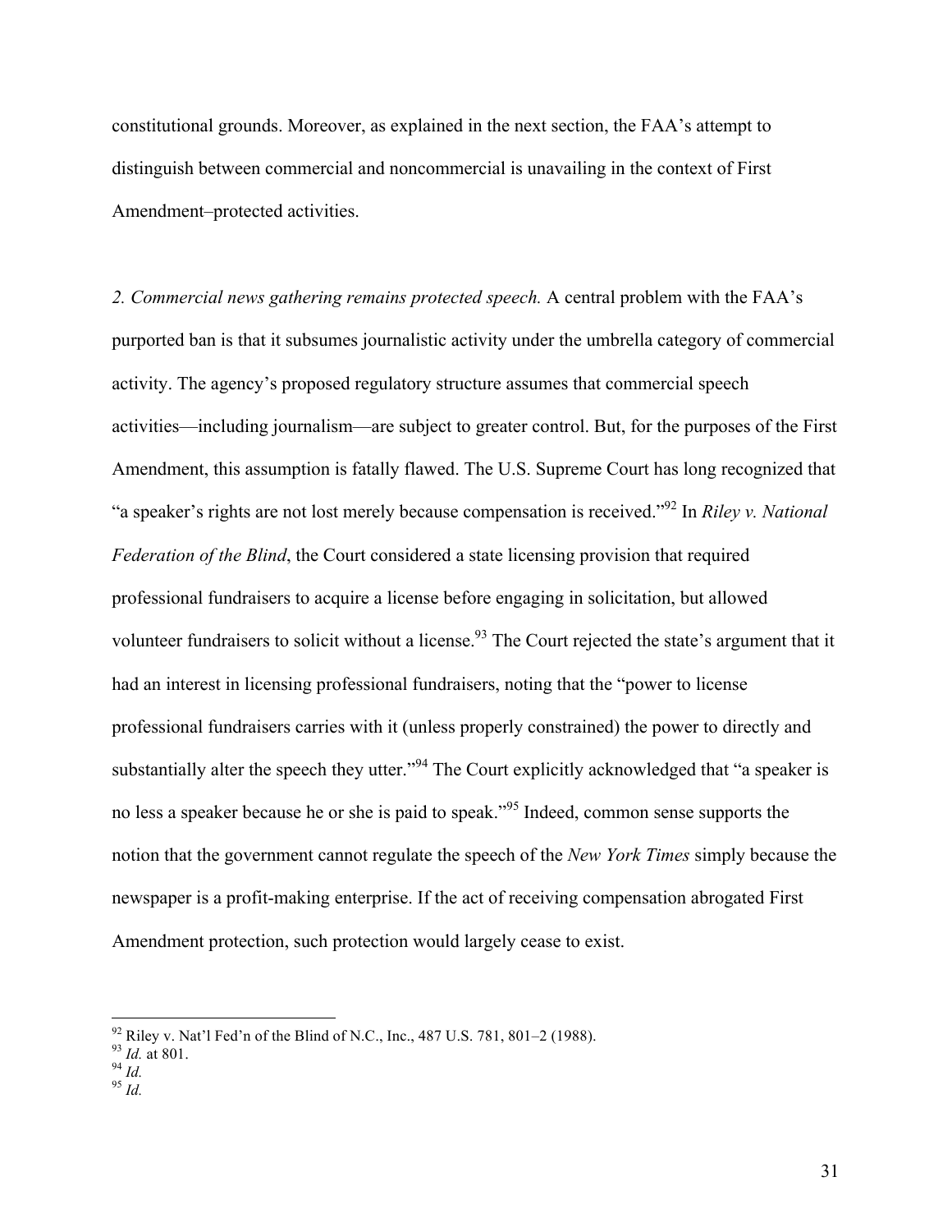constitutional grounds. Moreover, as explained in the next section, the FAA's attempt to distinguish between commercial and noncommercial is unavailing in the context of First Amendment–protected activities.

*2. Commercial news gathering remains protected speech.* A central problem with the FAA's purported ban is that it subsumes journalistic activity under the umbrella category of commercial activity. The agency's proposed regulatory structure assumes that commercial speech activities—including journalism—are subject to greater control. But, for the purposes of the First Amendment, this assumption is fatally flawed. The U.S. Supreme Court has long recognized that "a speaker's rights are not lost merely because compensation is received."[92] In *Riley v. National Federation of the Blind*, the Court considered a state licensing provision that required professional fundraisers to acquire a license before engaging in solicitation, but allowed volunteer fundraisers to solicit without a license.[93] The Court rejected the state's argument that it had an interest in licensing professional fundraisers, noting that the "power to license professional fundraisers carries with it (unless properly constrained) the power to directly and substantially alter the speech they utter."[94] The Court explicitly acknowledged that "a speaker is no less a speaker because he or she is paid to speak."[95] Indeed, common sense supports the notion that the government cannot regulate the speech of the *New York Times* simply because the newspaper is a profit-making enterprise. If the act of receiving compensation abrogated First Amendment protection, such protection would largely cease to exist.

---

[92] Riley v. Nat'l Fed'n of the Blind of N.C., Inc., 487 U.S. 781, 801–2 (1988).
[93] *Id.* at 801.
[94] *Id.*
[95] *Id.*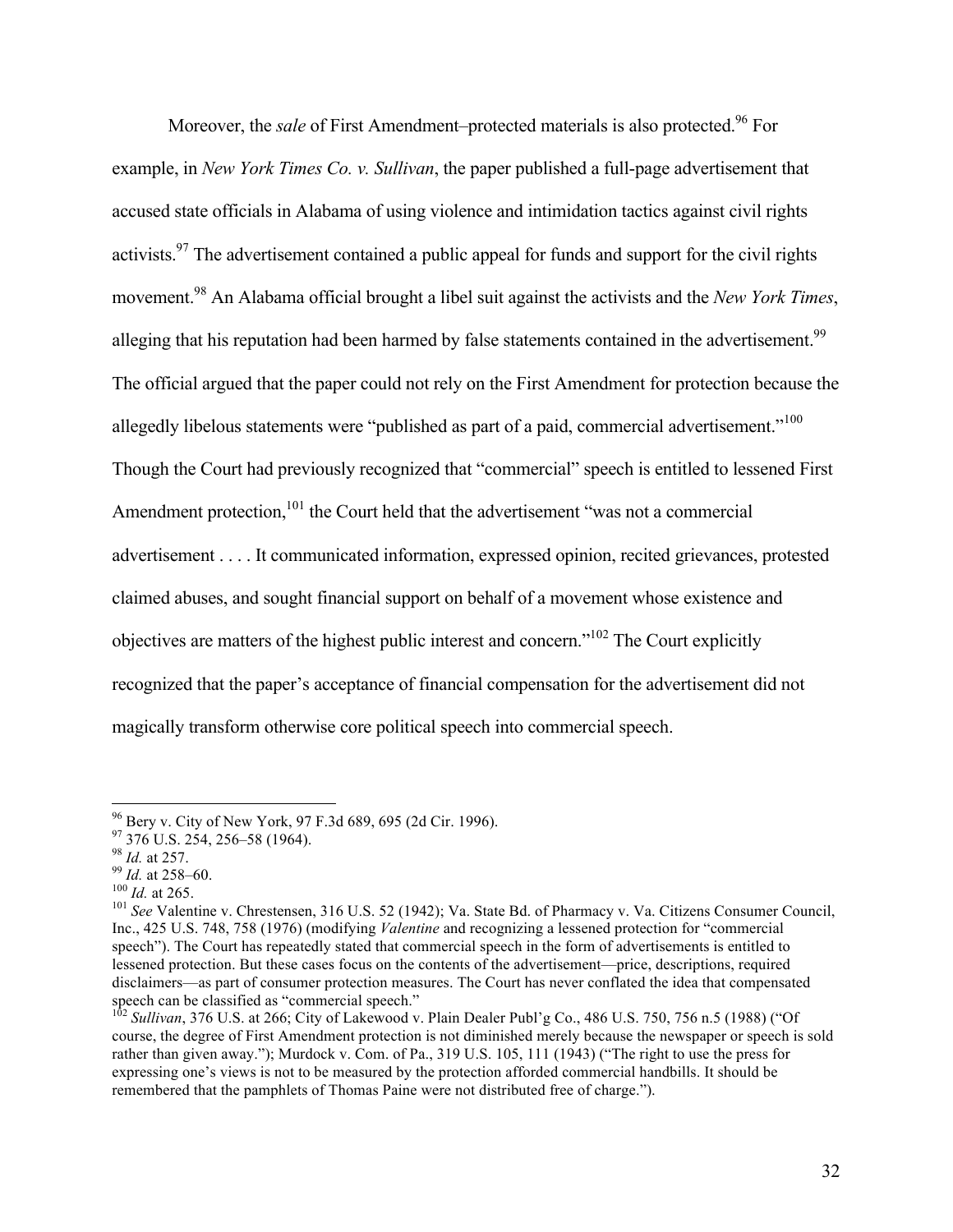Moreover, the *sale* of First Amendment–protected materials is also protected.[96] For example, in *New York Times Co. v. Sullivan*, the paper published a full-page advertisement that accused state officials in Alabama of using violence and intimidation tactics against civil rights activists.[97] The advertisement contained a public appeal for funds and support for the civil rights movement.[98] An Alabama official brought a libel suit against the activists and the *New York Times*, alleging that his reputation had been harmed by false statements contained in the advertisement.[99] The official argued that the paper could not rely on the First Amendment for protection because the allegedly libelous statements were "published as part of a paid, commercial advertisement."[100] Though the Court had previously recognized that "commercial" speech is entitled to lessened First Amendment protection,[101] the Court held that the advertisement "was not a commercial advertisement . . . . It communicated information, expressed opinion, recited grievances, protested claimed abuses, and sought financial support on behalf of a movement whose existence and objectives are matters of the highest public interest and concern."[102] The Court explicitly recognized that the paper's acceptance of financial compensation for the advertisement did not magically transform otherwise core political speech into commercial speech.

---

[96] Bery v. City of New York, 97 F.3d 689, 695 (2d Cir. 1996).

[97] 376 U.S. 254, 256–58 (1964).

[98] *Id.* at 257.

[99] *Id.* at 258–60.

[100] *Id.* at 265.

[101] *See* Valentine v. Chrestensen, 316 U.S. 52 (1942); Va. State Bd. of Pharmacy v. Va. Citizens Consumer Council, Inc., 425 U.S. 748, 758 (1976) (modifying *Valentine* and recognizing a lessened protection for "commercial speech"). The Court has repeatedly stated that commercial speech in the form of advertisements is entitled to lessened protection. But these cases focus on the contents of the advertisement—price, descriptions, required disclaimers—as part of consumer protection measures. The Court has never conflated the idea that compensated speech can be classified as "commercial speech."

[102] *Sullivan*, 376 U.S. at 266; City of Lakewood v. Plain Dealer Publ'g Co., 486 U.S. 750, 756 n.5 (1988) ("Of course, the degree of First Amendment protection is not diminished merely because the newspaper or speech is sold rather than given away."); Murdock v. Com. of Pa., 319 U.S. 105, 111 (1943) ("The right to use the press for expressing one's views is not to be measured by the protection afforded commercial handbills. It should be remembered that the pamphlets of Thomas Paine were not distributed free of charge.").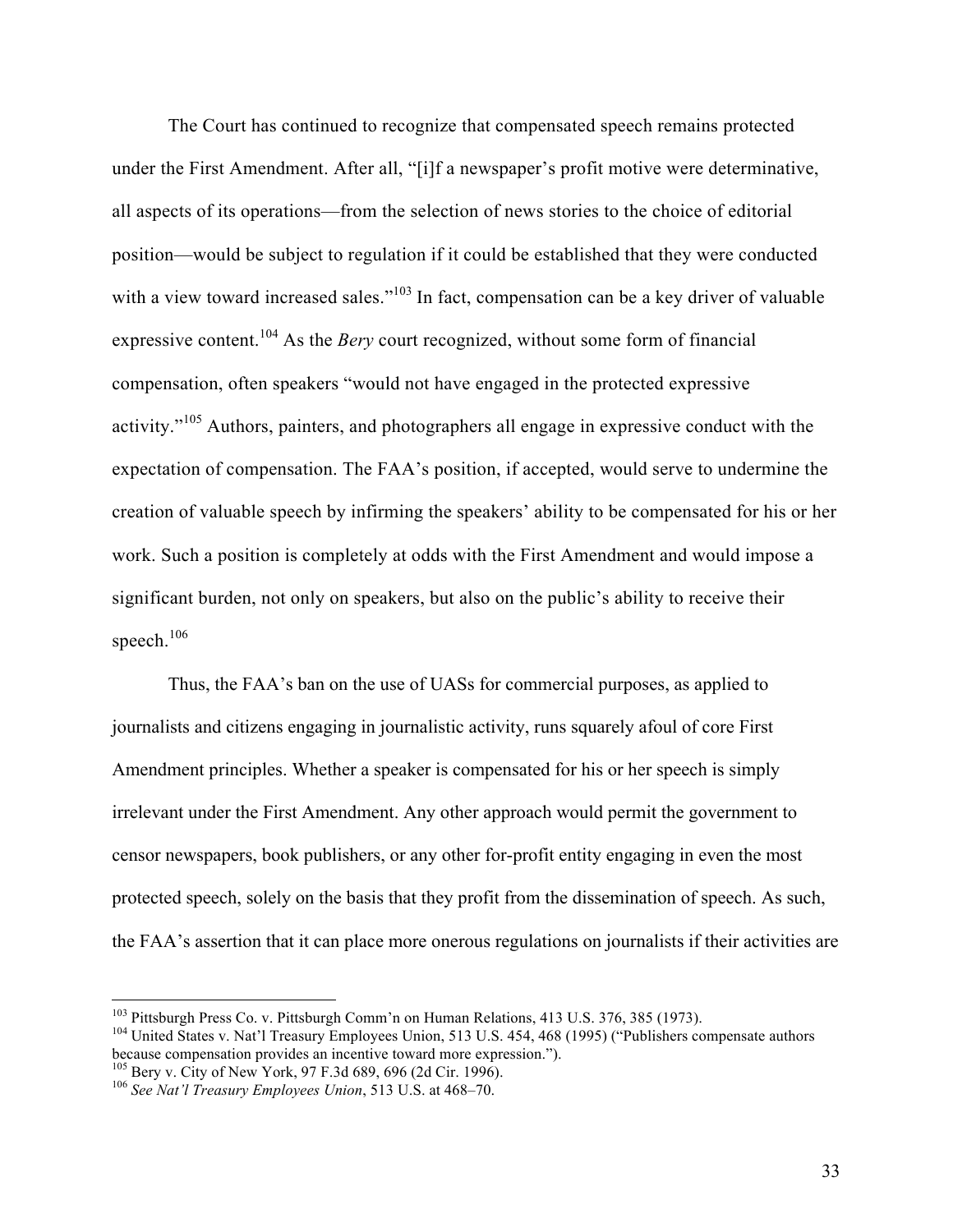The Court has continued to recognize that compensated speech remains protected under the First Amendment. After all, "[i]f a newspaper's profit motive were determinative, all aspects of its operations—from the selection of news stories to the choice of editorial position—would be subject to regulation if it could be established that they were conducted with a view toward increased sales."[103] In fact, compensation can be a key driver of valuable expressive content.[104] As the *Bery* court recognized, without some form of financial compensation, often speakers "would not have engaged in the protected expressive activity."[105] Authors, painters, and photographers all engage in expressive conduct with the expectation of compensation. The FAA's position, if accepted, would serve to undermine the creation of valuable speech by infirming the speakers' ability to be compensated for his or her work. Such a position is completely at odds with the First Amendment and would impose a significant burden, not only on speakers, but also on the public's ability to receive their speech.[106]

Thus, the FAA's ban on the use of UASs for commercial purposes, as applied to journalists and citizens engaging in journalistic activity, runs squarely afoul of core First Amendment principles. Whether a speaker is compensated for his or her speech is simply irrelevant under the First Amendment. Any other approach would permit the government to censor newspapers, book publishers, or any other for-profit entity engaging in even the most protected speech, solely on the basis that they profit from the dissemination of speech. As such, the FAA's assertion that it can place more onerous regulations on journalists if their activities are

---

[103] Pittsburgh Press Co. v. Pittsburgh Comm'n on Human Relations, 413 U.S. 376, 385 (1973).

[104] United States v. Nat'l Treasury Employees Union, 513 U.S. 454, 468 (1995) ("Publishers compensate authors because compensation provides an incentive toward more expression.").

[105] Bery v. City of New York, 97 F.3d 689, 696 (2d Cir. 1996).

[106] *See Nat'l Treasury Employees Union*, 513 U.S. at 468–70.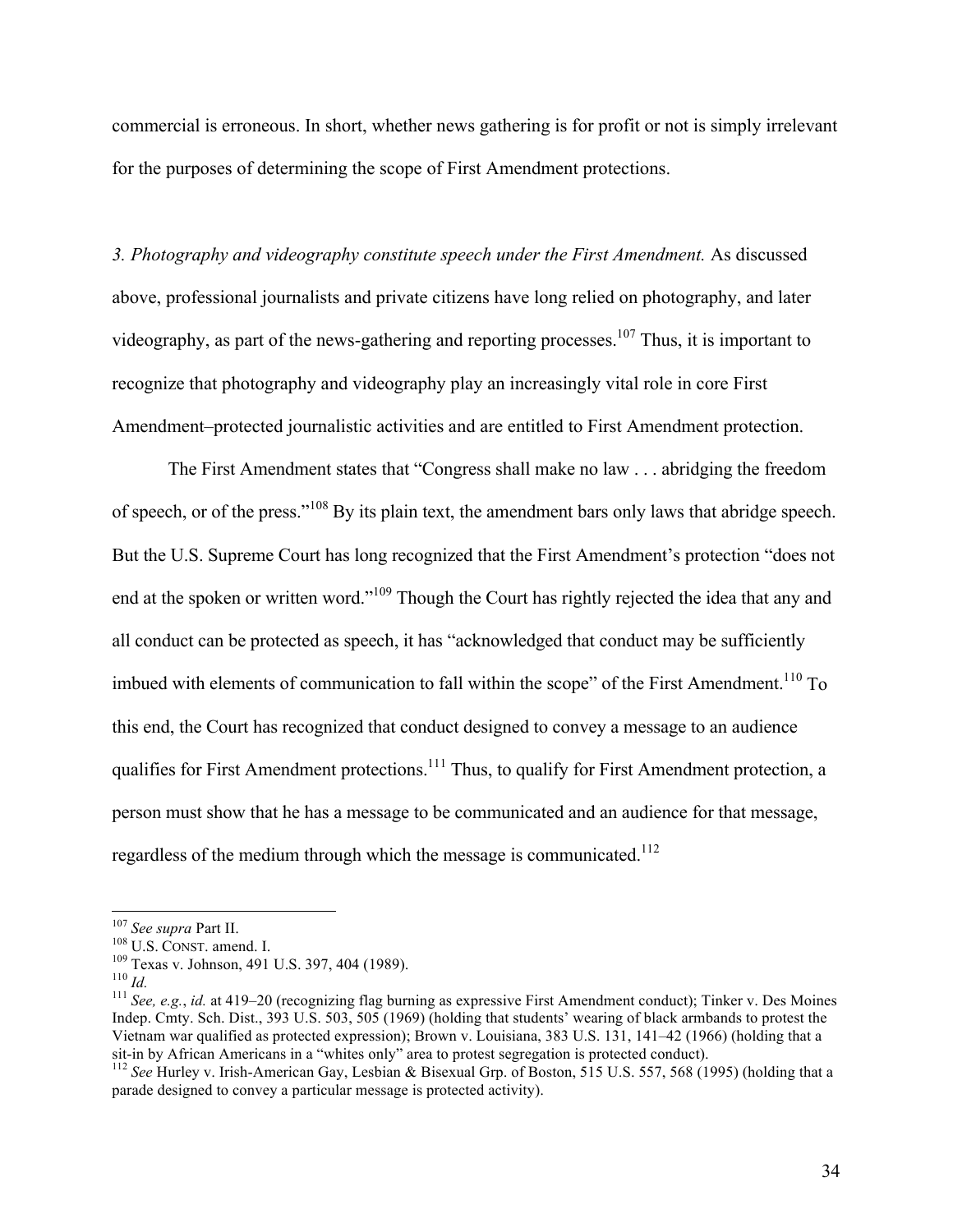commercial is erroneous. In short, whether news gathering is for profit or not is simply irrelevant for the purposes of determining the scope of First Amendment protections.

*3. Photography and videography constitute speech under the First Amendment.* As discussed above, professional journalists and private citizens have long relied on photography, and later videography, as part of the news-gathering and reporting processes.[107] Thus, it is important to recognize that photography and videography play an increasingly vital role in core First Amendment–protected journalistic activities and are entitled to First Amendment protection.

The First Amendment states that "Congress shall make no law . . . abridging the freedom of speech, or of the press."[108] By its plain text, the amendment bars only laws that abridge speech. But the U.S. Supreme Court has long recognized that the First Amendment's protection "does not end at the spoken or written word."[109] Though the Court has rightly rejected the idea that any and all conduct can be protected as speech, it has "acknowledged that conduct may be sufficiently imbued with elements of communication to fall within the scope" of the First Amendment.[110] To this end, the Court has recognized that conduct designed to convey a message to an audience qualifies for First Amendment protections.[111] Thus, to qualify for First Amendment protection, a person must show that he has a message to be communicated and an audience for that message, regardless of the medium through which the message is communicated.[112]

---

[107] *See supra* Part II.

[108] U.S. CONST. amend. I.

[109] Texas v. Johnson, 491 U.S. 397, 404 (1989).

[110] *Id.*

[111] *See, e.g.*, *id.* at 419–20 (recognizing flag burning as expressive First Amendment conduct); Tinker v. Des Moines Indep. Cmty. Sch. Dist., 393 U.S. 503, 505 (1969) (holding that students' wearing of black armbands to protest the Vietnam war qualified as protected expression); Brown v. Louisiana, 383 U.S. 131, 141–42 (1966) (holding that a sit-in by African Americans in a "whites only" area to protest segregation is protected conduct).

[112] *See* Hurley v. Irish-American Gay, Lesbian & Bisexual Grp. of Boston, 515 U.S. 557, 568 (1995) (holding that a parade designed to convey a particular message is protected activity).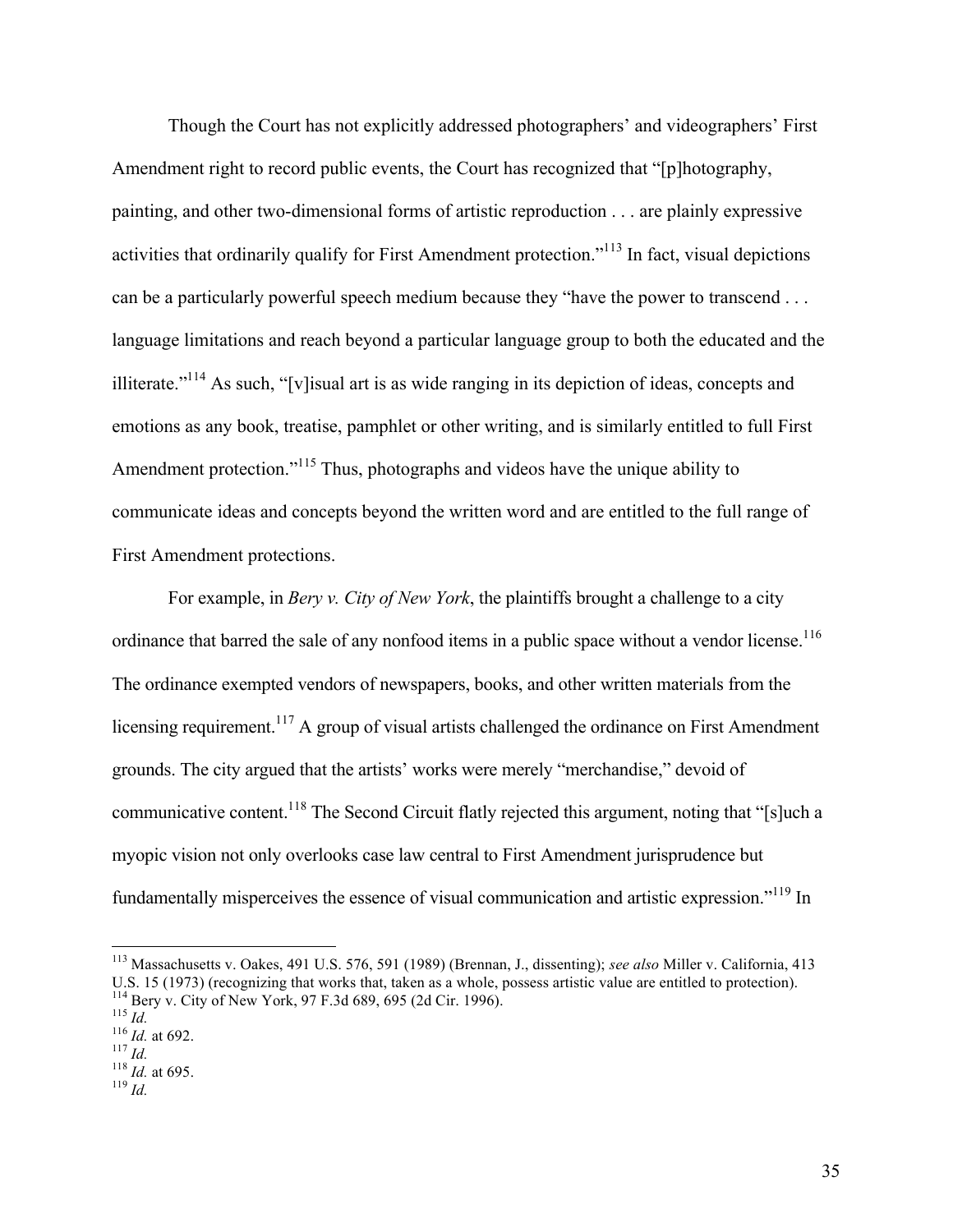Though the Court has not explicitly addressed photographers' and videographers' First Amendment right to record public events, the Court has recognized that "[p]hotography, painting, and other two-dimensional forms of artistic reproduction . . . are plainly expressive activities that ordinarily qualify for First Amendment protection."[113] In fact, visual depictions can be a particularly powerful speech medium because they "have the power to transcend . . . language limitations and reach beyond a particular language group to both the educated and the illiterate."[114] As such, "[v]isual art is as wide ranging in its depiction of ideas, concepts and emotions as any book, treatise, pamphlet or other writing, and is similarly entitled to full First Amendment protection."[115] Thus, photographs and videos have the unique ability to communicate ideas and concepts beyond the written word and are entitled to the full range of First Amendment protections.

For example, in *Bery v. City of New York*, the plaintiffs brought a challenge to a city ordinance that barred the sale of any nonfood items in a public space without a vendor license.[116] The ordinance exempted vendors of newspapers, books, and other written materials from the licensing requirement.[117] A group of visual artists challenged the ordinance on First Amendment grounds. The city argued that the artists' works were merely "merchandise," devoid of communicative content.[118] The Second Circuit flatly rejected this argument, noting that "[s]uch a myopic vision not only overlooks case law central to First Amendment jurisprudence but fundamentally misperceives the essence of visual communication and artistic expression."[119] In

---

[113] Massachusetts v. Oakes, 491 U.S. 576, 591 (1989) (Brennan, J., dissenting); *see also* Miller v. California, 413 U.S. 15 (1973) (recognizing that works that, taken as a whole, possess artistic value are entitled to protection).
[114] Bery v. City of New York, 97 F.3d 689, 695 (2d Cir. 1996).
[115] *Id.*
[116] *Id.* at 692.
[117] *Id.*
[118] *Id.* at 695.
[119] *Id.*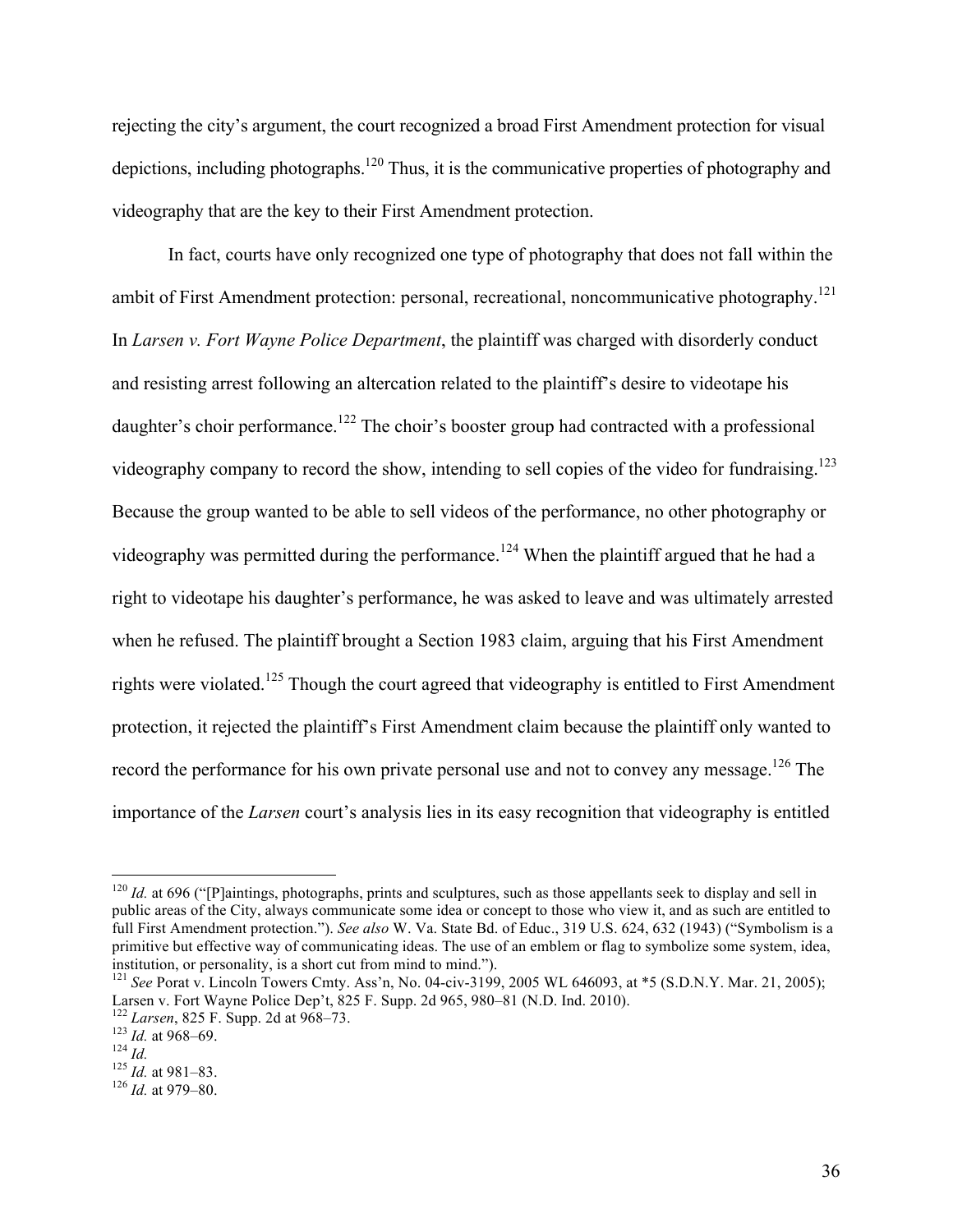rejecting the city's argument, the court recognized a broad First Amendment protection for visual depictions, including photographs.[120] Thus, it is the communicative properties of photography and videography that are the key to their First Amendment protection.

In fact, courts have only recognized one type of photography that does not fall within the ambit of First Amendment protection: personal, recreational, noncommunicative photography.[121] In *Larsen v. Fort Wayne Police Department*, the plaintiff was charged with disorderly conduct and resisting arrest following an altercation related to the plaintiff's desire to videotape his daughter's choir performance.[122] The choir's booster group had contracted with a professional videography company to record the show, intending to sell copies of the video for fundraising.[123] Because the group wanted to be able to sell videos of the performance, no other photography or videography was permitted during the performance.[124] When the plaintiff argued that he had a right to videotape his daughter's performance, he was asked to leave and was ultimately arrested when he refused. The plaintiff brought a Section 1983 claim, arguing that his First Amendment rights were violated.[125] Though the court agreed that videography is entitled to First Amendment protection, it rejected the plaintiff's First Amendment claim because the plaintiff only wanted to record the performance for his own private personal use and not to convey any message.[126] The importance of the *Larsen* court's analysis lies in its easy recognition that videography is entitled

---

[120] *Id.* at 696 ("[P]aintings, photographs, prints and sculptures, such as those appellants seek to display and sell in public areas of the City, always communicate some idea or concept to those who view it, and as such are entitled to full First Amendment protection."). *See also* W. Va. State Bd. of Educ., 319 U.S. 624, 632 (1943) ("Symbolism is a primitive but effective way of communicating ideas. The use of an emblem or flag to symbolize some system, idea, institution, or personality, is a short cut from mind to mind.").

[121] *See* Porat v. Lincoln Towers Cmty. Ass'n, No. 04-civ-3199, 2005 WL 646093, at *5 (S.D.N.Y. Mar. 21, 2005); Larsen v. Fort Wayne Police Dep't, 825 F. Supp. 2d 965, 980–81 (N.D. Ind. 2010).

[122] *Larsen*, 825 F. Supp. 2d at 968–73.

[123] *Id.* at 968–69.

[124] *Id.*

[125] *Id.* at 981–83.

[126] *Id.* at 979–80.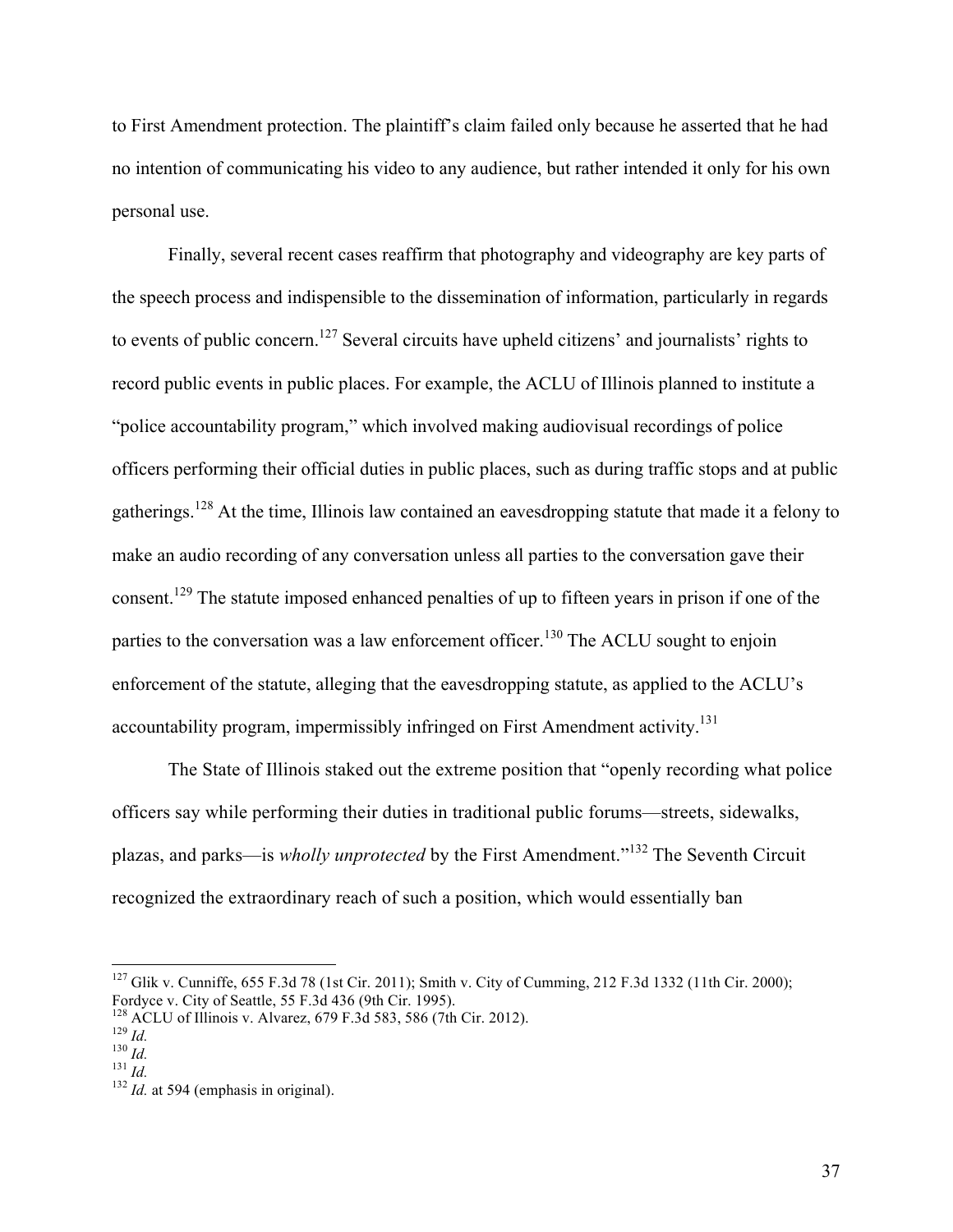to First Amendment protection. The plaintiff's claim failed only because he asserted that he had no intention of communicating his video to any audience, but rather intended it only for his own personal use.

Finally, several recent cases reaffirm that photography and videography are key parts of the speech process and indispensible to the dissemination of information, particularly in regards to events of public concern.[127] Several circuits have upheld citizens' and journalists' rights to record public events in public places. For example, the ACLU of Illinois planned to institute a "police accountability program," which involved making audiovisual recordings of police officers performing their official duties in public places, such as during traffic stops and at public gatherings.[128] At the time, Illinois law contained an eavesdropping statute that made it a felony to make an audio recording of any conversation unless all parties to the conversation gave their consent.[129] The statute imposed enhanced penalties of up to fifteen years in prison if one of the parties to the conversation was a law enforcement officer.[130] The ACLU sought to enjoin enforcement of the statute, alleging that the eavesdropping statute, as applied to the ACLU's accountability program, impermissibly infringed on First Amendment activity.[131]

The State of Illinois staked out the extreme position that "openly recording what police officers say while performing their duties in traditional public forums—streets, sidewalks, plazas, and parks—is *wholly unprotected* by the First Amendment."[132] The Seventh Circuit recognized the extraordinary reach of such a position, which would essentially ban

---

[127] Glik v. Cunniffe, 655 F.3d 78 (1st Cir. 2011); Smith v. City of Cumming, 212 F.3d 1332 (11th Cir. 2000); Fordyce v. City of Seattle, 55 F.3d 436 (9th Cir. 1995).

[128] ACLU of Illinois v. Alvarez, 679 F.3d 583, 586 (7th Cir. 2012).

[129] *Id.*

[130] *Id.*

[131] *Id.*

[132] *Id.* at 594 (emphasis in original).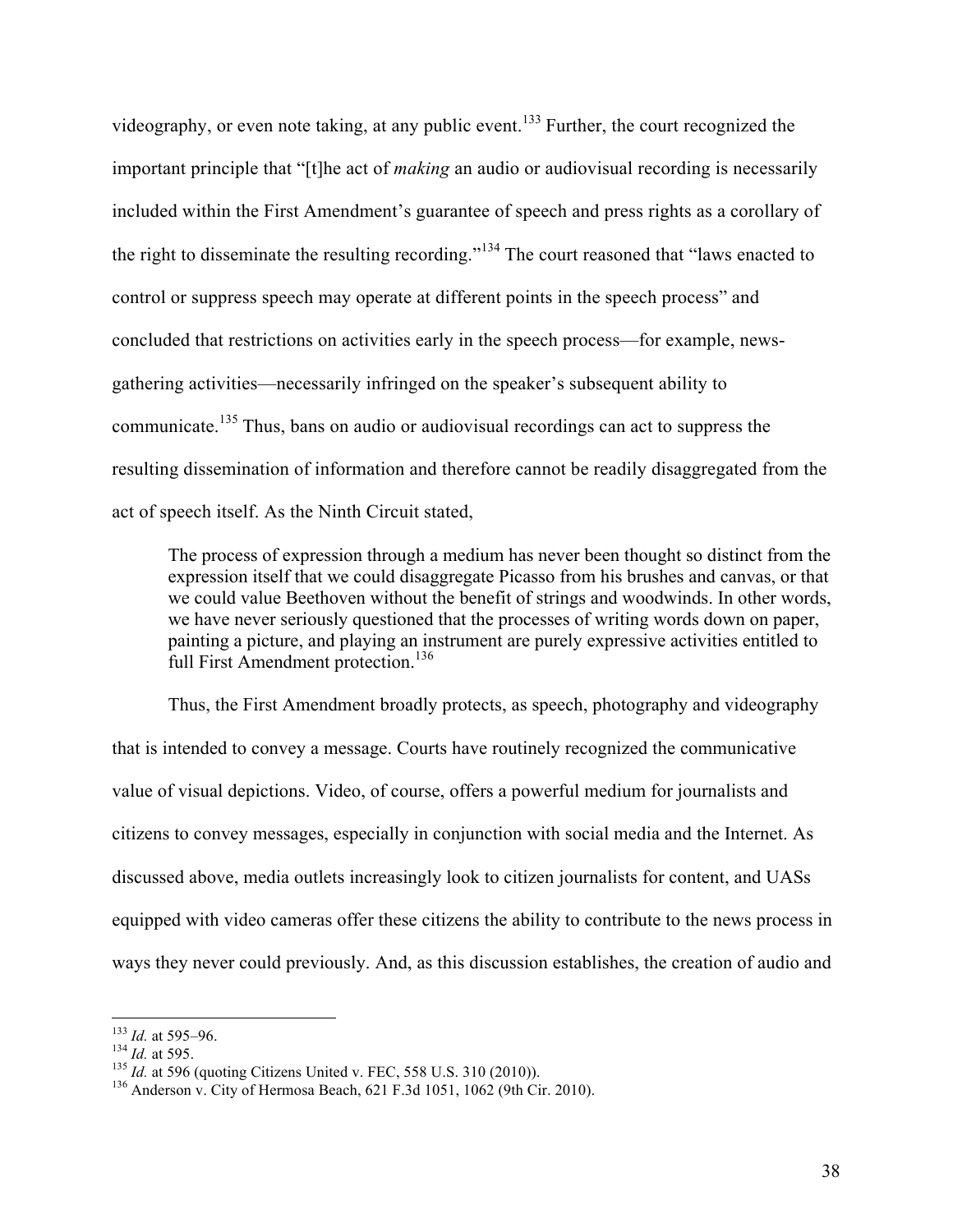videography, or even note taking, at any public event.[133] Further, the court recognized the important principle that "[t]he act of *making* an audio or audiovisual recording is necessarily included within the First Amendment's guarantee of speech and press rights as a corollary of the right to disseminate the resulting recording."[134] The court reasoned that "laws enacted to control or suppress speech may operate at different points in the speech process" and concluded that restrictions on activities early in the speech process—for example, news-gathering activities—necessarily infringed on the speaker's subsequent ability to communicate.[135] Thus, bans on audio or audiovisual recordings can act to suppress the resulting dissemination of information and therefore cannot be readily disaggregated from the act of speech itself. As the Ninth Circuit stated,

> The process of expression through a medium has never been thought so distinct from the expression itself that we could disaggregate Picasso from his brushes and canvas, or that we could value Beethoven without the benefit of strings and woodwinds. In other words, we have never seriously questioned that the processes of writing words down on paper, painting a picture, and playing an instrument are purely expressive activities entitled to full First Amendment protection.[136]

Thus, the First Amendment broadly protects, as speech, photography and videography that is intended to convey a message. Courts have routinely recognized the communicative value of visual depictions. Video, of course, offers a powerful medium for journalists and citizens to convey messages, especially in conjunction with social media and the Internet. As discussed above, media outlets increasingly look to citizen journalists for content, and UASs equipped with video cameras offer these citizens the ability to contribute to the news process in ways they never could previously. And, as this discussion establishes, the creation of audio and

---

[133] *Id.* at 595–96.

[134] *Id.* at 595.

[135] *Id.* at 596 (quoting Citizens United v. FEC, 558 U.S. 310 (2010)).

[136] Anderson v. City of Hermosa Beach, 621 F.3d 1051, 1062 (9th Cir. 2010).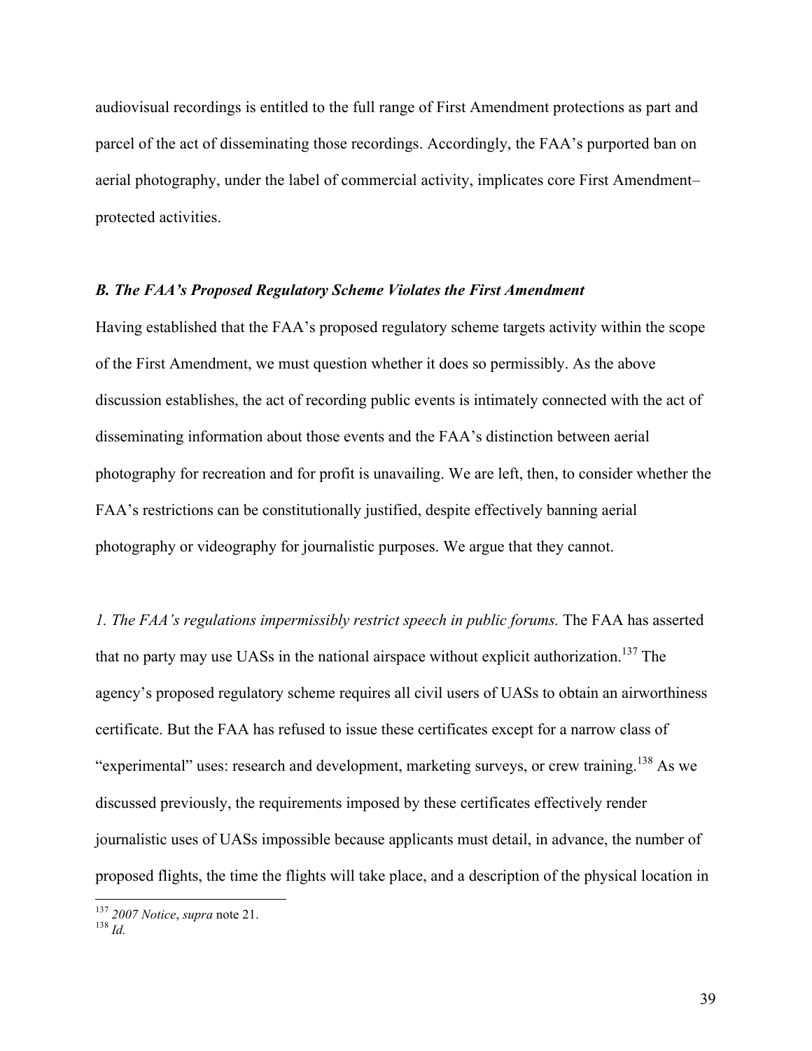audiovisual recordings is entitled to the full range of First Amendment protections as part and parcel of the act of disseminating those recordings. Accordingly, the FAA's purported ban on aerial photography, under the label of commercial activity, implicates core First Amendment–protected activities.

### *B. The FAA's Proposed Regulatory Scheme Violates the First Amendment*

Having established that the FAA's proposed regulatory scheme targets activity within the scope of the First Amendment, we must question whether it does so permissibly. As the above discussion establishes, the act of recording public events is intimately connected with the act of disseminating information about those events and the FAA's distinction between aerial photography for recreation and for profit is unavailing. We are left, then, to consider whether the FAA's restrictions can be constitutionally justified, despite effectively banning aerial photography or videography for journalistic purposes. We argue that they cannot.

*1. The FAA's regulations impermissibly restrict speech in public forums.* The FAA has asserted that no party may use UASs in the national airspace without explicit authorization.[137] The agency's proposed regulatory scheme requires all civil users of UASs to obtain an airworthiness certificate. But the FAA has refused to issue these certificates except for a narrow class of "experimental" uses: research and development, marketing surveys, or crew training.[138] As we discussed previously, the requirements imposed by these certificates effectively render journalistic uses of UASs impossible because applicants must detail, in advance, the number of proposed flights, the time the flights will take place, and a description of the physical location in

---

[137] *2007 Notice*, *supra* note 21.

[138] *Id.*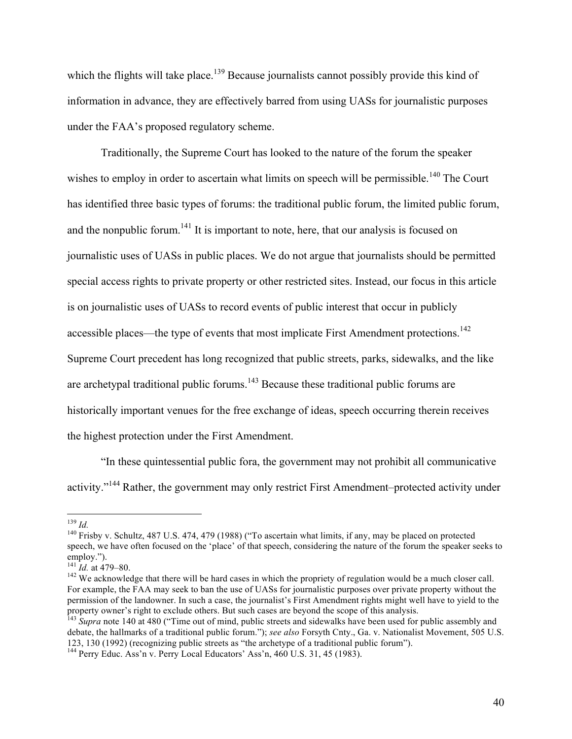which the flights will take place.[139] Because journalists cannot possibly provide this kind of information in advance, they are effectively barred from using UASs for journalistic purposes under the FAA's proposed regulatory scheme.

Traditionally, the Supreme Court has looked to the nature of the forum the speaker wishes to employ in order to ascertain what limits on speech will be permissible.[140] The Court has identified three basic types of forums: the traditional public forum, the limited public forum, and the nonpublic forum.[141] It is important to note, here, that our analysis is focused on journalistic uses of UASs in public places. We do not argue that journalists should be permitted special access rights to private property or other restricted sites. Instead, our focus in this article is on journalistic uses of UASs to record events of public interest that occur in publicly accessible places—the type of events that most implicate First Amendment protections.[142] Supreme Court precedent has long recognized that public streets, parks, sidewalks, and the like are archetypal traditional public forums.[143] Because these traditional public forums are historically important venues for the free exchange of ideas, speech occurring therein receives the highest protection under the First Amendment.

"In these quintessential public fora, the government may not prohibit all communicative activity."[144] Rather, the government may only restrict First Amendment–protected activity under

---

[139] *Id.*

[140] Frisby v. Schultz, 487 U.S. 474, 479 (1988) ("To ascertain what limits, if any, may be placed on protected speech, we have often focused on the 'place' of that speech, considering the nature of the forum the speaker seeks to employ.").

[141] *Id.* at 479–80.

[142] We acknowledge that there will be hard cases in which the propriety of regulation would be a much closer call. For example, the FAA may seek to ban the use of UASs for journalistic purposes over private property without the permission of the landowner. In such a case, the journalist's First Amendment rights might well have to yield to the property owner's right to exclude others. But such cases are beyond the scope of this analysis.

[143] *Supra* note 140 at 480 ("Time out of mind, public streets and sidewalks have been used for public assembly and debate, the hallmarks of a traditional public forum."); *see also* Forsyth Cnty., Ga. v. Nationalist Movement, 505 U.S. 123, 130 (1992) (recognizing public streets as "the archetype of a traditional public forum").

[144] Perry Educ. Ass'n v. Perry Local Educators' Ass'n, 460 U.S. 31, 45 (1983).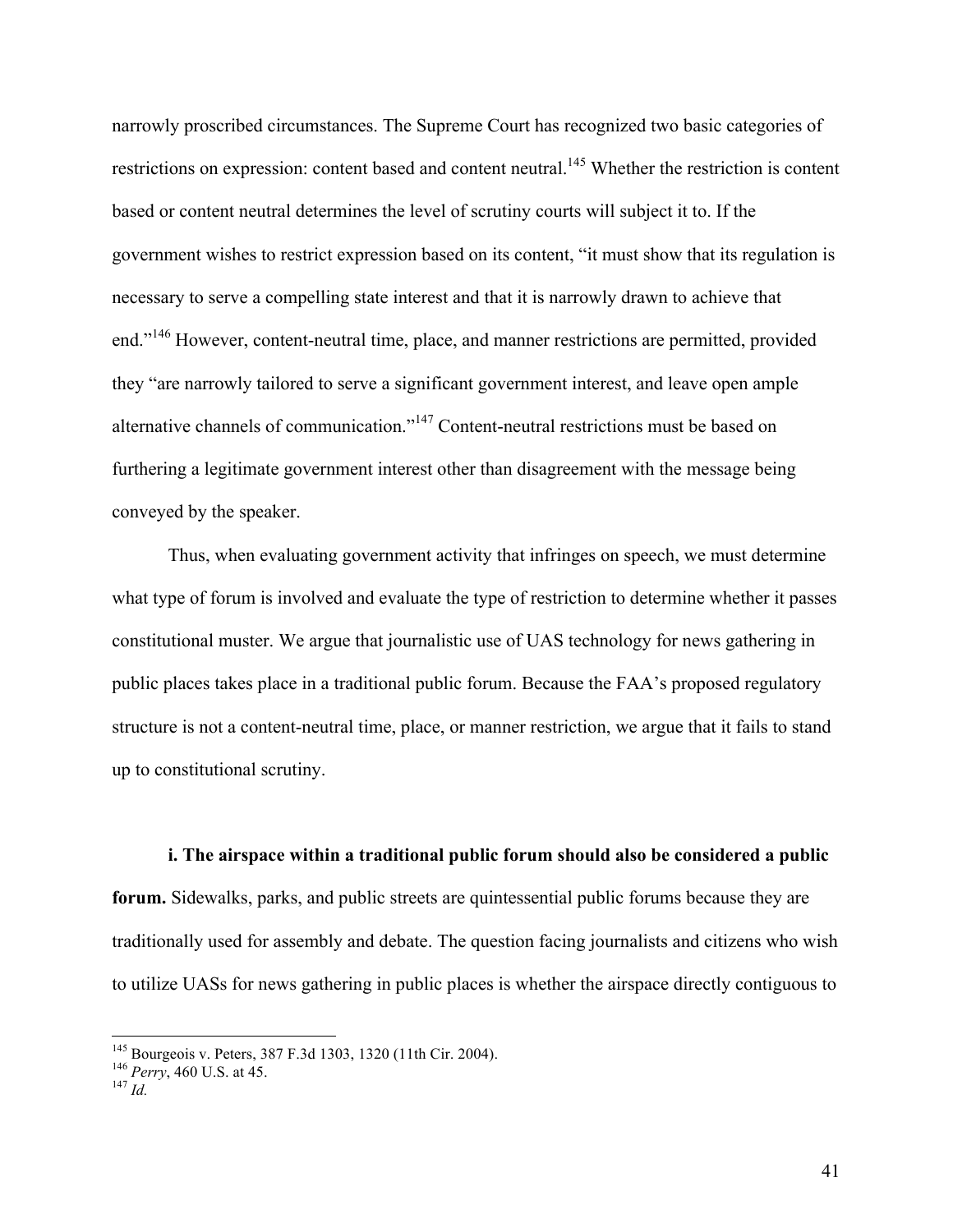narrowly proscribed circumstances. The Supreme Court has recognized two basic categories of restrictions on expression: content based and content neutral.[145] Whether the restriction is content based or content neutral determines the level of scrutiny courts will subject it to. If the government wishes to restrict expression based on its content, "it must show that its regulation is necessary to serve a compelling state interest and that it is narrowly drawn to achieve that end."[146] However, content-neutral time, place, and manner restrictions are permitted, provided they "are narrowly tailored to serve a significant government interest, and leave open ample alternative channels of communication."[147] Content-neutral restrictions must be based on furthering a legitimate government interest other than disagreement with the message being conveyed by the speaker.

Thus, when evaluating government activity that infringes on speech, we must determine what type of forum is involved and evaluate the type of restriction to determine whether it passes constitutional muster. We argue that journalistic use of UAS technology for news gathering in public places takes place in a traditional public forum. Because the FAA's proposed regulatory structure is not a content-neutral time, place, or manner restriction, we argue that it fails to stand up to constitutional scrutiny.

**i. The airspace within a traditional public forum should also be considered a public forum.** Sidewalks, parks, and public streets are quintessential public forums because they are traditionally used for assembly and debate. The question facing journalists and citizens who wish to utilize UASs for news gathering in public places is whether the airspace directly contiguous to

---

[145] Bourgeois v. Peters, 387 F.3d 1303, 1320 (11th Cir. 2004).

[146] *Perry*, 460 U.S. at 45.

[147] *Id.*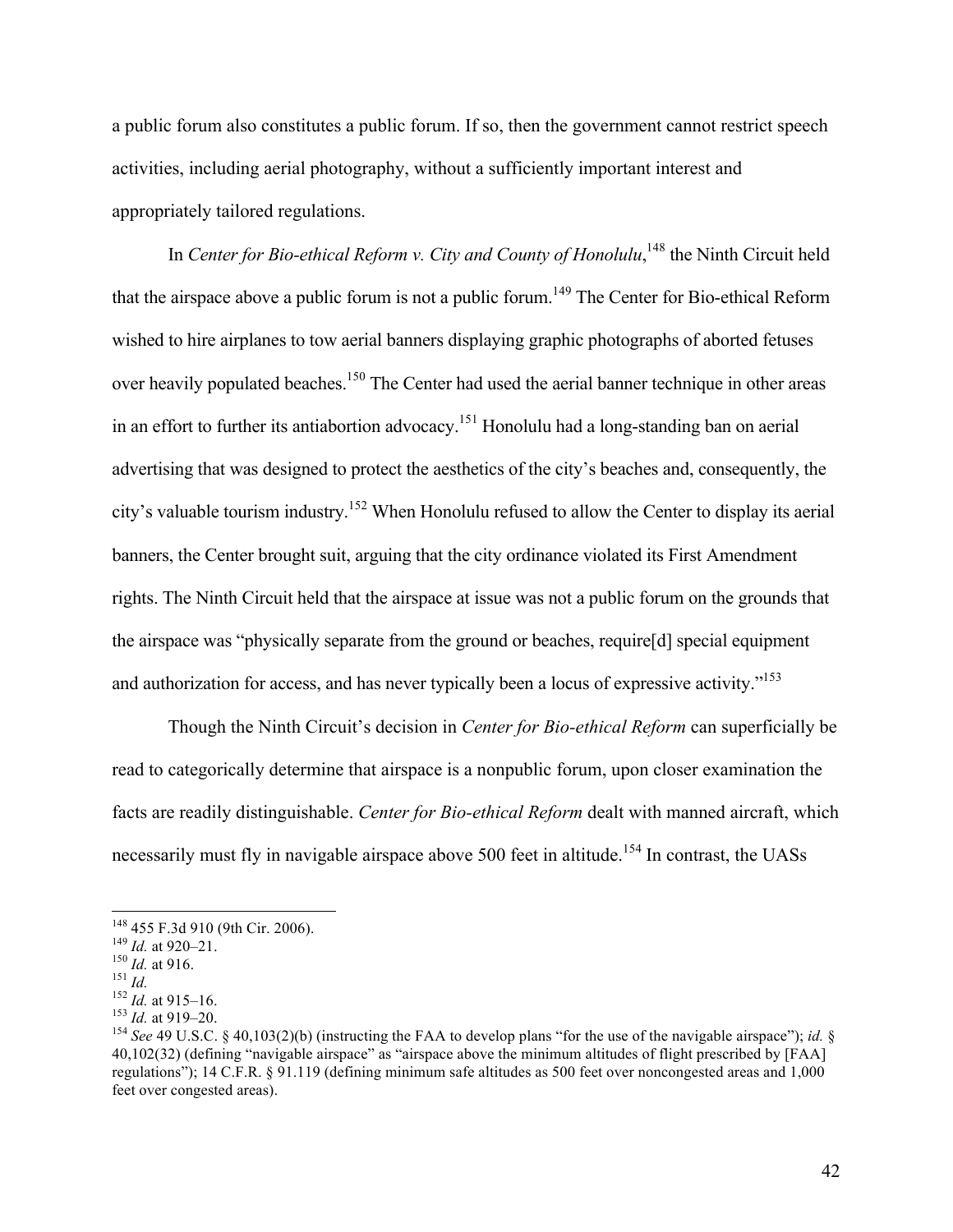a public forum also constitutes a public forum. If so, then the government cannot restrict speech activities, including aerial photography, without a sufficiently important interest and appropriately tailored regulations.

In *Center for Bio-ethical Reform v. City and County of Honolulu*,[148] the Ninth Circuit held that the airspace above a public forum is not a public forum.[149] The Center for Bio-ethical Reform wished to hire airplanes to tow aerial banners displaying graphic photographs of aborted fetuses over heavily populated beaches.[150] The Center had used the aerial banner technique in other areas in an effort to further its antiabortion advocacy.[151] Honolulu had a long-standing ban on aerial advertising that was designed to protect the aesthetics of the city's beaches and, consequently, the city's valuable tourism industry.[152] When Honolulu refused to allow the Center to display its aerial banners, the Center brought suit, arguing that the city ordinance violated its First Amendment rights. The Ninth Circuit held that the airspace at issue was not a public forum on the grounds that the airspace was "physically separate from the ground or beaches, require[d] special equipment and authorization for access, and has never typically been a locus of expressive activity."[153]

Though the Ninth Circuit's decision in *Center for Bio-ethical Reform* can superficially be read to categorically determine that airspace is a nonpublic forum, upon closer examination the facts are readily distinguishable. *Center for Bio-ethical Reform* dealt with manned aircraft, which necessarily must fly in navigable airspace above 500 feet in altitude.[154] In contrast, the UASs

---

[148] 455 F.3d 910 (9th Cir. 2006).

[149] *Id.* at 920–21.

[150] *Id.* at 916.

[151] *Id.*

[152] *Id.* at 915–16.

[153] *Id.* at 919–20.

[154] *See* 49 U.S.C. § 40,103(2)(b) (instructing the FAA to develop plans "for the use of the navigable airspace"); *id.* § 40,102(32) (defining "navigable airspace" as "airspace above the minimum altitudes of flight prescribed by [FAA] regulations"); 14 C.F.R. § 91.119 (defining minimum safe altitudes as 500 feet over noncongested areas and 1,000 feet over congested areas).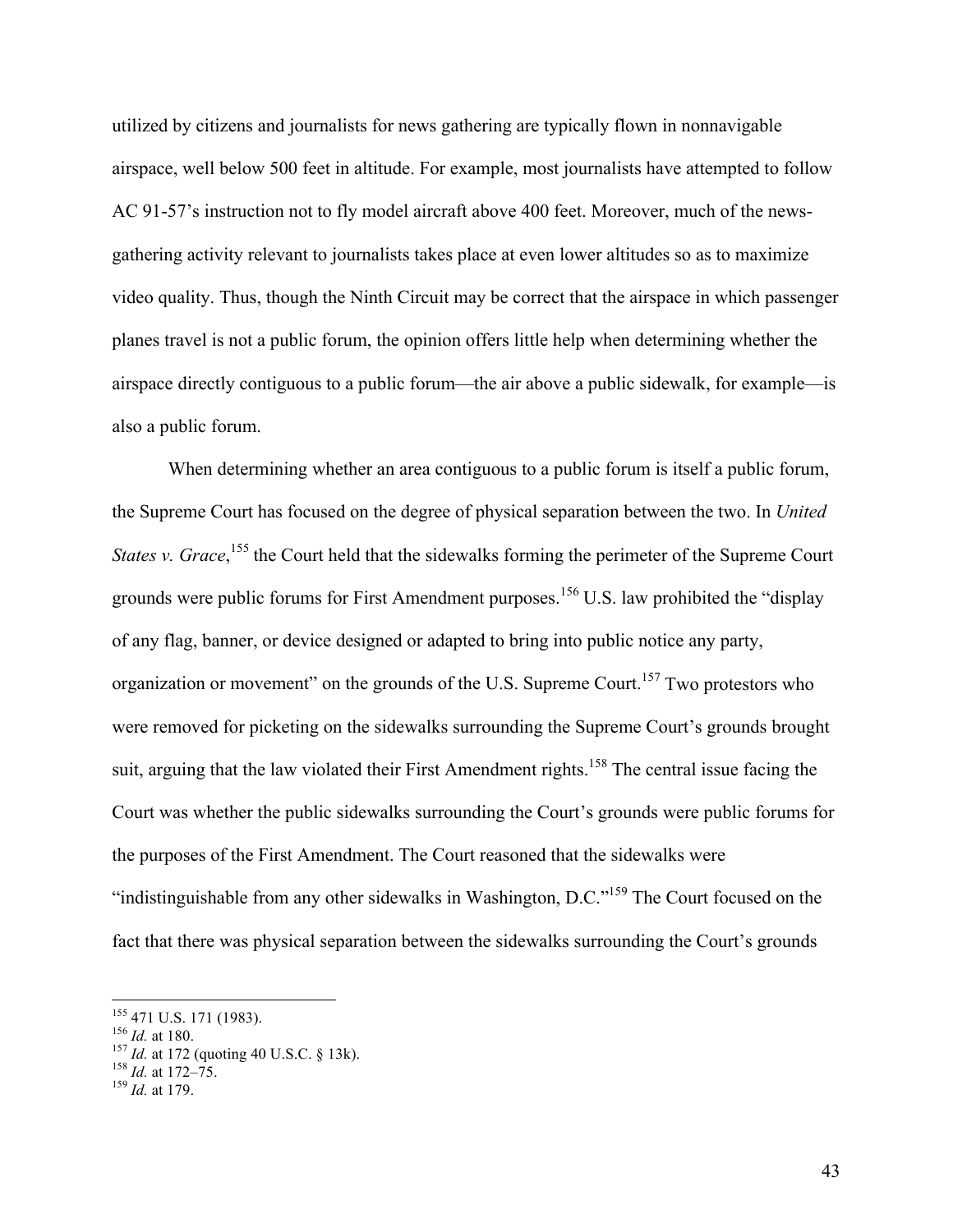utilized by citizens and journalists for news gathering are typically flown in nonnavigable airspace, well below 500 feet in altitude. For example, most journalists have attempted to follow AC 91-57's instruction not to fly model aircraft above 400 feet. Moreover, much of the news-gathering activity relevant to journalists takes place at even lower altitudes so as to maximize video quality. Thus, though the Ninth Circuit may be correct that the airspace in which passenger planes travel is not a public forum, the opinion offers little help when determining whether the airspace directly contiguous to a public forum—the air above a public sidewalk, for example—is also a public forum.

When determining whether an area contiguous to a public forum is itself a public forum, the Supreme Court has focused on the degree of physical separation between the two. In *United States v. Grace*,[155] the Court held that the sidewalks forming the perimeter of the Supreme Court grounds were public forums for First Amendment purposes.[156] U.S. law prohibited the "display of any flag, banner, or device designed or adapted to bring into public notice any party, organization or movement" on the grounds of the U.S. Supreme Court.[157] Two protestors who were removed for picketing on the sidewalks surrounding the Supreme Court's grounds brought suit, arguing that the law violated their First Amendment rights.[158] The central issue facing the Court was whether the public sidewalks surrounding the Court's grounds were public forums for the purposes of the First Amendment. The Court reasoned that the sidewalks were "indistinguishable from any other sidewalks in Washington, D.C."[159] The Court focused on the fact that there was physical separation between the sidewalks surrounding the Court's grounds

---

[155] 471 U.S. 171 (1983).
[156] *Id.* at 180.
[157] *Id.* at 172 (quoting 40 U.S.C. § 13k).
[158] *Id.* at 172–75.
[159] *Id.* at 179.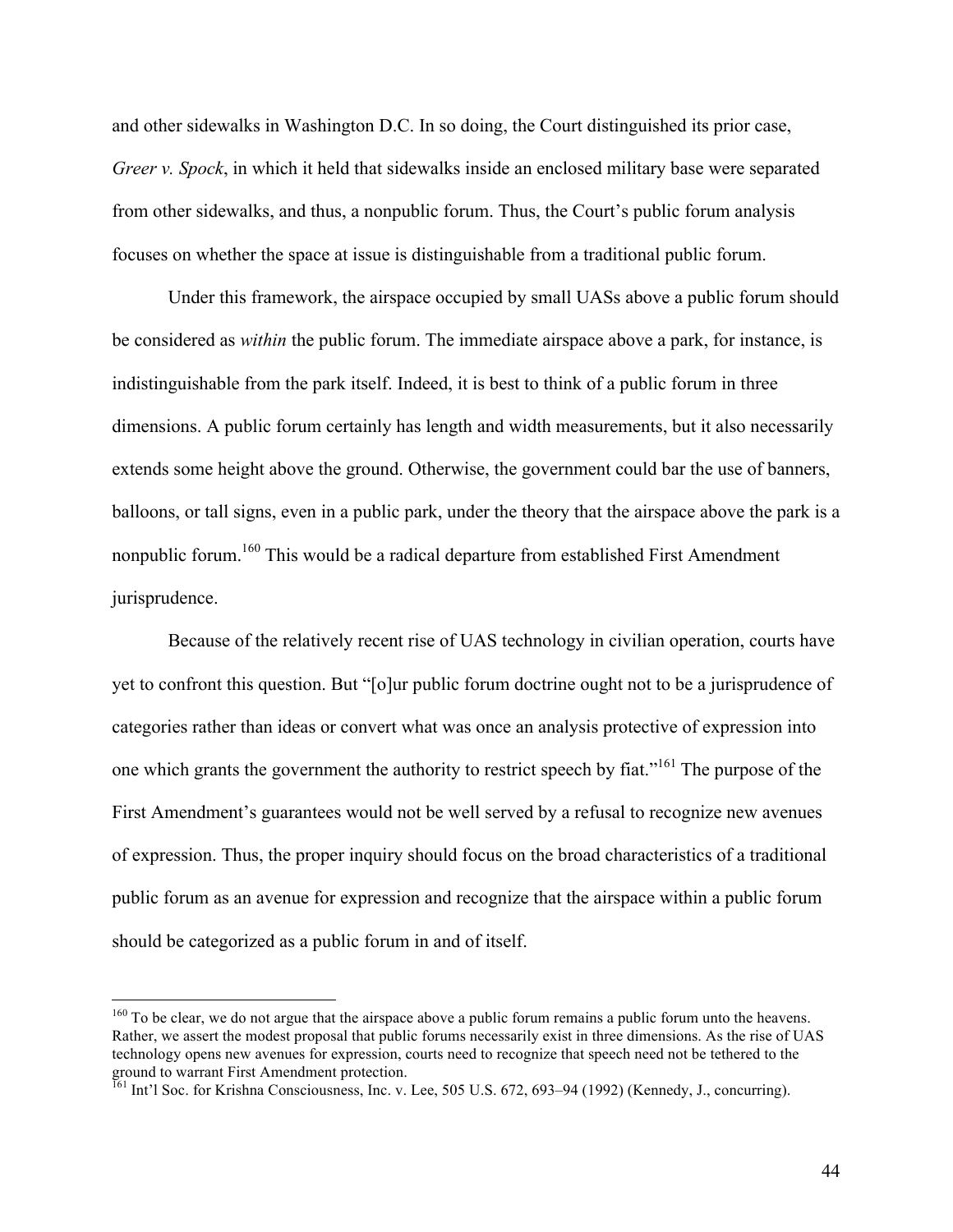and other sidewalks in Washington D.C. In so doing, the Court distinguished its prior case, *Greer v. Spock*, in which it held that sidewalks inside an enclosed military base were separated from other sidewalks, and thus, a nonpublic forum. Thus, the Court's public forum analysis focuses on whether the space at issue is distinguishable from a traditional public forum.

Under this framework, the airspace occupied by small UASs above a public forum should be considered as *within* the public forum. The immediate airspace above a park, for instance, is indistinguishable from the park itself. Indeed, it is best to think of a public forum in three dimensions. A public forum certainly has length and width measurements, but it also necessarily extends some height above the ground. Otherwise, the government could bar the use of banners, balloons, or tall signs, even in a public park, under the theory that the airspace above the park is a nonpublic forum.[160] This would be a radical departure from established First Amendment jurisprudence.

Because of the relatively recent rise of UAS technology in civilian operation, courts have yet to confront this question. But "[o]ur public forum doctrine ought not to be a jurisprudence of categories rather than ideas or convert what was once an analysis protective of expression into one which grants the government the authority to restrict speech by fiat."[161] The purpose of the First Amendment's guarantees would not be well served by a refusal to recognize new avenues of expression. Thus, the proper inquiry should focus on the broad characteristics of a traditional public forum as an avenue for expression and recognize that the airspace within a public forum should be categorized as a public forum in and of itself.

---

[160] To be clear, we do not argue that the airspace above a public forum remains a public forum unto the heavens. Rather, we assert the modest proposal that public forums necessarily exist in three dimensions. As the rise of UAS technology opens new avenues for expression, courts need to recognize that speech need not be tethered to the ground to warrant First Amendment protection.

[161] Int'l Soc. for Krishna Consciousness, Inc. v. Lee, 505 U.S. 672, 693–94 (1992) (Kennedy, J., concurring).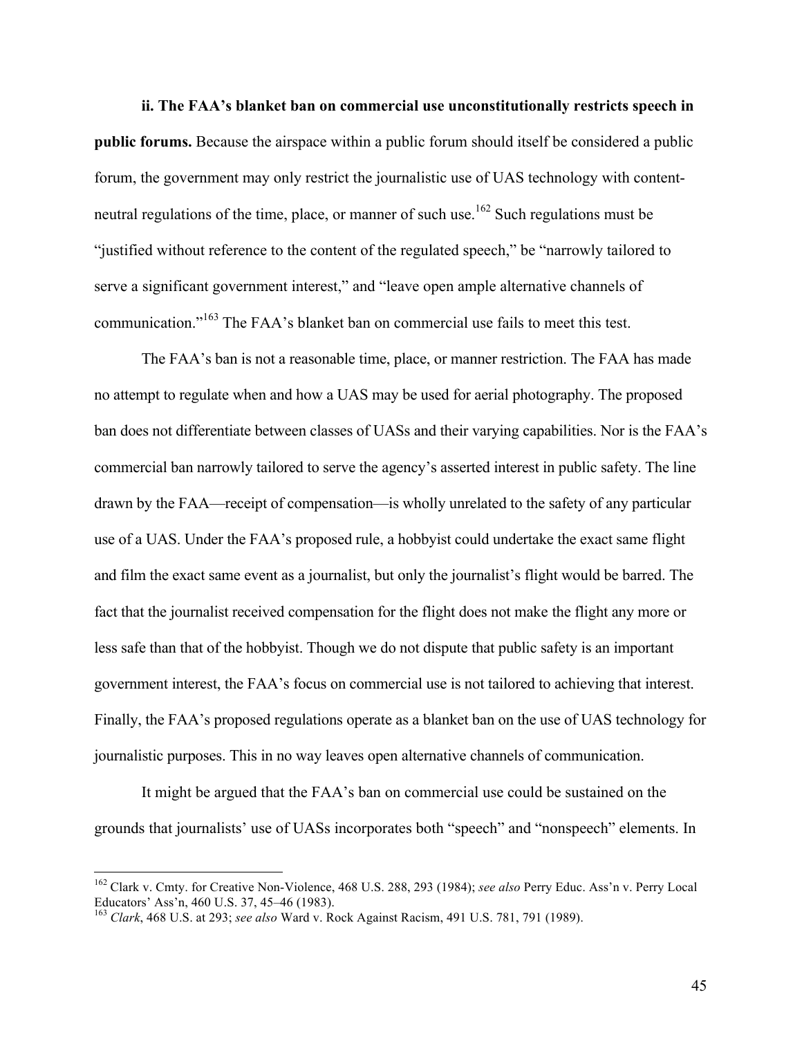**ii. The FAA's blanket ban on commercial use unconstitutionally restricts speech in public forums.** Because the airspace within a public forum should itself be considered a public forum, the government may only restrict the journalistic use of UAS technology with content-neutral regulations of the time, place, or manner of such use.[162] Such regulations must be "justified without reference to the content of the regulated speech," be "narrowly tailored to serve a significant government interest," and "leave open ample alternative channels of communication."[163] The FAA's blanket ban on commercial use fails to meet this test.

The FAA's ban is not a reasonable time, place, or manner restriction. The FAA has made no attempt to regulate when and how a UAS may be used for aerial photography. The proposed ban does not differentiate between classes of UASs and their varying capabilities. Nor is the FAA's commercial ban narrowly tailored to serve the agency's asserted interest in public safety. The line drawn by the FAA—receipt of compensation—is wholly unrelated to the safety of any particular use of a UAS. Under the FAA's proposed rule, a hobbyist could undertake the exact same flight and film the exact same event as a journalist, but only the journalist's flight would be barred. The fact that the journalist received compensation for the flight does not make the flight any more or less safe than that of the hobbyist. Though we do not dispute that public safety is an important government interest, the FAA's focus on commercial use is not tailored to achieving that interest. Finally, the FAA's proposed regulations operate as a blanket ban on the use of UAS technology for journalistic purposes. This in no way leaves open alternative channels of communication.

It might be argued that the FAA's ban on commercial use could be sustained on the grounds that journalists' use of UASs incorporates both "speech" and "nonspeech" elements. In

---

[162] Clark v. Cmty. for Creative Non-Violence, 468 U.S. 288, 293 (1984); *see also* Perry Educ. Ass'n v. Perry Local Educators' Ass'n, 460 U.S. 37, 45–46 (1983).

[163] *Clark*, 468 U.S. at 293; *see also* Ward v. Rock Against Racism, 491 U.S. 781, 791 (1989).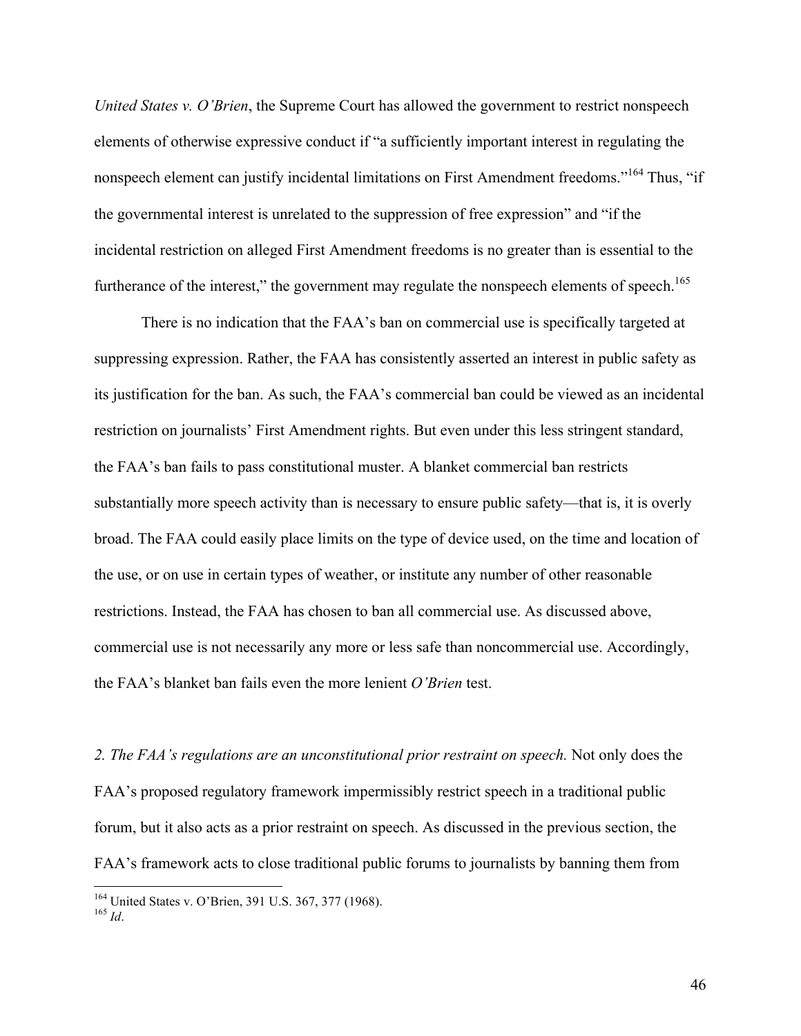*United States v. O'Brien*, the Supreme Court has allowed the government to restrict nonspeech elements of otherwise expressive conduct if "a sufficiently important interest in regulating the nonspeech element can justify incidental limitations on First Amendment freedoms."[164] Thus, "if the governmental interest is unrelated to the suppression of free expression" and "if the incidental restriction on alleged First Amendment freedoms is no greater than is essential to the furtherance of the interest," the government may regulate the nonspeech elements of speech.[165]

There is no indication that the FAA's ban on commercial use is specifically targeted at suppressing expression. Rather, the FAA has consistently asserted an interest in public safety as its justification for the ban. As such, the FAA's commercial ban could be viewed as an incidental restriction on journalists' First Amendment rights. But even under this less stringent standard, the FAA's ban fails to pass constitutional muster. A blanket commercial ban restricts substantially more speech activity than is necessary to ensure public safety—that is, it is overly broad. The FAA could easily place limits on the type of device used, on the time and location of the use, or on use in certain types of weather, or institute any number of other reasonable restrictions. Instead, the FAA has chosen to ban all commercial use. As discussed above, commercial use is not necessarily any more or less safe than noncommercial use. Accordingly, the FAA's blanket ban fails even the more lenient *O'Brien* test.

*2. The FAA's regulations are an unconstitutional prior restraint on speech.* Not only does the FAA's proposed regulatory framework impermissibly restrict speech in a traditional public forum, but it also acts as a prior restraint on speech. As discussed in the previous section, the FAA's framework acts to close traditional public forums to journalists by banning them from

---

[164] United States v. O'Brien, 391 U.S. 367, 377 (1968).

[165] *Id*.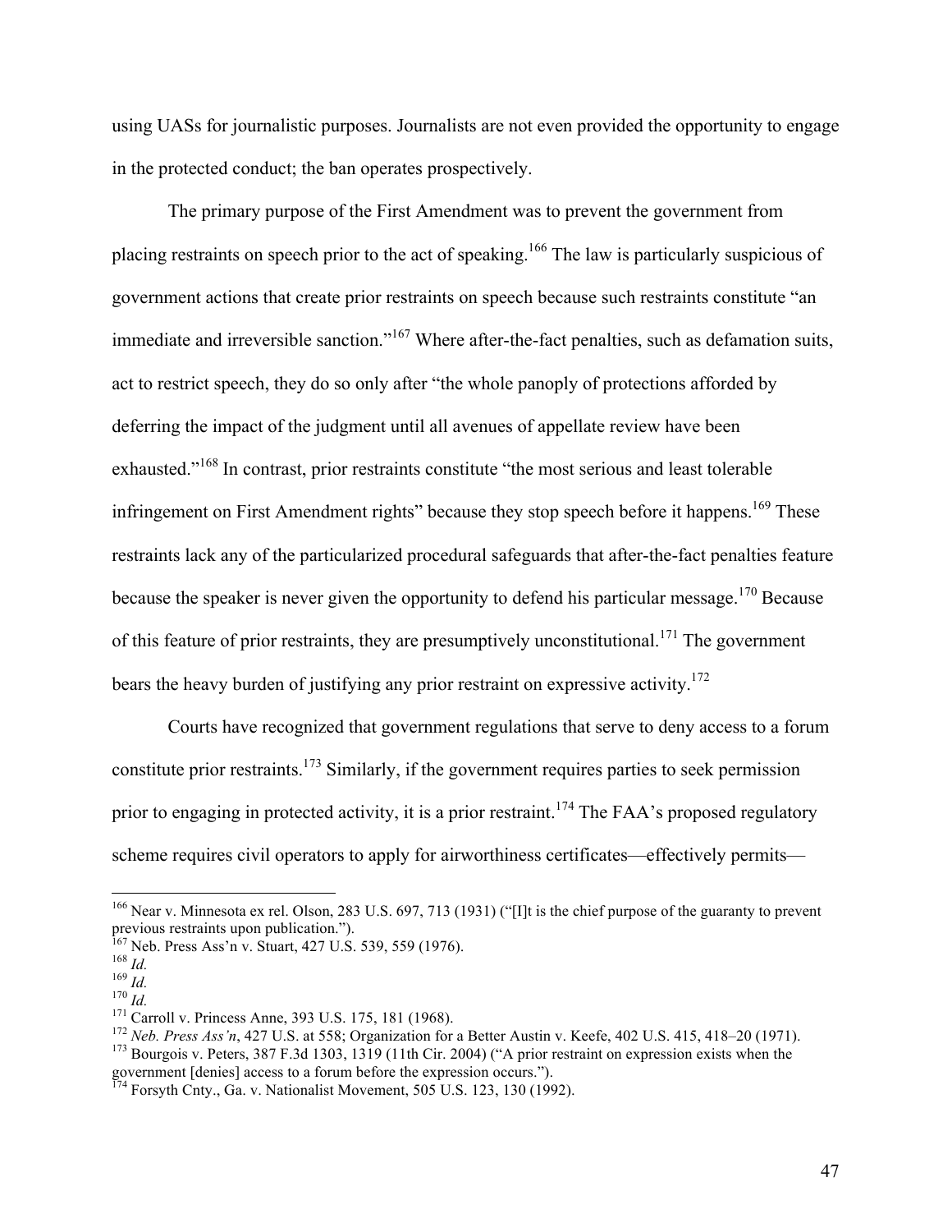using UASs for journalistic purposes. Journalists are not even provided the opportunity to engage in the protected conduct; the ban operates prospectively.

The primary purpose of the First Amendment was to prevent the government from placing restraints on speech prior to the act of speaking.[166] The law is particularly suspicious of government actions that create prior restraints on speech because such restraints constitute "an immediate and irreversible sanction."[167] Where after-the-fact penalties, such as defamation suits, act to restrict speech, they do so only after "the whole panoply of protections afforded by deferring the impact of the judgment until all avenues of appellate review have been exhausted."[168] In contrast, prior restraints constitute "the most serious and least tolerable infringement on First Amendment rights" because they stop speech before it happens.[169] These restraints lack any of the particularized procedural safeguards that after-the-fact penalties feature because the speaker is never given the opportunity to defend his particular message.[170] Because of this feature of prior restraints, they are presumptively unconstitutional.[171] The government bears the heavy burden of justifying any prior restraint on expressive activity.[172]

Courts have recognized that government regulations that serve to deny access to a forum constitute prior restraints.[173] Similarly, if the government requires parties to seek permission prior to engaging in protected activity, it is a prior restraint.[174] The FAA's proposed regulatory scheme requires civil operators to apply for airworthiness certificates—effectively permits—

---

[166] Near v. Minnesota ex rel. Olson, 283 U.S. 697, 713 (1931) ("[I]t is the chief purpose of the guaranty to prevent previous restraints upon publication.").

[167] Neb. Press Ass'n v. Stuart, 427 U.S. 539, 559 (1976).

[168] *Id.*

[169] *Id.*

[170] *Id.*

[171] Carroll v. Princess Anne, 393 U.S. 175, 181 (1968).

[172] *Neb. Press Ass'n*, 427 U.S. at 558; Organization for a Better Austin v. Keefe, 402 U.S. 415, 418–20 (1971).

[173] Bourgois v. Peters, 387 F.3d 1303, 1319 (11th Cir. 2004) ("A prior restraint on expression exists when the government [denies] access to a forum before the expression occurs.").

[174] Forsyth Cnty., Ga. v. Nationalist Movement, 505 U.S. 123, 130 (1992).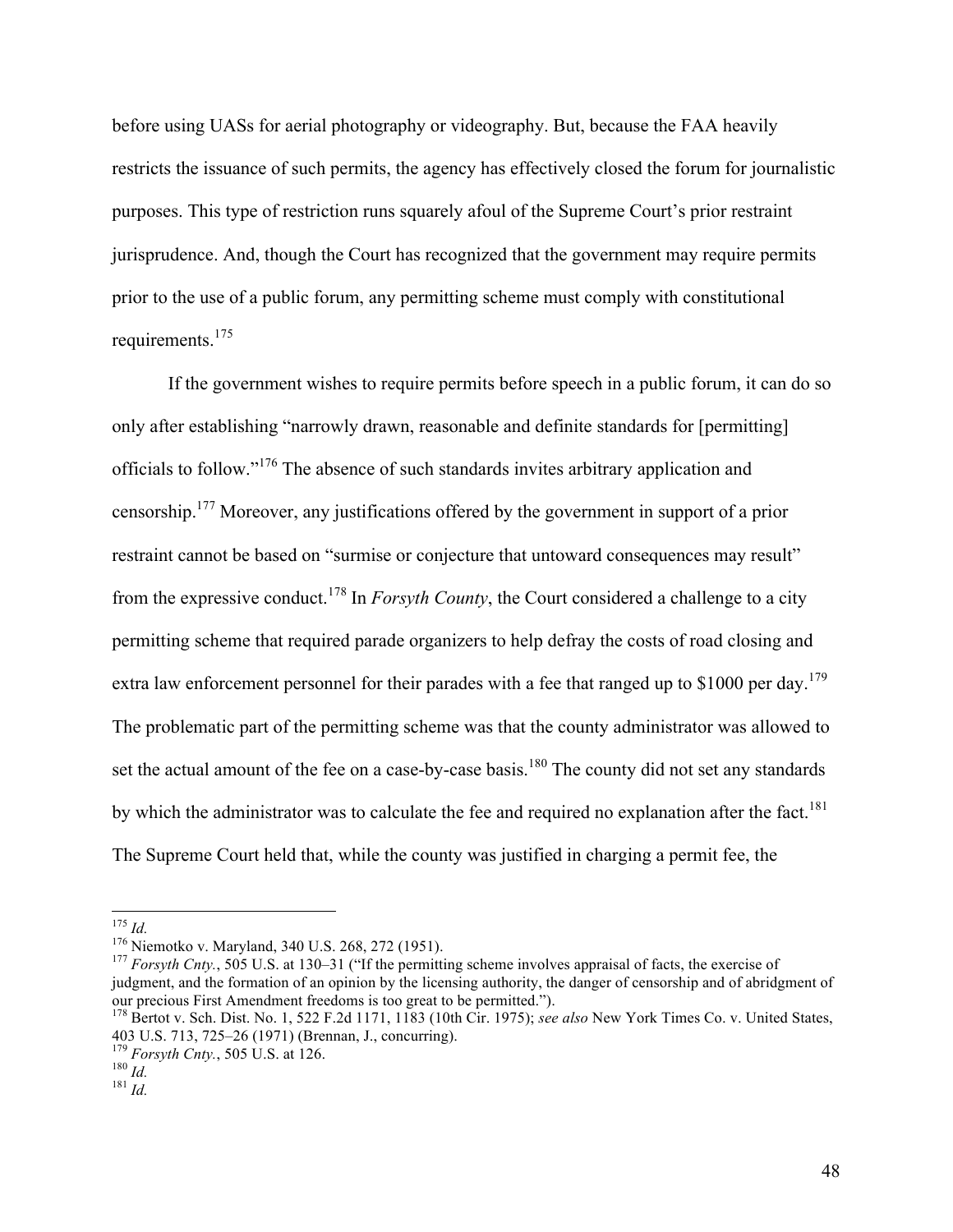before using UASs for aerial photography or videography. But, because the FAA heavily restricts the issuance of such permits, the agency has effectively closed the forum for journalistic purposes. This type of restriction runs squarely afoul of the Supreme Court's prior restraint jurisprudence. And, though the Court has recognized that the government may require permits prior to the use of a public forum, any permitting scheme must comply with constitutional requirements.[175]

If the government wishes to require permits before speech in a public forum, it can do so only after establishing "narrowly drawn, reasonable and definite standards for [permitting] officials to follow."[176] The absence of such standards invites arbitrary application and censorship.[177] Moreover, any justifications offered by the government in support of a prior restraint cannot be based on "surmise or conjecture that untoward consequences may result" from the expressive conduct.[178] In *Forsyth County*, the Court considered a challenge to a city permitting scheme that required parade organizers to help defray the costs of road closing and extra law enforcement personnel for their parades with a fee that ranged up to $1000 per day.[179] The problematic part of the permitting scheme was that the county administrator was allowed to set the actual amount of the fee on a case-by-case basis.[180] The county did not set any standards by which the administrator was to calculate the fee and required no explanation after the fact.[181] The Supreme Court held that, while the county was justified in charging a permit fee, the

---

[175] *Id.*

[176] Niemotko v. Maryland, 340 U.S. 268, 272 (1951).

[177] *Forsyth Cnty.*, 505 U.S. at 130–31 ("If the permitting scheme involves appraisal of facts, the exercise of judgment, and the formation of an opinion by the licensing authority, the danger of censorship and of abridgment of our precious First Amendment freedoms is too great to be permitted.").

[178] Bertot v. Sch. Dist. No. 1, 522 F.2d 1171, 1183 (10th Cir. 1975); *see also* New York Times Co. v. United States, 403 U.S. 713, 725–26 (1971) (Brennan, J., concurring).

[179] *Forsyth Cnty.*, 505 U.S. at 126.

[180] *Id.*

[181] *Id.*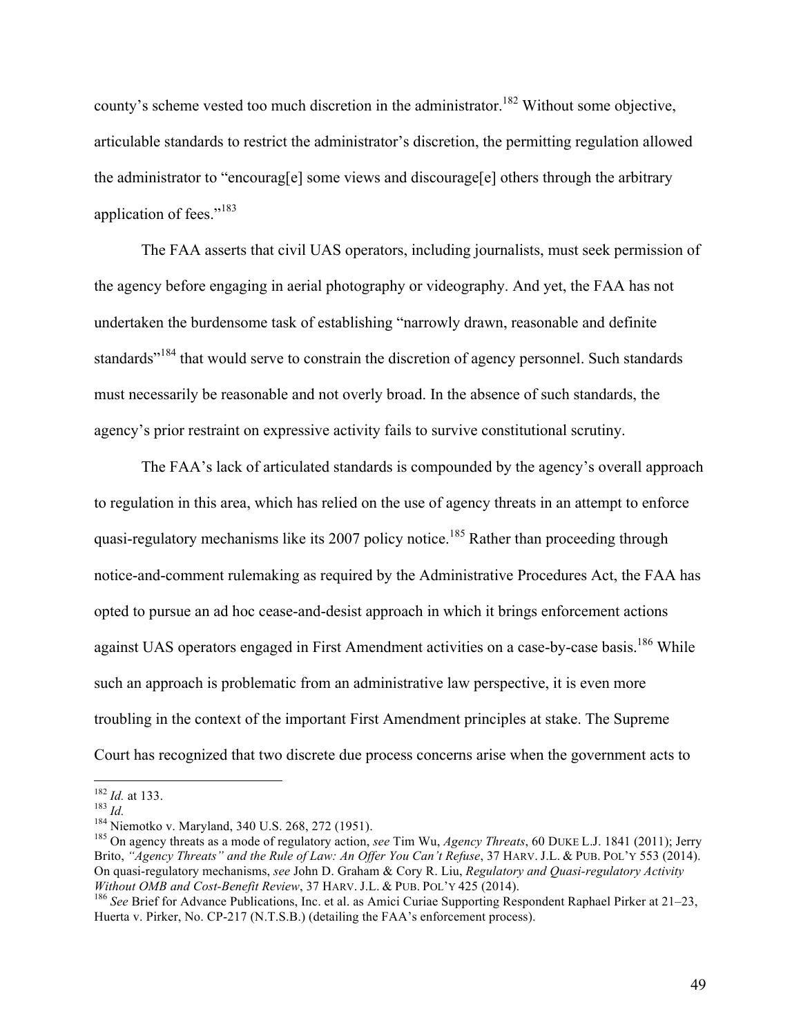county's scheme vested too much discretion in the administrator.[182] Without some objective, articulable standards to restrict the administrator's discretion, the permitting regulation allowed the administrator to "encourag[e] some views and discourage[e] others through the arbitrary application of fees."[183]

The FAA asserts that civil UAS operators, including journalists, must seek permission of the agency before engaging in aerial photography or videography. And yet, the FAA has not undertaken the burdensome task of establishing "narrowly drawn, reasonable and definite standards"[184] that would serve to constrain the discretion of agency personnel. Such standards must necessarily be reasonable and not overly broad. In the absence of such standards, the agency's prior restraint on expressive activity fails to survive constitutional scrutiny.

The FAA's lack of articulated standards is compounded by the agency's overall approach to regulation in this area, which has relied on the use of agency threats in an attempt to enforce quasi-regulatory mechanisms like its 2007 policy notice.[185] Rather than proceeding through notice-and-comment rulemaking as required by the Administrative Procedures Act, the FAA has opted to pursue an ad hoc cease-and-desist approach in which it brings enforcement actions against UAS operators engaged in First Amendment activities on a case-by-case basis.[186] While such an approach is problematic from an administrative law perspective, it is even more troubling in the context of the important First Amendment principles at stake. The Supreme Court has recognized that two discrete due process concerns arise when the government acts to

---

[182] *Id.* at 133.

[183] *Id.*

[184] Niemotko v. Maryland, 340 U.S. 268, 272 (1951).

[185] On agency threats as a mode of regulatory action, *see* Tim Wu, *Agency Threats*, 60 DUKE L.J. 1841 (2011); Jerry Brito, *"Agency Threats" and the Rule of Law: An Offer You Can't Refuse*, 37 HARV. J.L. & PUB. POL'Y 553 (2014). On quasi-regulatory mechanisms, *see* John D. Graham & Cory R. Liu, *Regulatory and Quasi-regulatory Activity Without OMB and Cost-Benefit Review*, 37 HARV. J.L. & PUB. POL'Y 425 (2014).

[186] *See* Brief for Advance Publications, Inc. et al. as Amici Curiae Supporting Respondent Raphael Pirker at 21–23, Huerta v. Pirker, No. CP-217 (N.T.S.B.) (detailing the FAA's enforcement process).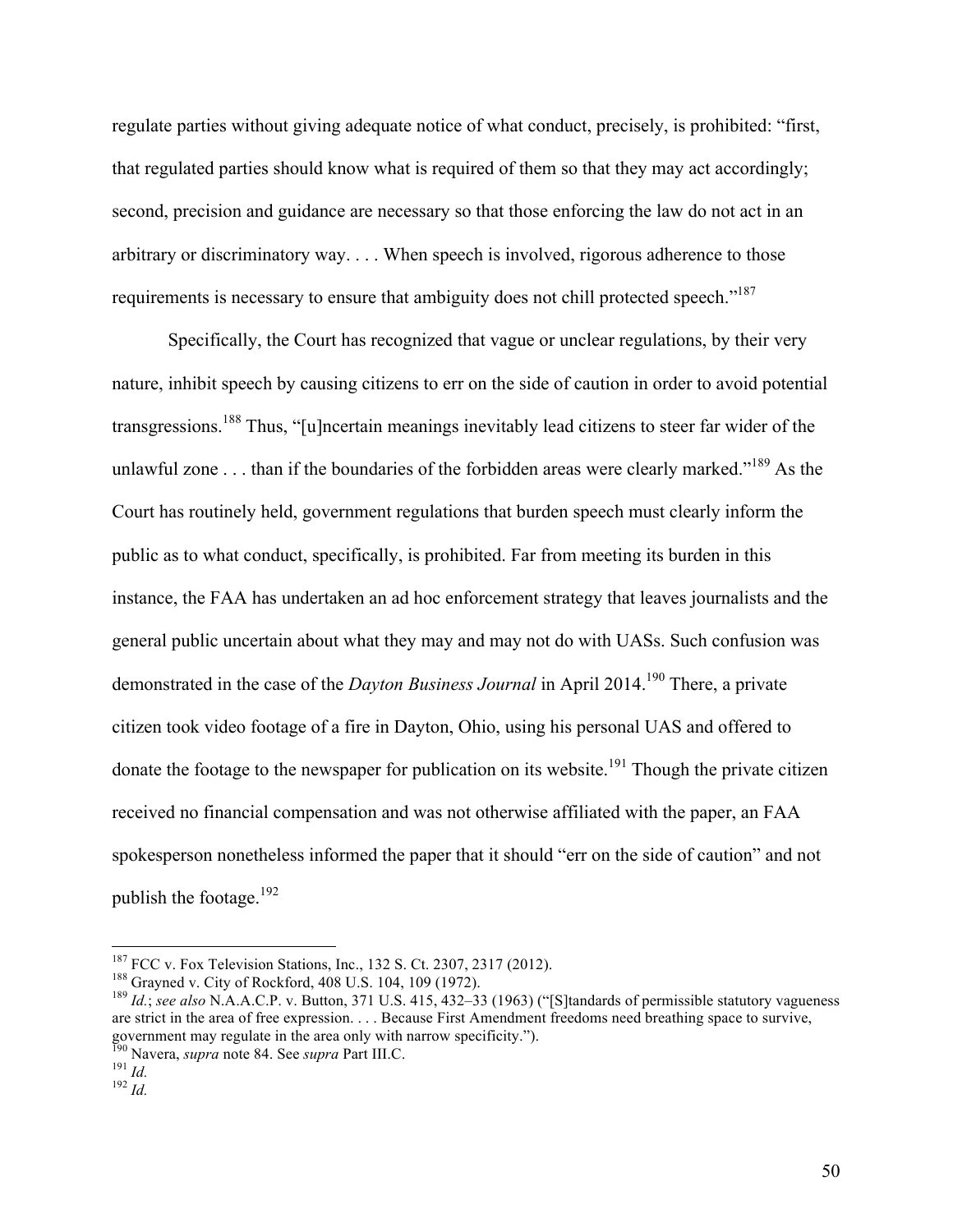regulate parties without giving adequate notice of what conduct, precisely, is prohibited: "first, that regulated parties should know what is required of them so that they may act accordingly; second, precision and guidance are necessary so that those enforcing the law do not act in an arbitrary or discriminatory way. . . . When speech is involved, rigorous adherence to those requirements is necessary to ensure that ambiguity does not chill protected speech."[187]

Specifically, the Court has recognized that vague or unclear regulations, by their very nature, inhibit speech by causing citizens to err on the side of caution in order to avoid potential transgressions.[188] Thus, "[u]ncertain meanings inevitably lead citizens to steer far wider of the unlawful zone . . . than if the boundaries of the forbidden areas were clearly marked."[189] As the Court has routinely held, government regulations that burden speech must clearly inform the public as to what conduct, specifically, is prohibited. Far from meeting its burden in this instance, the FAA has undertaken an ad hoc enforcement strategy that leaves journalists and the general public uncertain about what they may and may not do with UASs. Such confusion was demonstrated in the case of the *Dayton Business Journal* in April 2014.[190] There, a private citizen took video footage of a fire in Dayton, Ohio, using his personal UAS and offered to donate the footage to the newspaper for publication on its website.[191] Though the private citizen received no financial compensation and was not otherwise affiliated with the paper, an FAA spokesperson nonetheless informed the paper that it should "err on the side of caution" and not publish the footage.[192]

---

[187] FCC v. Fox Television Stations, Inc., 132 S. Ct. 2307, 2317 (2012).

[188] Grayned v. City of Rockford, 408 U.S. 104, 109 (1972).

[189] *Id.*; *see also* N.A.A.C.P. v. Button, 371 U.S. 415, 432–33 (1963) ("[S]tandards of permissible statutory vagueness are strict in the area of free expression. . . . Because First Amendment freedoms need breathing space to survive, government may regulate in the area only with narrow specificity.").

[190] Navera, *supra* note 84. See *supra* Part III.C.

[191] *Id.*

[192] *Id.*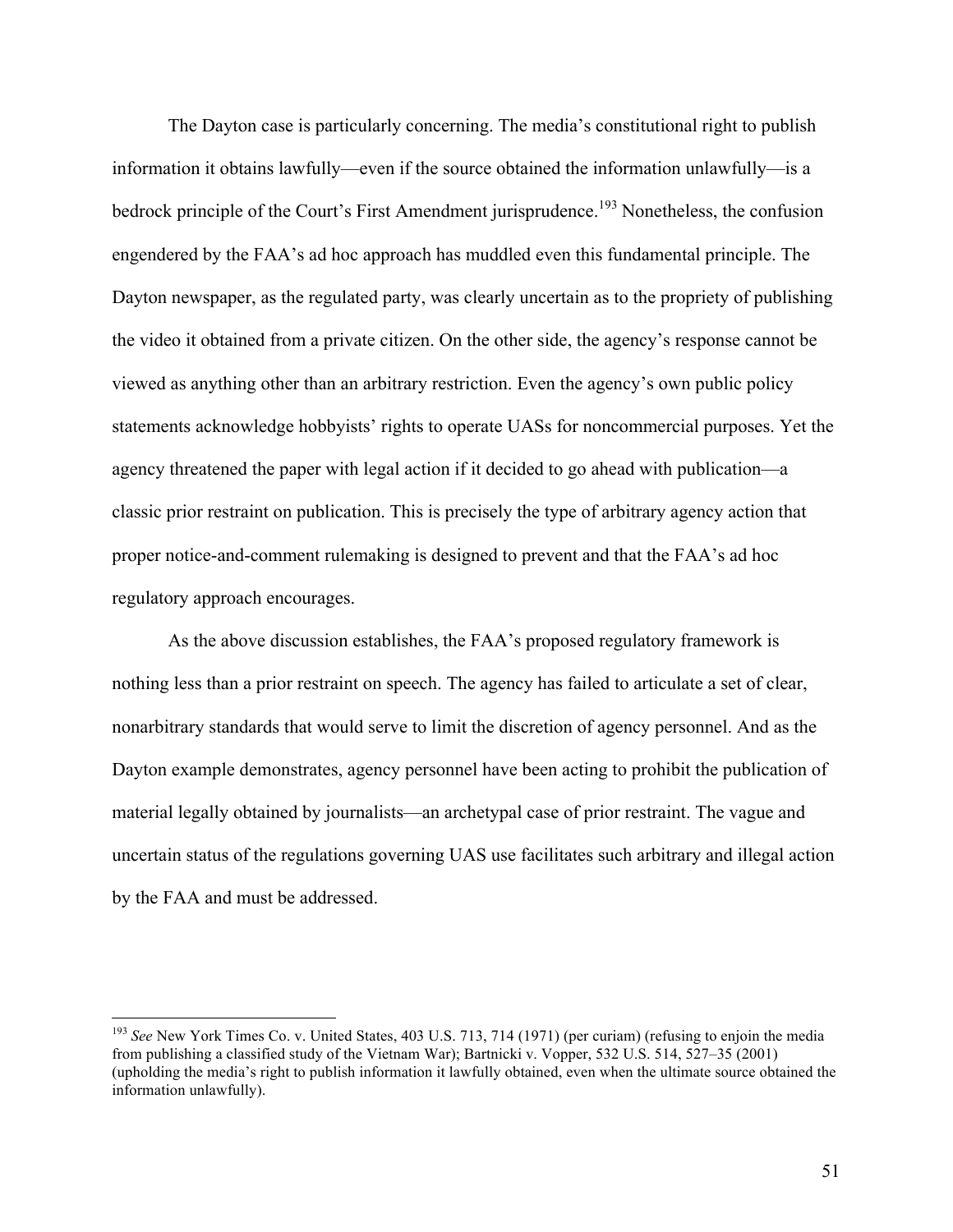The Dayton case is particularly concerning. The media's constitutional right to publish information it obtains lawfully—even if the source obtained the information unlawfully—is a bedrock principle of the Court's First Amendment jurisprudence.[193] Nonetheless, the confusion engendered by the FAA's ad hoc approach has muddled even this fundamental principle. The Dayton newspaper, as the regulated party, was clearly uncertain as to the propriety of publishing the video it obtained from a private citizen. On the other side, the agency's response cannot be viewed as anything other than an arbitrary restriction. Even the agency's own public policy statements acknowledge hobbyists' rights to operate UASs for noncommercial purposes. Yet the agency threatened the paper with legal action if it decided to go ahead with publication—a classic prior restraint on publication. This is precisely the type of arbitrary agency action that proper notice-and-comment rulemaking is designed to prevent and that the FAA's ad hoc regulatory approach encourages.

As the above discussion establishes, the FAA's proposed regulatory framework is nothing less than a prior restraint on speech. The agency has failed to articulate a set of clear, nonarbitrary standards that would serve to limit the discretion of agency personnel. And as the Dayton example demonstrates, agency personnel have been acting to prohibit the publication of material legally obtained by journalists—an archetypal case of prior restraint. The vague and uncertain status of the regulations governing UAS use facilitates such arbitrary and illegal action by the FAA and must be addressed.

---

[193] *See* New York Times Co. v. United States, 403 U.S. 713, 714 (1971) (per curiam) (refusing to enjoin the media from publishing a classified study of the Vietnam War); Bartnicki v. Vopper, 532 U.S. 514, 527–35 (2001) (upholding the media's right to publish information it lawfully obtained, even when the ultimate source obtained the information unlawfully).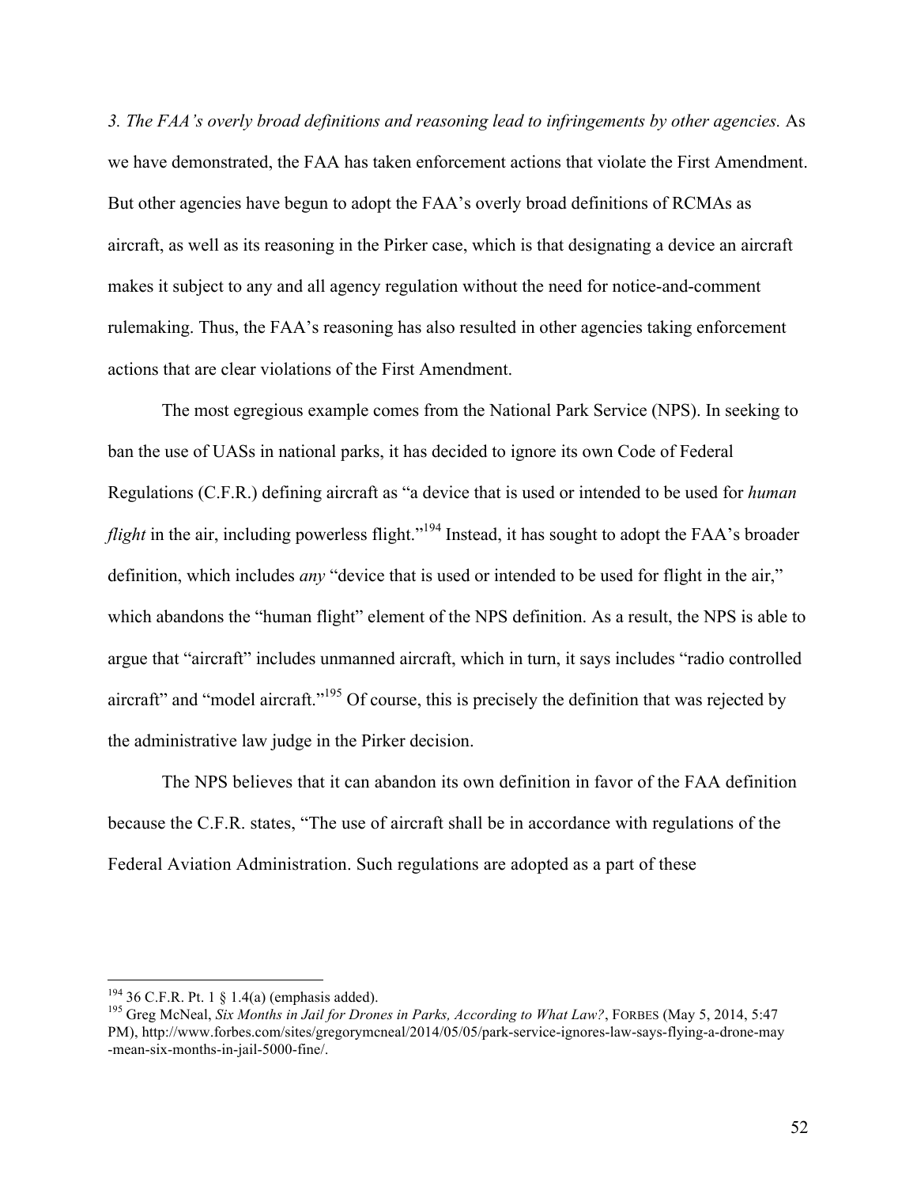*3. The FAA's overly broad definitions and reasoning lead to infringements by other agencies.* As we have demonstrated, the FAA has taken enforcement actions that violate the First Amendment. But other agencies have begun to adopt the FAA's overly broad definitions of RCMAs as aircraft, as well as its reasoning in the Pirker case, which is that designating a device an aircraft makes it subject to any and all agency regulation without the need for notice-and-comment rulemaking. Thus, the FAA's reasoning has also resulted in other agencies taking enforcement actions that are clear violations of the First Amendment.

The most egregious example comes from the National Park Service (NPS). In seeking to ban the use of UASs in national parks, it has decided to ignore its own Code of Federal Regulations (C.F.R.) defining aircraft as "a device that is used or intended to be used for *human flight* in the air, including powerless flight."[194] Instead, it has sought to adopt the FAA's broader definition, which includes *any* "device that is used or intended to be used for flight in the air," which abandons the "human flight" element of the NPS definition. As a result, the NPS is able to argue that "aircraft" includes unmanned aircraft, which in turn, it says includes "radio controlled aircraft" and "model aircraft."[195] Of course, this is precisely the definition that was rejected by the administrative law judge in the Pirker decision.

The NPS believes that it can abandon its own definition in favor of the FAA definition because the C.F.R. states, "The use of aircraft shall be in accordance with regulations of the Federal Aviation Administration. Such regulations are adopted as a part of these

---

[194] 36 C.F.R. Pt. 1 § 1.4(a) (emphasis added).

[195] Greg McNeal, *Six Months in Jail for Drones in Parks, According to What Law?*, FORBES (May 5, 2014, 5:47 PM), http://www.forbes.com/sites/gregorymcneal/2014/05/05/park-service-ignores-law-says-flying-a-drone-may-mean-six-months-in-jail-5000-fine/.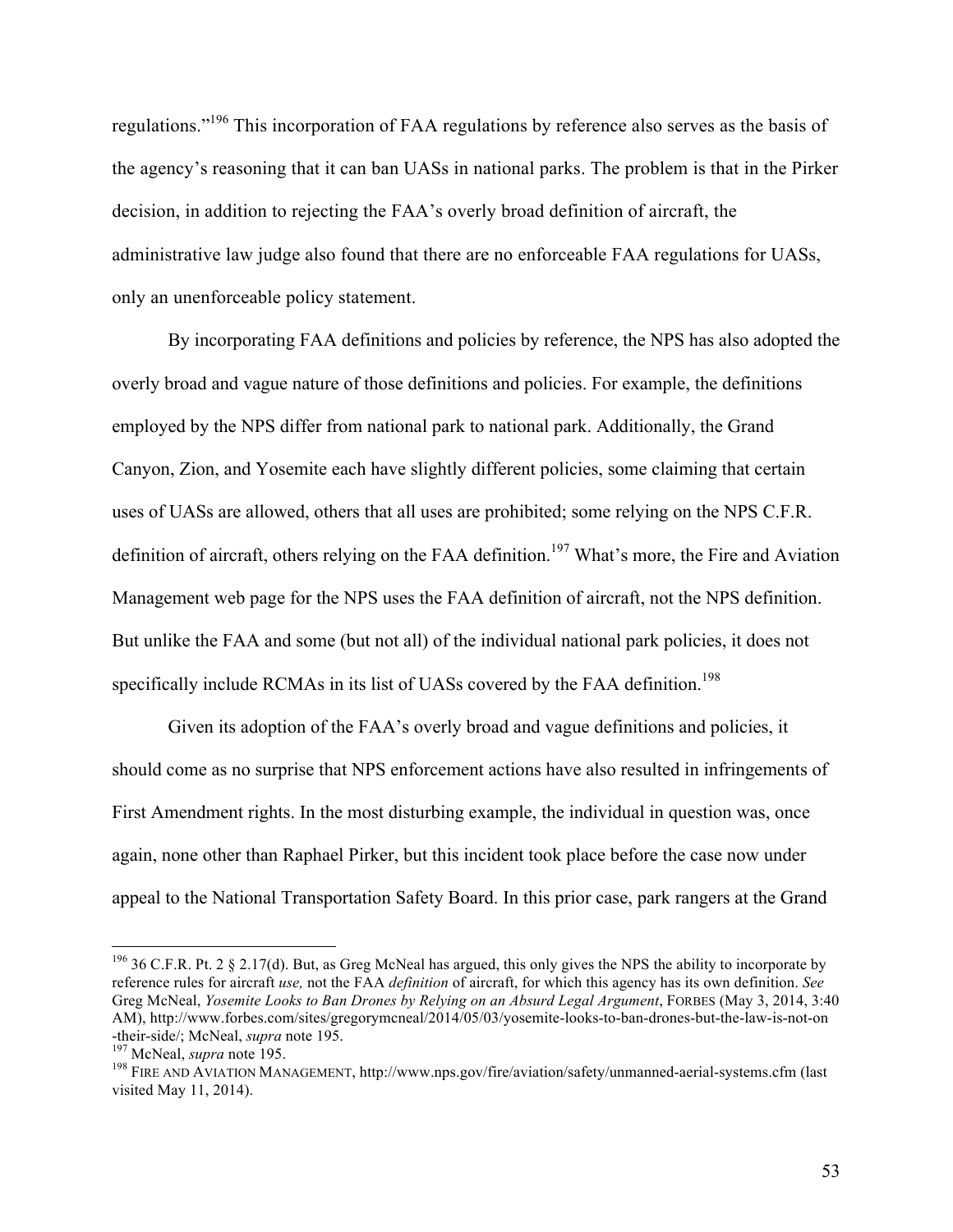regulations."[196] This incorporation of FAA regulations by reference also serves as the basis of the agency's reasoning that it can ban UASs in national parks. The problem is that in the Pirker decision, in addition to rejecting the FAA's overly broad definition of aircraft, the administrative law judge also found that there are no enforceable FAA regulations for UASs, only an unenforceable policy statement.

By incorporating FAA definitions and policies by reference, the NPS has also adopted the overly broad and vague nature of those definitions and policies. For example, the definitions employed by the NPS differ from national park to national park. Additionally, the Grand Canyon, Zion, and Yosemite each have slightly different policies, some claiming that certain uses of UASs are allowed, others that all uses are prohibited; some relying on the NPS C.F.R. definition of aircraft, others relying on the FAA definition.[197] What's more, the Fire and Aviation Management web page for the NPS uses the FAA definition of aircraft, not the NPS definition. But unlike the FAA and some (but not all) of the individual national park policies, it does not specifically include RCMAs in its list of UASs covered by the FAA definition.[198]

Given its adoption of the FAA's overly broad and vague definitions and policies, it should come as no surprise that NPS enforcement actions have also resulted in infringements of First Amendment rights. In the most disturbing example, the individual in question was, once again, none other than Raphael Pirker, but this incident took place before the case now under appeal to the National Transportation Safety Board. In this prior case, park rangers at the Grand

---

[196] 36 C.F.R. Pt. 2 § 2.17(d). But, as Greg McNeal has argued, this only gives the NPS the ability to incorporate by reference rules for aircraft *use,* not the FAA *definition* of aircraft, for which this agency has its own definition. *See* Greg McNeal, *Yosemite Looks to Ban Drones by Relying on an Absurd Legal Argument*, FORBES (May 3, 2014, 3:40 AM), http://www.forbes.com/sites/gregorymcneal/2014/05/03/yosemite-looks-to-ban-drones-but-the-law-is-not-on-their-side/; McNeal, *supra* note 195.

[197] McNeal, *supra* note 195.

[198] FIRE AND AVIATION MANAGEMENT, http://www.nps.gov/fire/aviation/safety/unmanned-aerial-systems.cfm (last visited May 11, 2014).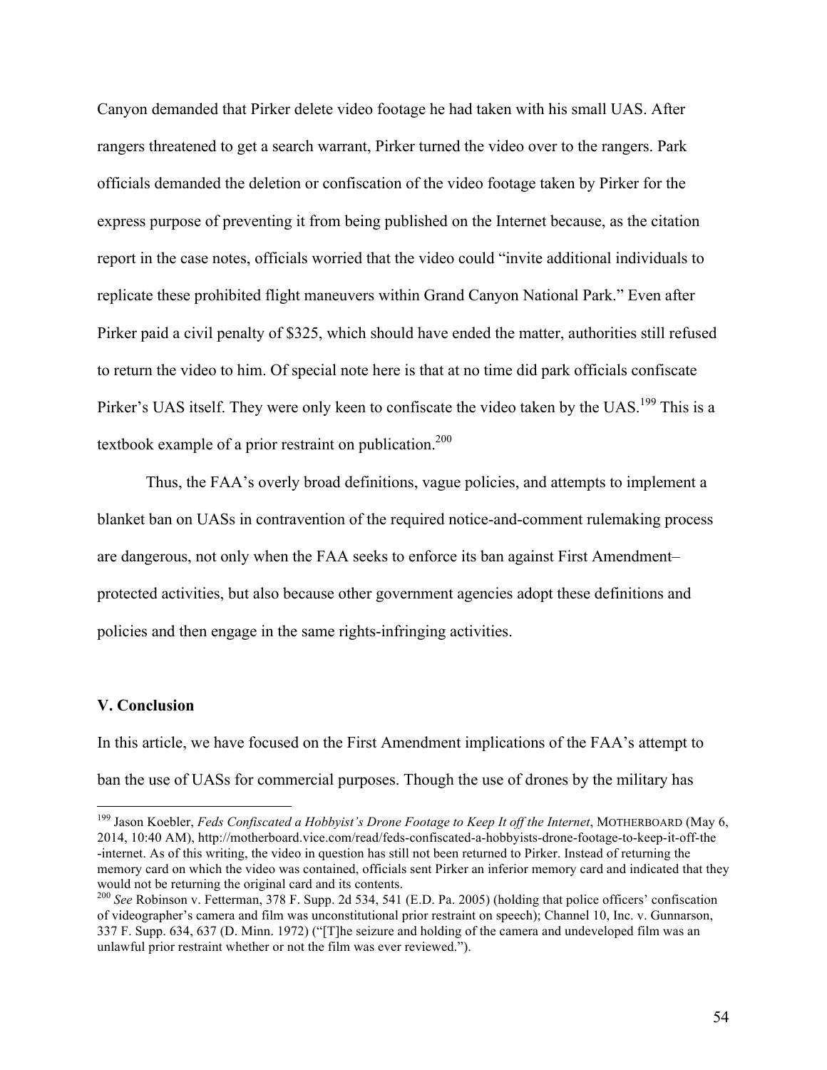Canyon demanded that Pirker delete video footage he had taken with his small UAS. After rangers threatened to get a search warrant, Pirker turned the video over to the rangers. Park officials demanded the deletion or confiscation of the video footage taken by Pirker for the express purpose of preventing it from being published on the Internet because, as the citation report in the case notes, officials worried that the video could "invite additional individuals to replicate these prohibited flight maneuvers within Grand Canyon National Park." Even after Pirker paid a civil penalty of $325, which should have ended the matter, authorities still refused to return the video to him. Of special note here is that at no time did park officials confiscate Pirker's UAS itself. They were only keen to confiscate the video taken by the UAS.[199] This is a textbook example of a prior restraint on publication.[200]

Thus, the FAA's overly broad definitions, vague policies, and attempts to implement a blanket ban on UASs in contravention of the required notice-and-comment rulemaking process are dangerous, not only when the FAA seeks to enforce its ban against First Amendment–protected activities, but also because other government agencies adopt these definitions and policies and then engage in the same rights-infringing activities.

## V. Conclusion

In this article, we have focused on the First Amendment implications of the FAA's attempt to ban the use of UASs for commercial purposes. Though the use of drones by the military has

---

[199] Jason Koebler, *Feds Confiscated a Hobbyist's Drone Footage to Keep It off the Internet*, MOTHERBOARD (May 6, 2014, 10:40 AM), http://motherboard.vice.com/read/feds-confiscated-a-hobbyists-drone-footage-to-keep-it-off-the-internet. As of this writing, the video in question has still not been returned to Pirker. Instead of returning the memory card on which the video was contained, officials sent Pirker an inferior memory card and indicated that they would not be returning the original card and its contents.

[200] *See* Robinson v. Fetterman, 378 F. Supp. 2d 534, 541 (E.D. Pa. 2005) (holding that police officers' confiscation of videographer's camera and film was unconstitutional prior restraint on speech); Channel 10, Inc. v. Gunnarson, 337 F. Supp. 634, 637 (D. Minn. 1972) ("[T]he seizure and holding of the camera and undeveloped film was an unlawful prior restraint whether or not the film was ever reviewed.").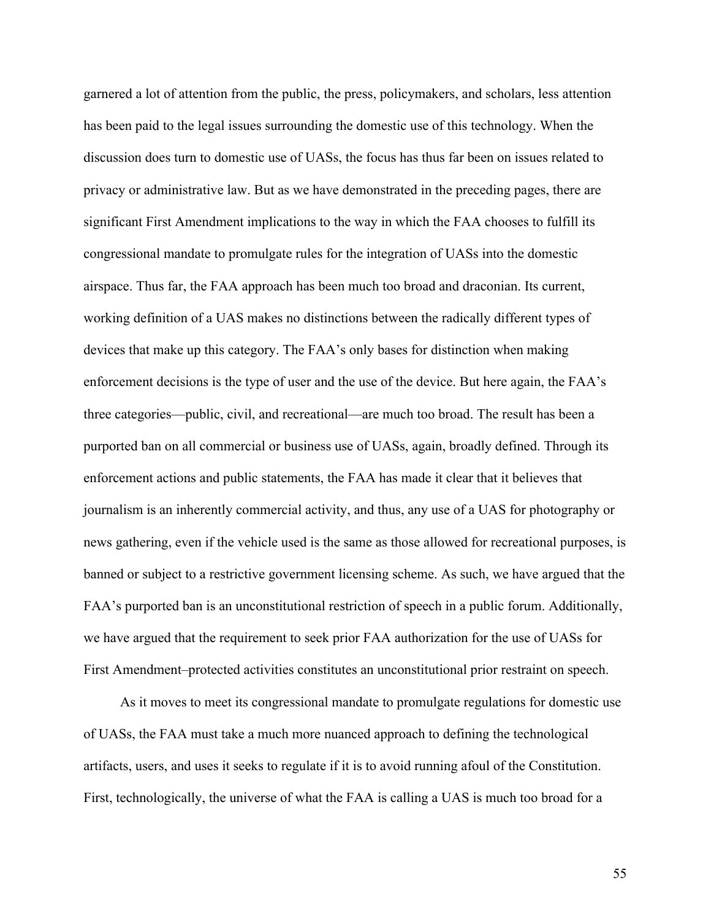garnered a lot of attention from the public, the press, policymakers, and scholars, less attention has been paid to the legal issues surrounding the domestic use of this technology. When the discussion does turn to domestic use of UASs, the focus has thus far been on issues related to privacy or administrative law. But as we have demonstrated in the preceding pages, there are significant First Amendment implications to the way in which the FAA chooses to fulfill its congressional mandate to promulgate rules for the integration of UASs into the domestic airspace. Thus far, the FAA approach has been much too broad and draconian. Its current, working definition of a UAS makes no distinctions between the radically different types of devices that make up this category. The FAA's only bases for distinction when making enforcement decisions is the type of user and the use of the device. But here again, the FAA's three categories—public, civil, and recreational—are much too broad. The result has been a purported ban on all commercial or business use of UASs, again, broadly defined. Through its enforcement actions and public statements, the FAA has made it clear that it believes that journalism is an inherently commercial activity, and thus, any use of a UAS for photography or news gathering, even if the vehicle used is the same as those allowed for recreational purposes, is banned or subject to a restrictive government licensing scheme. As such, we have argued that the FAA's purported ban is an unconstitutional restriction of speech in a public forum. Additionally, we have argued that the requirement to seek prior FAA authorization for the use of UASs for First Amendment–protected activities constitutes an unconstitutional prior restraint on speech.

As it moves to meet its congressional mandate to promulgate regulations for domestic use of UASs, the FAA must take a much more nuanced approach to defining the technological artifacts, users, and uses it seeks to regulate if it is to avoid running afoul of the Constitution. First, technologically, the universe of what the FAA is calling a UAS is much too broad for a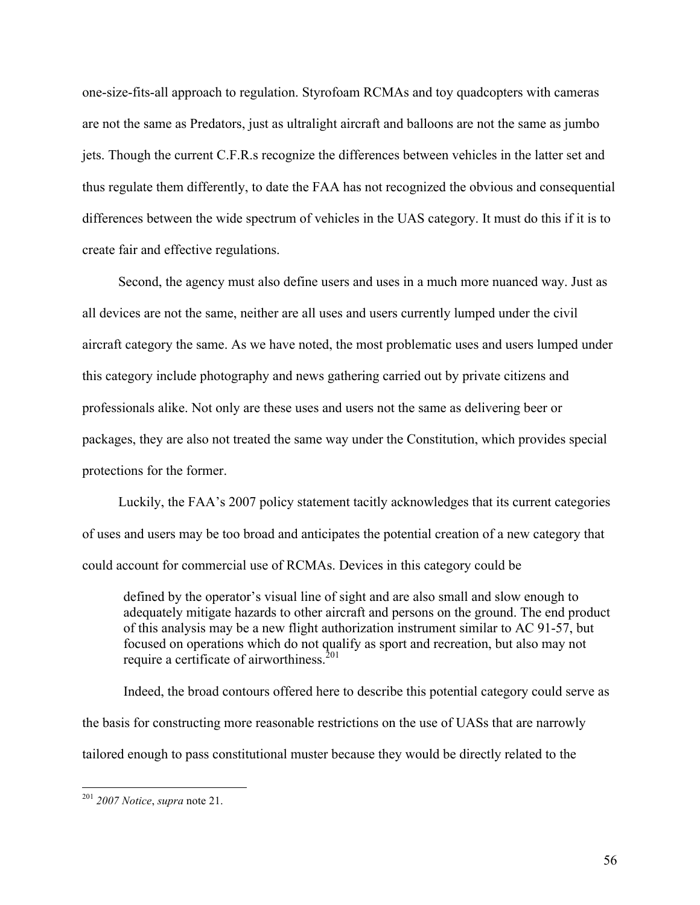one-size-fits-all approach to regulation. Styrofoam RCMAs and toy quadcopters with cameras are not the same as Predators, just as ultralight aircraft and balloons are not the same as jumbo jets. Though the current C.F.R.s recognize the differences between vehicles in the latter set and thus regulate them differently, to date the FAA has not recognized the obvious and consequential differences between the wide spectrum of vehicles in the UAS category. It must do this if it is to create fair and effective regulations.

Second, the agency must also define users and uses in a much more nuanced way. Just as all devices are not the same, neither are all uses and users currently lumped under the civil aircraft category the same. As we have noted, the most problematic uses and users lumped under this category include photography and news gathering carried out by private citizens and professionals alike. Not only are these uses and users not the same as delivering beer or packages, they are also not treated the same way under the Constitution, which provides special protections for the former.

Luckily, the FAA's 2007 policy statement tacitly acknowledges that its current categories of uses and users may be too broad and anticipates the potential creation of a new category that could account for commercial use of RCMAs. Devices in this category could be

> defined by the operator's visual line of sight and are also small and slow enough to adequately mitigate hazards to other aircraft and persons on the ground. The end product of this analysis may be a new flight authorization instrument similar to AC 91-57, but focused on operations which do not qualify as sport and recreation, but also may not require a certificate of airworthiness.[201]

Indeed, the broad contours offered here to describe this potential category could serve as the basis for constructing more reasonable restrictions on the use of UASs that are narrowly tailored enough to pass constitutional muster because they would be directly related to the

---

[201] *2007 Notice*, *supra* note 21.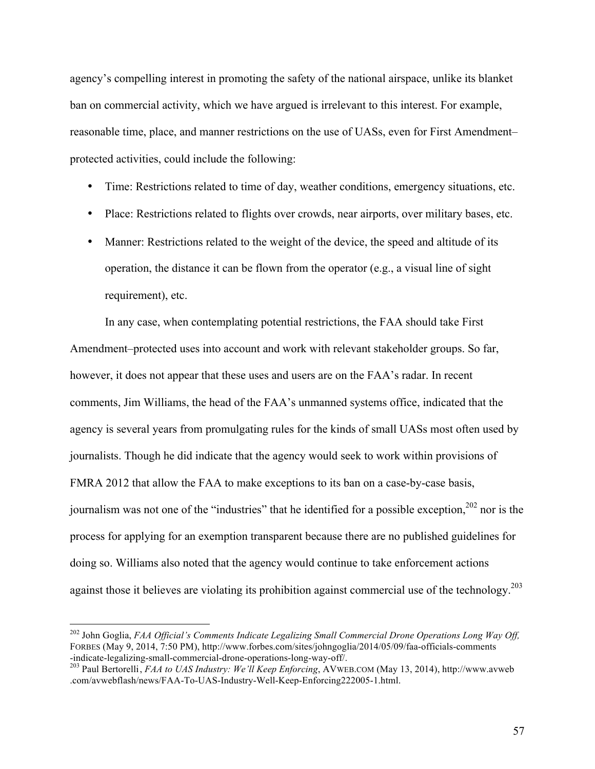agency's compelling interest in promoting the safety of the national airspace, unlike its blanket ban on commercial activity, which we have argued is irrelevant to this interest. For example, reasonable time, place, and manner restrictions on the use of UASs, even for First Amendment–protected activities, could include the following:

- Time: Restrictions related to time of day, weather conditions, emergency situations, etc.
- Place: Restrictions related to flights over crowds, near airports, over military bases, etc.
- Manner: Restrictions related to the weight of the device, the speed and altitude of its operation, the distance it can be flown from the operator (e.g., a visual line of sight requirement), etc.

In any case, when contemplating potential restrictions, the FAA should take First Amendment–protected uses into account and work with relevant stakeholder groups. So far, however, it does not appear that these uses and users are on the FAA's radar. In recent comments, Jim Williams, the head of the FAA's unmanned systems office, indicated that the agency is several years from promulgating rules for the kinds of small UASs most often used by journalists. Though he did indicate that the agency would seek to work within provisions of FMRA 2012 that allow the FAA to make exceptions to its ban on a case-by-case basis, journalism was not one of the "industries" that he identified for a possible exception,[202] nor is the process for applying for an exemption transparent because there are no published guidelines for doing so. Williams also noted that the agency would continue to take enforcement actions against those it believes are violating its prohibition against commercial use of the technology.[203]

---

[202] John Goglia, *FAA Official's Comments Indicate Legalizing Small Commercial Drone Operations Long Way Off,* FORBES (May 9, 2014, 7:50 PM), http://www.forbes.com/sites/johngoglia/2014/05/09/faa-officials-comments-indicate-legalizing-small-commercial-drone-operations-long-way-off/.

[203] Paul Bertorelli, *FAA to UAS Industry: We'll Keep Enforcing*, AVWEB.COM (May 13, 2014), http://www.avweb.com/avwebflash/news/FAA-To-UAS-Industry-Well-Keep-Enforcing222005-1.html.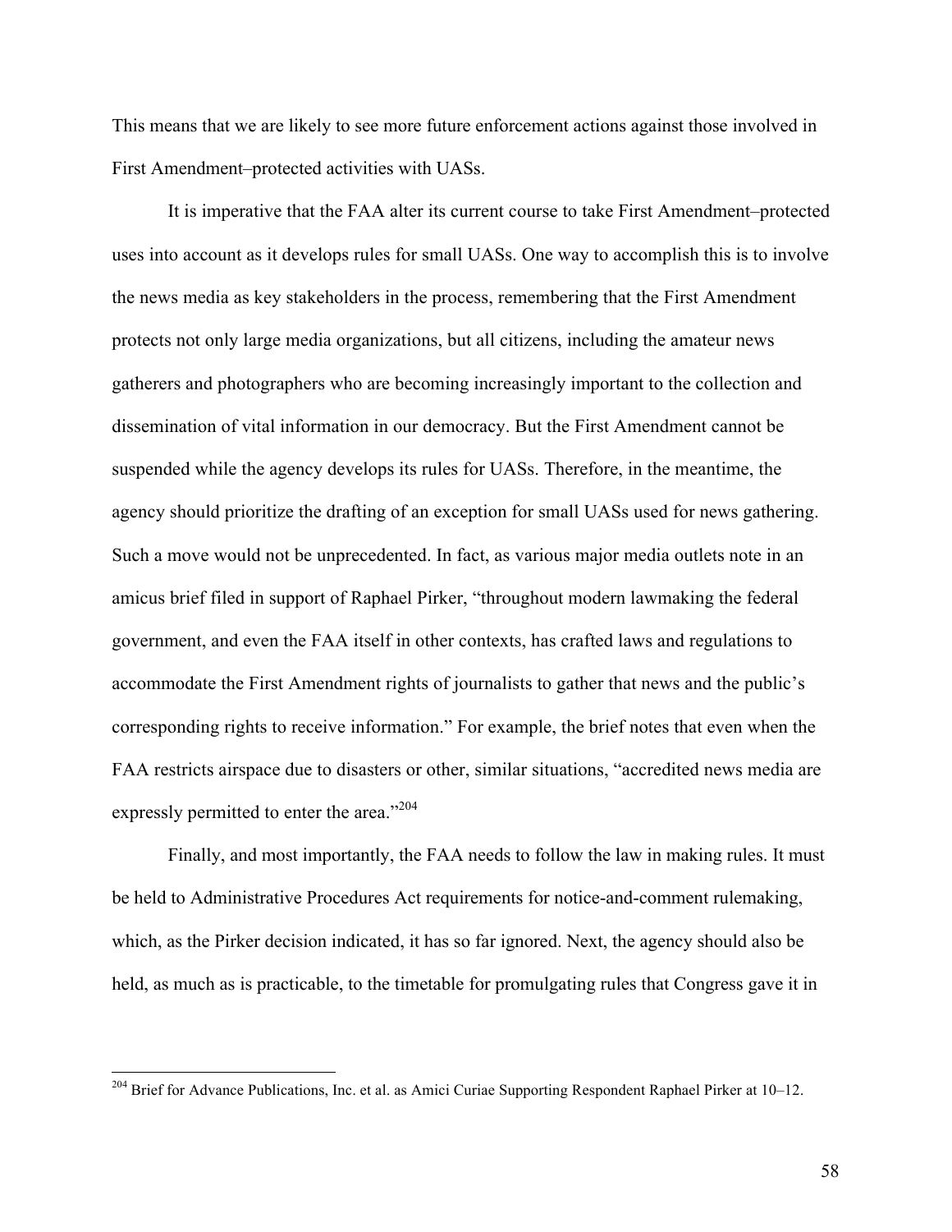This means that we are likely to see more future enforcement actions against those involved in First Amendment–protected activities with UASs.

It is imperative that the FAA alter its current course to take First Amendment–protected uses into account as it develops rules for small UASs. One way to accomplish this is to involve the news media as key stakeholders in the process, remembering that the First Amendment protects not only large media organizations, but all citizens, including the amateur news gatherers and photographers who are becoming increasingly important to the collection and dissemination of vital information in our democracy. But the First Amendment cannot be suspended while the agency develops its rules for UASs. Therefore, in the meantime, the agency should prioritize the drafting of an exception for small UASs used for news gathering. Such a move would not be unprecedented. In fact, as various major media outlets note in an amicus brief filed in support of Raphael Pirker, "throughout modern lawmaking the federal government, and even the FAA itself in other contexts, has crafted laws and regulations to accommodate the First Amendment rights of journalists to gather that news and the public's corresponding rights to receive information." For example, the brief notes that even when the FAA restricts airspace due to disasters or other, similar situations, "accredited news media are expressly permitted to enter the area."[204]

Finally, and most importantly, the FAA needs to follow the law in making rules. It must be held to Administrative Procedures Act requirements for notice-and-comment rulemaking, which, as the Pirker decision indicated, it has so far ignored. Next, the agency should also be held, as much as is practicable, to the timetable for promulgating rules that Congress gave it in

---

[204] Brief for Advance Publications, Inc. et al. as Amici Curiae Supporting Respondent Raphael Pirker at 10–12.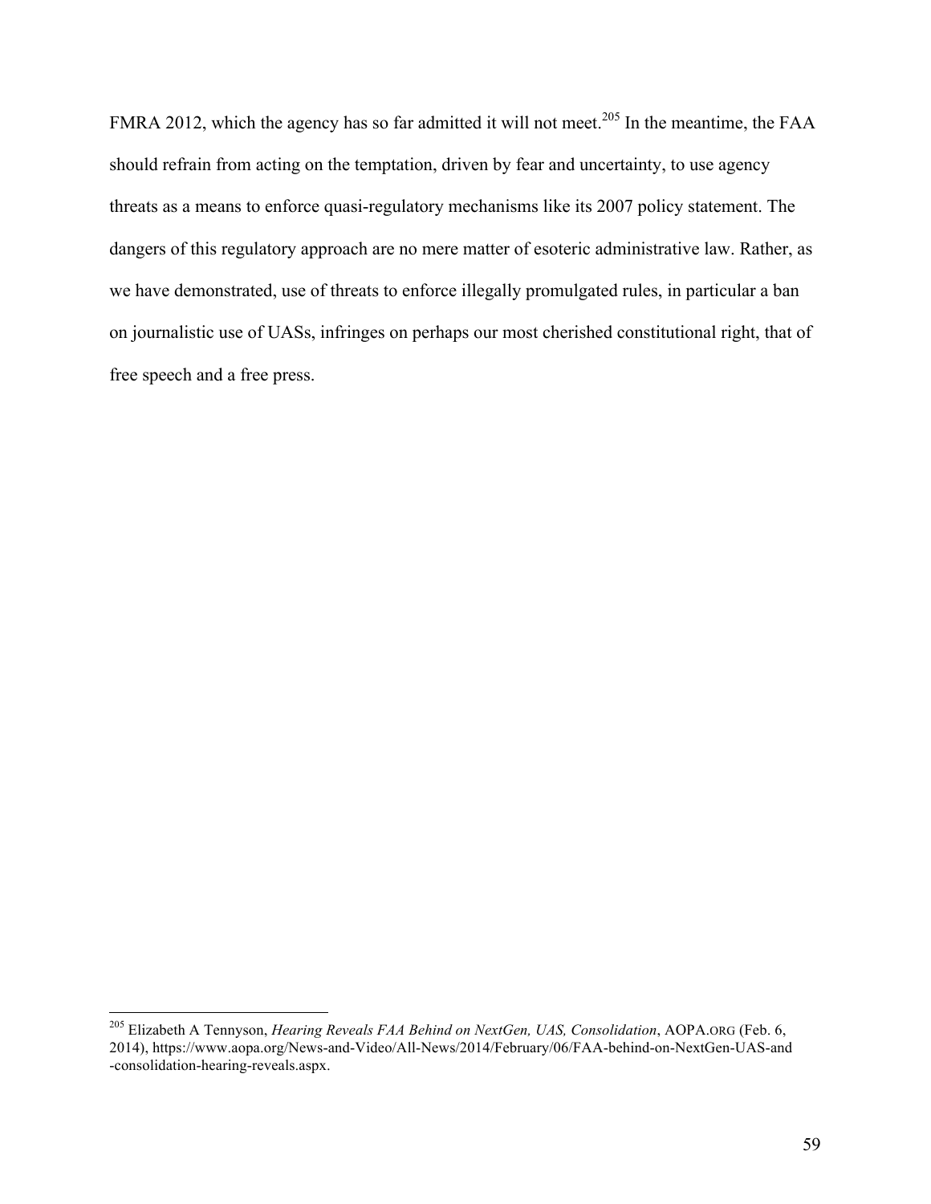FMRA 2012, which the agency has so far admitted it will not meet.[205] In the meantime, the FAA should refrain from acting on the temptation, driven by fear and uncertainty, to use agency threats as a means to enforce quasi-regulatory mechanisms like its 2007 policy statement. The dangers of this regulatory approach are no mere matter of esoteric administrative law. Rather, as we have demonstrated, use of threats to enforce illegally promulgated rules, in particular a ban on journalistic use of UASs, infringes on perhaps our most cherished constitutional right, that of free speech and a free press.

---

[205] Elizabeth A Tennyson, *Hearing Reveals FAA Behind on NextGen, UAS, Consolidation*, AOPA.ORG (Feb. 6, 2014), https://www.aopa.org/News-and-Video/All-News/2014/February/06/FAA-behind-on-NextGen-UAS-and-consolidation-hearing-reveals.aspx.